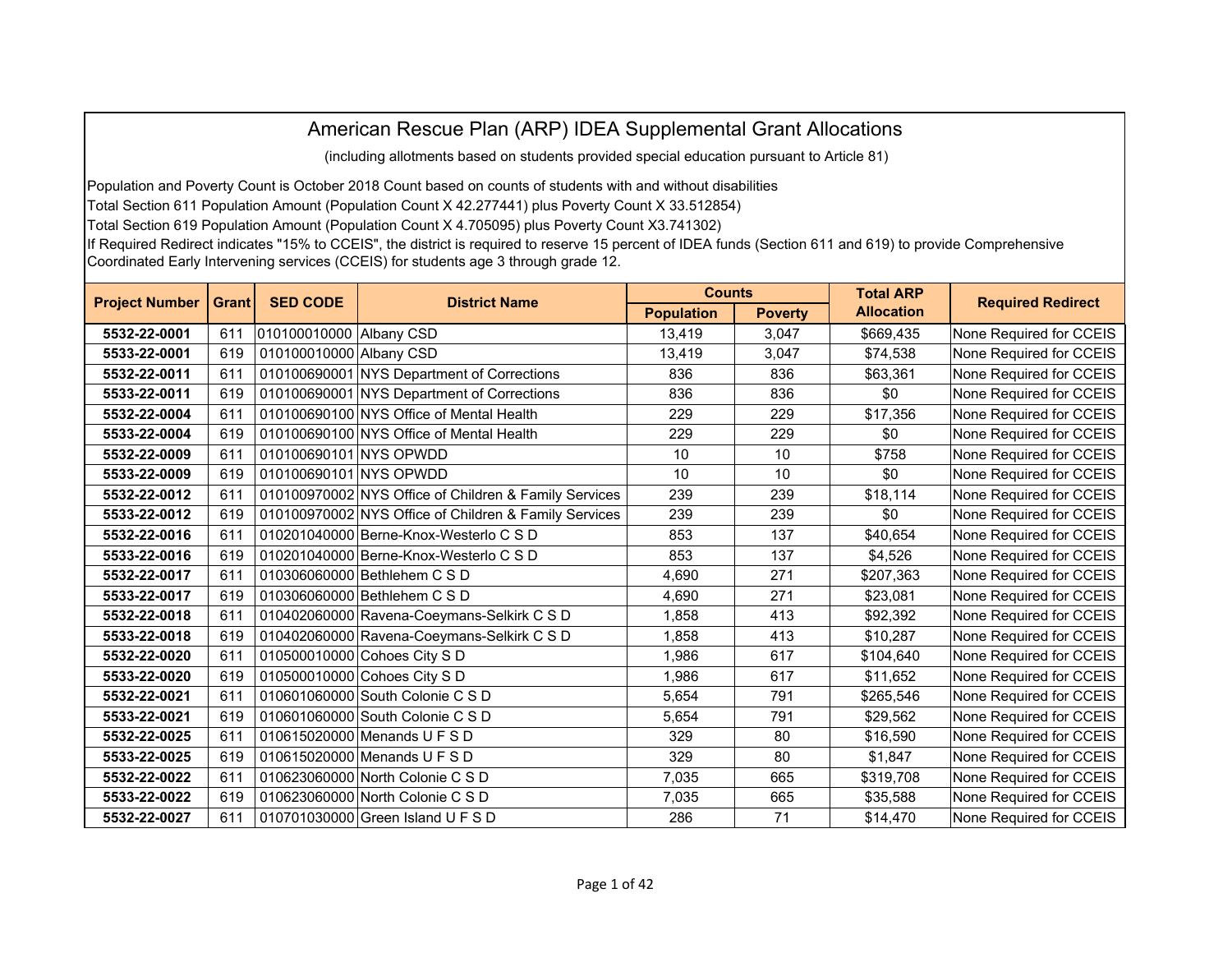# American Rescue Plan (ARP) IDEA Supplemental Grant Allocations

(including allotments based on students provided special education pursuant to Article 81)

Population and Poverty Count is October 2018 Count based on counts of students with and without disabilities

Total Section 611 Population Amount (Population Count X 42.277441) plus Poverty Count X 33.512854)

Total Section 619 Population Amount (Population Count X 4.705095) plus Poverty Count X3.741302)

If Required Redirect indicates "15% to CCEIS", the district is required to reserve 15 percent of IDEA funds (Section 611 and 619) to provide Comprehensive Coordinated Early Intervening services (CCEIS) for students age 3 through grade 12.

| Project Number | Grant | SED CODE | District Name | Counts | | Total ARP Allocation | Required Redirect |
|---|---|---|---|---|---|---|---|
| | | | | Population | Poverty | | |
| 5532-22-0001 | 611 | 010100010000 | Albany CSD | 13,419 | 3,047 | $669,435 | None Required for CCEIS |
| 5533-22-0001 | 619 | 010100010000 | Albany CSD | 13,419 | 3,047 | $74,538 | None Required for CCEIS |
| 5532-22-0011 | 611 | 010100690001 | NYS Department of Corrections | 836 | 836 | $63,361 | None Required for CCEIS |
| 5533-22-0011 | 619 | 010100690001 | NYS Department of Corrections | 836 | 836 | $0 | None Required for CCEIS |
| 5532-22-0004 | 611 | 010100690100 | NYS Office of Mental Health | 229 | 229 | $17,356 | None Required for CCEIS |
| 5533-22-0004 | 619 | 010100690100 | NYS Office of Mental Health | 229 | 229 | $0 | None Required for CCEIS |
| 5532-22-0009 | 611 | 010100690101 | NYS OPWDD | 10 | 10 | $758 | None Required for CCEIS |
| 5533-22-0009 | 619 | 010100690101 | NYS OPWDD | 10 | 10 | $0 | None Required for CCEIS |
| 5532-22-0012 | 611 | 010100970002 | NYS Office of Children & Family Services | 239 | 239 | $18,114 | None Required for CCEIS |
| 5533-22-0012 | 619 | 010100970002 | NYS Office of Children & Family Services | 239 | 239 | $0 | None Required for CCEIS |
| 5532-22-0016 | 611 | 010201040000 | Berne-Knox-Westerlo C S D | 853 | 137 | $40,654 | None Required for CCEIS |
| 5533-22-0016 | 619 | 010201040000 | Berne-Knox-Westerlo C S D | 853 | 137 | $4,526 | None Required for CCEIS |
| 5532-22-0017 | 611 | 010306060000 | Bethlehem C S D | 4,690 | 271 | $207,363 | None Required for CCEIS |
| 5533-22-0017 | 619 | 010306060000 | Bethlehem C S D | 4,690 | 271 | $23,081 | None Required for CCEIS |
| 5532-22-0018 | 611 | 010402060000 | Ravena-Coeymans-Selkirk C S D | 1,858 | 413 | $92,392 | None Required for CCEIS |
| 5533-22-0018 | 619 | 010402060000 | Ravena-Coeymans-Selkirk C S D | 1,858 | 413 | $10,287 | None Required for CCEIS |
| 5532-22-0020 | 611 | 010500010000 | Cohoes City S D | 1,986 | 617 | $104,640 | None Required for CCEIS |
| 5533-22-0020 | 619 | 010500010000 | Cohoes City S D | 1,986 | 617 | $11,652 | None Required for CCEIS |
| 5532-22-0021 | 611 | 010601060000 | South Colonie C S D | 5,654 | 791 | $265,546 | None Required for CCEIS |
| 5533-22-0021 | 619 | 010601060000 | South Colonie C S D | 5,654 | 791 | $29,562 | None Required for CCEIS |
| 5532-22-0025 | 611 | 010615020000 | Menands U F S D | 329 | 80 | $16,590 | None Required for CCEIS |
| 5533-22-0025 | 619 | 010615020000 | Menands U F S D | 329 | 80 | $1,847 | None Required for CCEIS |
| 5532-22-0022 | 611 | 010623060000 | North Colonie C S D | 7,035 | 665 | $319,708 | None Required for CCEIS |
| 5533-22-0022 | 619 | 010623060000 | North Colonie C S D | 7,035 | 665 | $35,588 | None Required for CCEIS |
| 5532-22-0027 | 611 | 010701030000 | Green Island U F S D | 286 | 71 | $14,470 | None Required for CCEIS |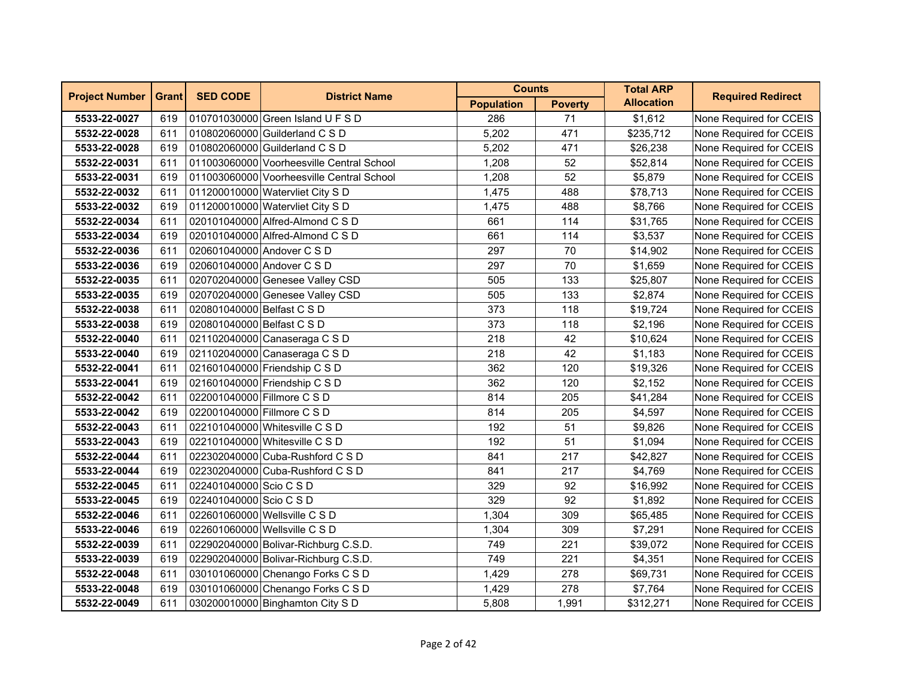| Project Number | Grant | SED CODE | District Name | Counts | | Total ARP Allocation | Required Redirect |
|---|---|---|---|---|---|---|---|
| | | | | Population | Poverty | | |
| **5533-22-0027** | 619 | 010701030000 | Green Island U F S D | 286 | 71 | $1,612 | None Required for CCEIS |
| **5532-22-0028** | 611 | 010802060000 | Guilderland C S D | 5,202 | 471 | $235,712 | None Required for CCEIS |
| **5533-22-0028** | 619 | 010802060000 | Guilderland C S D | 5,202 | 471 | $26,238 | None Required for CCEIS |
| **5532-22-0031** | 611 | 011003060000 | Voorheesville Central School | 1,208 | 52 | $52,814 | None Required for CCEIS |
| **5533-22-0031** | 619 | 011003060000 | Voorheesville Central School | 1,208 | 52 | $5,879 | None Required for CCEIS |
| **5532-22-0032** | 611 | 011200010000 | Watervliet City S D | 1,475 | 488 | $78,713 | None Required for CCEIS |
| **5533-22-0032** | 619 | 011200010000 | Watervliet City S D | 1,475 | 488 | $8,766 | None Required for CCEIS |
| **5532-22-0034** | 611 | 020101040000 | Alfred-Almond C S D | 661 | 114 | $31,765 | None Required for CCEIS |
| **5533-22-0034** | 619 | 020101040000 | Alfred-Almond C S D | 661 | 114 | $3,537 | None Required for CCEIS |
| **5532-22-0036** | 611 | 020601040000 | Andover C S D | 297 | 70 | $14,902 | None Required for CCEIS |
| **5533-22-0036** | 619 | 020601040000 | Andover C S D | 297 | 70 | $1,659 | None Required for CCEIS |
| **5532-22-0035** | 611 | 020702040000 | Genesee Valley CSD | 505 | 133 | $25,807 | None Required for CCEIS |
| **5533-22-0035** | 619 | 020702040000 | Genesee Valley CSD | 505 | 133 | $2,874 | None Required for CCEIS |
| **5532-22-0038** | 611 | 020801040000 | Belfast C S D | 373 | 118 | $19,724 | None Required for CCEIS |
| **5533-22-0038** | 619 | 020801040000 | Belfast C S D | 373 | 118 | $2,196 | None Required for CCEIS |
| **5532-22-0040** | 611 | 021102040000 | Canaseraga C S D | 218 | 42 | $10,624 | None Required for CCEIS |
| **5533-22-0040** | 619 | 021102040000 | Canaseraga C S D | 218 | 42 | $1,183 | None Required for CCEIS |
| **5532-22-0041** | 611 | 021601040000 | Friendship C S D | 362 | 120 | $19,326 | None Required for CCEIS |
| **5533-22-0041** | 619 | 021601040000 | Friendship C S D | 362 | 120 | $2,152 | None Required for CCEIS |
| **5532-22-0042** | 611 | 022001040000 | Fillmore C S D | 814 | 205 | $41,284 | None Required for CCEIS |
| **5533-22-0042** | 619 | 022001040000 | Fillmore C S D | 814 | 205 | $4,597 | None Required for CCEIS |
| **5532-22-0043** | 611 | 022101040000 | Whitesville C S D | 192 | 51 | $9,826 | None Required for CCEIS |
| **5533-22-0043** | 619 | 022101040000 | Whitesville C S D | 192 | 51 | $1,094 | None Required for CCEIS |
| **5532-22-0044** | 611 | 022302040000 | Cuba-Rushford C S D | 841 | 217 | $42,827 | None Required for CCEIS |
| **5533-22-0044** | 619 | 022302040000 | Cuba-Rushford C S D | 841 | 217 | $4,769 | None Required for CCEIS |
| **5532-22-0045** | 611 | 022401040000 | Scio C S D | 329 | 92 | $16,992 | None Required for CCEIS |
| **5533-22-0045** | 619 | 022401040000 | Scio C S D | 329 | 92 | $1,892 | None Required for CCEIS |
| **5532-22-0046** | 611 | 022601060000 | Wellsville C S D | 1,304 | 309 | $65,485 | None Required for CCEIS |
| **5533-22-0046** | 619 | 022601060000 | Wellsville C S D | 1,304 | 309 | $7,291 | None Required for CCEIS |
| **5532-22-0039** | 611 | 022902040000 | Bolivar-Richburg C.S.D. | 749 | 221 | $39,072 | None Required for CCEIS |
| **5533-22-0039** | 619 | 022902040000 | Bolivar-Richburg C.S.D. | 749 | 221 | $4,351 | None Required for CCEIS |
| **5532-22-0048** | 611 | 030101060000 | Chenango Forks C S D | 1,429 | 278 | $69,731 | None Required for CCEIS |
| **5533-22-0048** | 619 | 030101060000 | Chenango Forks C S D | 1,429 | 278 | $7,764 | None Required for CCEIS |
| **5532-22-0049** | 611 | 030200010000 | Binghamton City S D | 5,808 | 1,991 | $312,271 | None Required for CCEIS |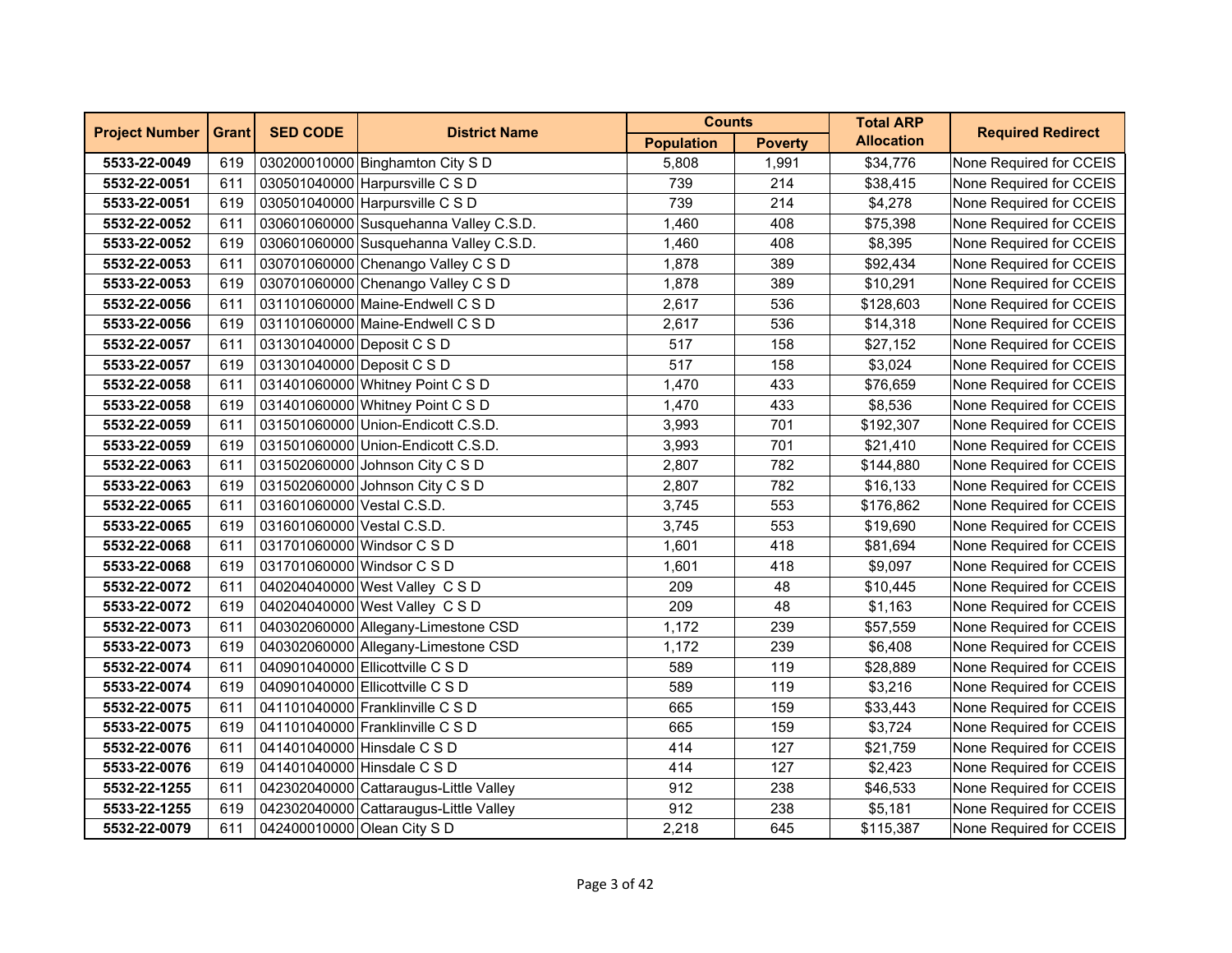| Project Number | Grant | SED CODE | District Name | Counts | | Total ARP Allocation | Required Redirect |
|---|---|---|---|---|---|---|---|
| | | | | Population | Poverty | | |
| **5533-22-0049** | 619 | 030200010000 | Binghamton City S D | 5,808 | 1,991 | $34,776 | None Required for CCEIS |
| **5532-22-0051** | 611 | 030501040000 | Harpursville C S D | 739 | 214 | $38,415 | None Required for CCEIS |
| **5533-22-0051** | 619 | 030501040000 | Harpursville C S D | 739 | 214 | $4,278 | None Required for CCEIS |
| **5532-22-0052** | 611 | 030601060000 | Susquehanna Valley C.S.D. | 1,460 | 408 | $75,398 | None Required for CCEIS |
| **5533-22-0052** | 619 | 030601060000 | Susquehanna Valley C.S.D. | 1,460 | 408 | $8,395 | None Required for CCEIS |
| **5532-22-0053** | 611 | 030701060000 | Chenango Valley C S D | 1,878 | 389 | $92,434 | None Required for CCEIS |
| **5533-22-0053** | 619 | 030701060000 | Chenango Valley C S D | 1,878 | 389 | $10,291 | None Required for CCEIS |
| **5532-22-0056** | 611 | 031101060000 | Maine-Endwell C S D | 2,617 | 536 | $128,603 | None Required for CCEIS |
| **5533-22-0056** | 619 | 031101060000 | Maine-Endwell C S D | 2,617 | 536 | $14,318 | None Required for CCEIS |
| **5532-22-0057** | 611 | 031301040000 | Deposit C S D | 517 | 158 | $27,152 | None Required for CCEIS |
| **5533-22-0057** | 619 | 031301040000 | Deposit C S D | 517 | 158 | $3,024 | None Required for CCEIS |
| **5532-22-0058** | 611 | 031401060000 | Whitney Point C S D | 1,470 | 433 | $76,659 | None Required for CCEIS |
| **5533-22-0058** | 619 | 031401060000 | Whitney Point C S D | 1,470 | 433 | $8,536 | None Required for CCEIS |
| **5532-22-0059** | 611 | 031501060000 | Union-Endicott C.S.D. | 3,993 | 701 | $192,307 | None Required for CCEIS |
| **5533-22-0059** | 619 | 031501060000 | Union-Endicott C.S.D. | 3,993 | 701 | $21,410 | None Required for CCEIS |
| **5532-22-0063** | 611 | 031502060000 | Johnson City C S D | 2,807 | 782 | $144,880 | None Required for CCEIS |
| **5533-22-0063** | 619 | 031502060000 | Johnson City C S D | 2,807 | 782 | $16,133 | None Required for CCEIS |
| **5532-22-0065** | 611 | 031601060000 | Vestal C.S.D. | 3,745 | 553 | $176,862 | None Required for CCEIS |
| **5533-22-0065** | 619 | 031601060000 | Vestal C.S.D. | 3,745 | 553 | $19,690 | None Required for CCEIS |
| **5532-22-0068** | 611 | 031701060000 | Windsor C S D | 1,601 | 418 | $81,694 | None Required for CCEIS |
| **5533-22-0068** | 619 | 031701060000 | Windsor C S D | 1,601 | 418 | $9,097 | None Required for CCEIS |
| **5532-22-0072** | 611 | 040204040000 | West Valley C S D | 209 | 48 | $10,445 | None Required for CCEIS |
| **5533-22-0072** | 619 | 040204040000 | West Valley C S D | 209 | 48 | $1,163 | None Required for CCEIS |
| **5532-22-0073** | 611 | 040302060000 | Allegany-Limestone CSD | 1,172 | 239 | $57,559 | None Required for CCEIS |
| **5533-22-0073** | 619 | 040302060000 | Allegany-Limestone CSD | 1,172 | 239 | $6,408 | None Required for CCEIS |
| **5532-22-0074** | 611 | 040901040000 | Ellicottville C S D | 589 | 119 | $28,889 | None Required for CCEIS |
| **5533-22-0074** | 619 | 040901040000 | Ellicottville C S D | 589 | 119 | $3,216 | None Required for CCEIS |
| **5532-22-0075** | 611 | 041101040000 | Franklinville C S D | 665 | 159 | $33,443 | None Required for CCEIS |
| **5533-22-0075** | 619 | 041101040000 | Franklinville C S D | 665 | 159 | $3,724 | None Required for CCEIS |
| **5532-22-0076** | 611 | 041401040000 | Hinsdale C S D | 414 | 127 | $21,759 | None Required for CCEIS |
| **5533-22-0076** | 619 | 041401040000 | Hinsdale C S D | 414 | 127 | $2,423 | None Required for CCEIS |
| **5532-22-1255** | 611 | 042302040000 | Cattaraugus-Little Valley | 912 | 238 | $46,533 | None Required for CCEIS |
| **5533-22-1255** | 619 | 042302040000 | Cattaraugus-Little Valley | 912 | 238 | $5,181 | None Required for CCEIS |
| **5532-22-0079** | 611 | 042400010000 | Olean City S D | 2,218 | 645 | $115,387 | None Required for CCEIS |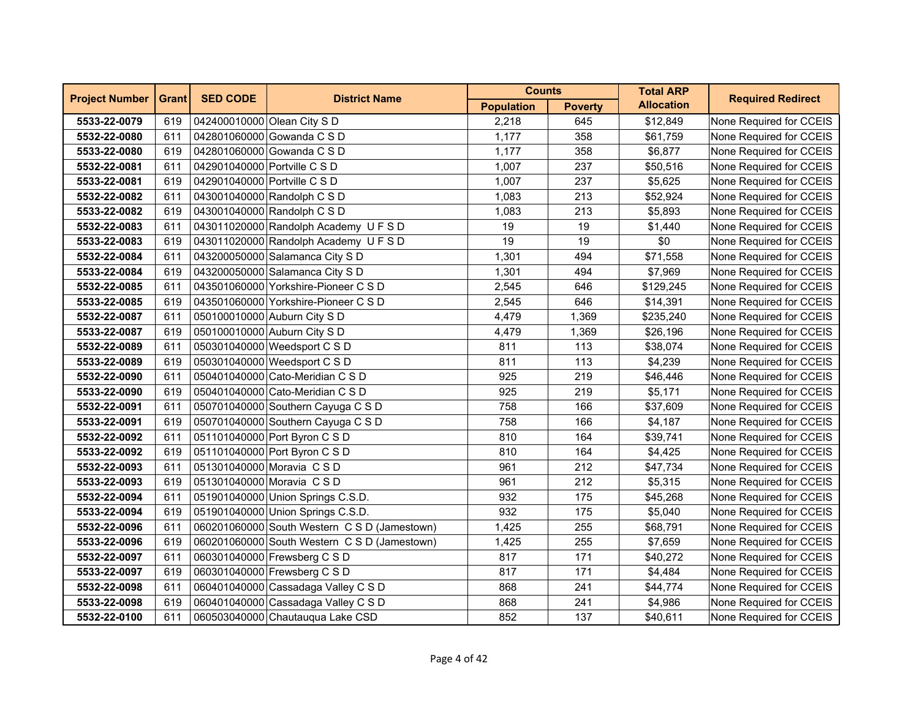| Project Number | Grant | SED CODE | District Name | Counts | | Total ARP Allocation | Required Redirect |
|---|---|---|---|---|---|---|---|
| | | | | Population | Poverty | | |
| **5533-22-0079** | 619 | 042400010000 | Olean City S D | 2,218 | 645 | $12,849 | None Required for CCEIS |
| **5532-22-0080** | 611 | 042801060000 | Gowanda C S D | 1,177 | 358 | $61,759 | None Required for CCEIS |
| **5533-22-0080** | 619 | 042801060000 | Gowanda C S D | 1,177 | 358 | $6,877 | None Required for CCEIS |
| **5532-22-0081** | 611 | 042901040000 | Portville C S D | 1,007 | 237 | $50,516 | None Required for CCEIS |
| **5533-22-0081** | 619 | 042901040000 | Portville C S D | 1,007 | 237 | $5,625 | None Required for CCEIS |
| **5532-22-0082** | 611 | 043001040000 | Randolph C S D | 1,083 | 213 | $52,924 | None Required for CCEIS |
| **5533-22-0082** | 619 | 043001040000 | Randolph C S D | 1,083 | 213 | $5,893 | None Required for CCEIS |
| **5532-22-0083** | 611 | 043011020000 | Randolph Academy U F S D | 19 | 19 | $1,440 | None Required for CCEIS |
| **5533-22-0083** | 619 | 043011020000 | Randolph Academy U F S D | 19 | 19 | $0 | None Required for CCEIS |
| **5532-22-0084** | 611 | 043200050000 | Salamanca City S D | 1,301 | 494 | $71,558 | None Required for CCEIS |
| **5533-22-0084** | 619 | 043200050000 | Salamanca City S D | 1,301 | 494 | $7,969 | None Required for CCEIS |
| **5532-22-0085** | 611 | 043501060000 | Yorkshire-Pioneer C S D | 2,545 | 646 | $129,245 | None Required for CCEIS |
| **5533-22-0085** | 619 | 043501060000 | Yorkshire-Pioneer C S D | 2,545 | 646 | $14,391 | None Required for CCEIS |
| **5532-22-0087** | 611 | 050100010000 | Auburn City S D | 4,479 | 1,369 | $235,240 | None Required for CCEIS |
| **5533-22-0087** | 619 | 050100010000 | Auburn City S D | 4,479 | 1,369 | $26,196 | None Required for CCEIS |
| **5532-22-0089** | 611 | 050301040000 | Weedsport C S D | 811 | 113 | $38,074 | None Required for CCEIS |
| **5533-22-0089** | 619 | 050301040000 | Weedsport C S D | 811 | 113 | $4,239 | None Required for CCEIS |
| **5532-22-0090** | 611 | 050401040000 | Cato-Meridian C S D | 925 | 219 | $46,446 | None Required for CCEIS |
| **5533-22-0090** | 619 | 050401040000 | Cato-Meridian C S D | 925 | 219 | $5,171 | None Required for CCEIS |
| **5532-22-0091** | 611 | 050701040000 | Southern Cayuga C S D | 758 | 166 | $37,609 | None Required for CCEIS |
| **5533-22-0091** | 619 | 050701040000 | Southern Cayuga C S D | 758 | 166 | $4,187 | None Required for CCEIS |
| **5532-22-0092** | 611 | 051101040000 | Port Byron C S D | 810 | 164 | $39,741 | None Required for CCEIS |
| **5533-22-0092** | 619 | 051101040000 | Port Byron C S D | 810 | 164 | $4,425 | None Required for CCEIS |
| **5532-22-0093** | 611 | 051301040000 | Moravia C S D | 961 | 212 | $47,734 | None Required for CCEIS |
| **5533-22-0093** | 619 | 051301040000 | Moravia C S D | 961 | 212 | $5,315 | None Required for CCEIS |
| **5532-22-0094** | 611 | 051901040000 | Union Springs C.S.D. | 932 | 175 | $45,268 | None Required for CCEIS |
| **5533-22-0094** | 619 | 051901040000 | Union Springs C.S.D. | 932 | 175 | $5,040 | None Required for CCEIS |
| **5532-22-0096** | 611 | 060201060000 | South Western C S D (Jamestown) | 1,425 | 255 | $68,791 | None Required for CCEIS |
| **5533-22-0096** | 619 | 060201060000 | South Western C S D (Jamestown) | 1,425 | 255 | $7,659 | None Required for CCEIS |
| **5532-22-0097** | 611 | 060301040000 | Frewsberg C S D | 817 | 171 | $40,272 | None Required for CCEIS |
| **5533-22-0097** | 619 | 060301040000 | Frewsberg C S D | 817 | 171 | $4,484 | None Required for CCEIS |
| **5532-22-0098** | 611 | 060401040000 | Cassadaga Valley C S D | 868 | 241 | $44,774 | None Required for CCEIS |
| **5533-22-0098** | 619 | 060401040000 | Cassadaga Valley C S D | 868 | 241 | $4,986 | None Required for CCEIS |
| **5532-22-0100** | 611 | 060503040000 | Chautauqua Lake CSD | 852 | 137 | $40,611 | None Required for CCEIS |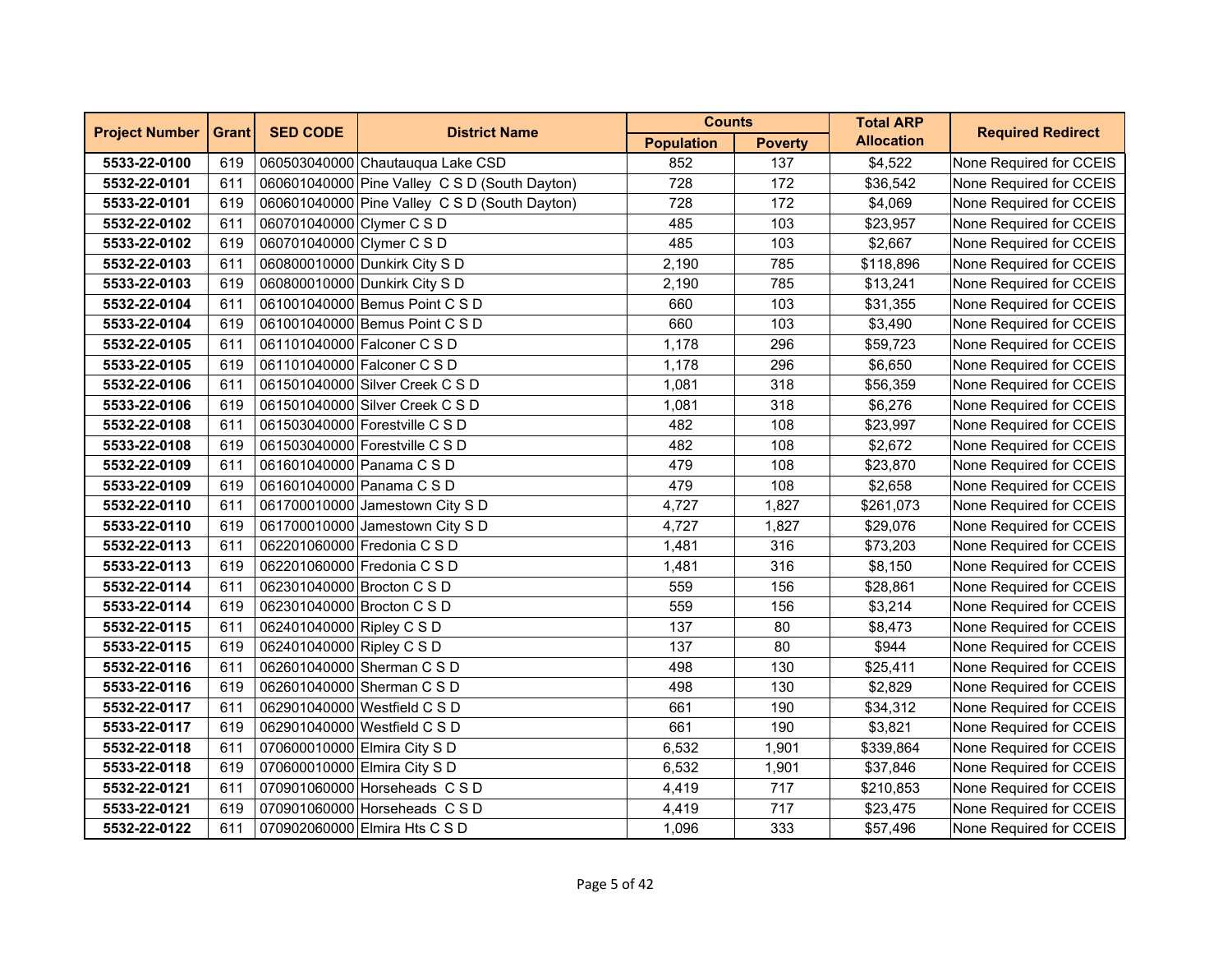| Project Number | Grant | SED CODE | District Name | Counts | | Total ARP Allocation | Required Redirect |
|---|---|---|---|---|---|---|---|
| | | | | Population | Poverty | | |
| **5533-22-0100** | 619 | 060503040000 | Chautauqua Lake CSD | 852 | 137 | $4,522 | None Required for CCEIS |
| **5532-22-0101** | 611 | 060601040000 | Pine Valley C S D (South Dayton) | 728 | 172 | $36,542 | None Required for CCEIS |
| **5533-22-0101** | 619 | 060601040000 | Pine Valley C S D (South Dayton) | 728 | 172 | $4,069 | None Required for CCEIS |
| **5532-22-0102** | 611 | 060701040000 | Clymer C S D | 485 | 103 | $23,957 | None Required for CCEIS |
| **5533-22-0102** | 619 | 060701040000 | Clymer C S D | 485 | 103 | $2,667 | None Required for CCEIS |
| **5532-22-0103** | 611 | 060800010000 | Dunkirk City S D | 2,190 | 785 | $118,896 | None Required for CCEIS |
| **5533-22-0103** | 619 | 060800010000 | Dunkirk City S D | 2,190 | 785 | $13,241 | None Required for CCEIS |
| **5532-22-0104** | 611 | 061001040000 | Bemus Point C S D | 660 | 103 | $31,355 | None Required for CCEIS |
| **5533-22-0104** | 619 | 061001040000 | Bemus Point C S D | 660 | 103 | $3,490 | None Required for CCEIS |
| **5532-22-0105** | 611 | 061101040000 | Falconer C S D | 1,178 | 296 | $59,723 | None Required for CCEIS |
| **5533-22-0105** | 619 | 061101040000 | Falconer C S D | 1,178 | 296 | $6,650 | None Required for CCEIS |
| **5532-22-0106** | 611 | 061501040000 | Silver Creek C S D | 1,081 | 318 | $56,359 | None Required for CCEIS |
| **5533-22-0106** | 619 | 061501040000 | Silver Creek C S D | 1,081 | 318 | $6,276 | None Required for CCEIS |
| **5532-22-0108** | 611 | 061503040000 | Forestville C S D | 482 | 108 | $23,997 | None Required for CCEIS |
| **5533-22-0108** | 619 | 061503040000 | Forestville C S D | 482 | 108 | $2,672 | None Required for CCEIS |
| **5532-22-0109** | 611 | 061601040000 | Panama C S D | 479 | 108 | $23,870 | None Required for CCEIS |
| **5533-22-0109** | 619 | 061601040000 | Panama C S D | 479 | 108 | $2,658 | None Required for CCEIS |
| **5532-22-0110** | 611 | 061700010000 | Jamestown City S D | 4,727 | 1,827 | $261,073 | None Required for CCEIS |
| **5533-22-0110** | 619 | 061700010000 | Jamestown City S D | 4,727 | 1,827 | $29,076 | None Required for CCEIS |
| **5532-22-0113** | 611 | 062201060000 | Fredonia C S D | 1,481 | 316 | $73,203 | None Required for CCEIS |
| **5533-22-0113** | 619 | 062201060000 | Fredonia C S D | 1,481 | 316 | $8,150 | None Required for CCEIS |
| **5532-22-0114** | 611 | 062301040000 | Brocton C S D | 559 | 156 | $28,861 | None Required for CCEIS |
| **5533-22-0114** | 619 | 062301040000 | Brocton C S D | 559 | 156 | $3,214 | None Required for CCEIS |
| **5532-22-0115** | 611 | 062401040000 | Ripley C S D | 137 | 80 | $8,473 | None Required for CCEIS |
| **5533-22-0115** | 619 | 062401040000 | Ripley C S D | 137 | 80 | $944 | None Required for CCEIS |
| **5532-22-0116** | 611 | 062601040000 | Sherman C S D | 498 | 130 | $25,411 | None Required for CCEIS |
| **5533-22-0116** | 619 | 062601040000 | Sherman C S D | 498 | 130 | $2,829 | None Required for CCEIS |
| **5532-22-0117** | 611 | 062901040000 | Westfield C S D | 661 | 190 | $34,312 | None Required for CCEIS |
| **5533-22-0117** | 619 | 062901040000 | Westfield C S D | 661 | 190 | $3,821 | None Required for CCEIS |
| **5532-22-0118** | 611 | 070600010000 | Elmira City S D | 6,532 | 1,901 | $339,864 | None Required for CCEIS |
| **5533-22-0118** | 619 | 070600010000 | Elmira City S D | 6,532 | 1,901 | $37,846 | None Required for CCEIS |
| **5532-22-0121** | 611 | 070901060000 | Horseheads C S D | 4,419 | 717 | $210,853 | None Required for CCEIS |
| **5533-22-0121** | 619 | 070901060000 | Horseheads C S D | 4,419 | 717 | $23,475 | None Required for CCEIS |
| **5532-22-0122** | 611 | 070902060000 | Elmira Hts C S D | 1,096 | 333 | $57,496 | None Required for CCEIS |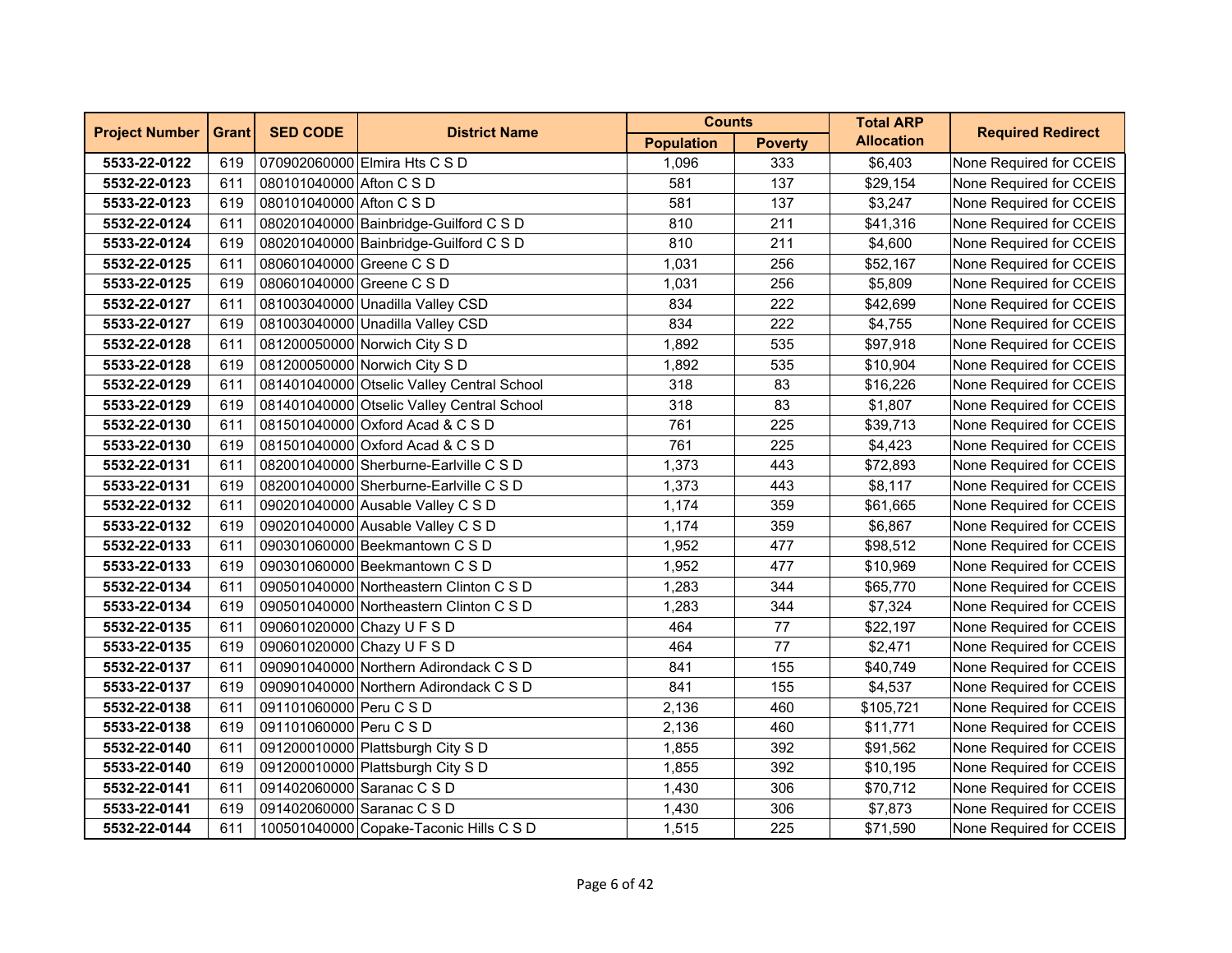| Project Number | Grant | SED CODE | District Name | Counts | | Total ARP Allocation | Required Redirect |
|---|---|---|---|---|---|---|---|
| | | | | Population | Poverty | | |
| **5533-22-0122** | 619 | 070902060000 | Elmira Hts C S D | 1,096 | 333 | $6,403 | None Required for CCEIS |
| **5532-22-0123** | 611 | 080101040000 | Afton C S D | 581 | 137 | $29,154 | None Required for CCEIS |
| **5533-22-0123** | 619 | 080101040000 | Afton C S D | 581 | 137 | $3,247 | None Required for CCEIS |
| **5532-22-0124** | 611 | 080201040000 | Bainbridge-Guilford C S D | 810 | 211 | $41,316 | None Required for CCEIS |
| **5533-22-0124** | 619 | 080201040000 | Bainbridge-Guilford C S D | 810 | 211 | $4,600 | None Required for CCEIS |
| **5532-22-0125** | 611 | 080601040000 | Greene C S D | 1,031 | 256 | $52,167 | None Required for CCEIS |
| **5533-22-0125** | 619 | 080601040000 | Greene C S D | 1,031 | 256 | $5,809 | None Required for CCEIS |
| **5532-22-0127** | 611 | 081003040000 | Unadilla Valley CSD | 834 | 222 | $42,699 | None Required for CCEIS |
| **5533-22-0127** | 619 | 081003040000 | Unadilla Valley CSD | 834 | 222 | $4,755 | None Required for CCEIS |
| **5532-22-0128** | 611 | 081200050000 | Norwich City S D | 1,892 | 535 | $97,918 | None Required for CCEIS |
| **5533-22-0128** | 619 | 081200050000 | Norwich City S D | 1,892 | 535 | $10,904 | None Required for CCEIS |
| **5532-22-0129** | 611 | 081401040000 | Otselic Valley Central School | 318 | 83 | $16,226 | None Required for CCEIS |
| **5533-22-0129** | 619 | 081401040000 | Otselic Valley Central School | 318 | 83 | $1,807 | None Required for CCEIS |
| **5532-22-0130** | 611 | 081501040000 | Oxford Acad & C S D | 761 | 225 | $39,713 | None Required for CCEIS |
| **5533-22-0130** | 619 | 081501040000 | Oxford Acad & C S D | 761 | 225 | $4,423 | None Required for CCEIS |
| **5532-22-0131** | 611 | 082001040000 | Sherburne-Earlville C S D | 1,373 | 443 | $72,893 | None Required for CCEIS |
| **5533-22-0131** | 619 | 082001040000 | Sherburne-Earlville C S D | 1,373 | 443 | $8,117 | None Required for CCEIS |
| **5532-22-0132** | 611 | 090201040000 | Ausable Valley C S D | 1,174 | 359 | $61,665 | None Required for CCEIS |
| **5533-22-0132** | 619 | 090201040000 | Ausable Valley C S D | 1,174 | 359 | $6,867 | None Required for CCEIS |
| **5532-22-0133** | 611 | 090301060000 | Beekmantown C S D | 1,952 | 477 | $98,512 | None Required for CCEIS |
| **5533-22-0133** | 619 | 090301060000 | Beekmantown C S D | 1,952 | 477 | $10,969 | None Required for CCEIS |
| **5532-22-0134** | 611 | 090501040000 | Northeastern Clinton C S D | 1,283 | 344 | $65,770 | None Required for CCEIS |
| **5533-22-0134** | 619 | 090501040000 | Northeastern Clinton C S D | 1,283 | 344 | $7,324 | None Required for CCEIS |
| **5532-22-0135** | 611 | 090601020000 | Chazy U F S D | 464 | 77 | $22,197 | None Required for CCEIS |
| **5533-22-0135** | 619 | 090601020000 | Chazy U F S D | 464 | 77 | $2,471 | None Required for CCEIS |
| **5532-22-0137** | 611 | 090901040000 | Northern Adirondack C S D | 841 | 155 | $40,749 | None Required for CCEIS |
| **5533-22-0137** | 619 | 090901040000 | Northern Adirondack C S D | 841 | 155 | $4,537 | None Required for CCEIS |
| **5532-22-0138** | 611 | 091101060000 | Peru C S D | 2,136 | 460 | $105,721 | None Required for CCEIS |
| **5533-22-0138** | 619 | 091101060000 | Peru C S D | 2,136 | 460 | $11,771 | None Required for CCEIS |
| **5532-22-0140** | 611 | 091200010000 | Plattsburgh City S D | 1,855 | 392 | $91,562 | None Required for CCEIS |
| **5533-22-0140** | 619 | 091200010000 | Plattsburgh City S D | 1,855 | 392 | $10,195 | None Required for CCEIS |
| **5532-22-0141** | 611 | 091402060000 | Saranac C S D | 1,430 | 306 | $70,712 | None Required for CCEIS |
| **5533-22-0141** | 619 | 091402060000 | Saranac C S D | 1,430 | 306 | $7,873 | None Required for CCEIS |
| **5532-22-0144** | 611 | 100501040000 | Copake-Taconic Hills C S D | 1,515 | 225 | $71,590 | None Required for CCEIS |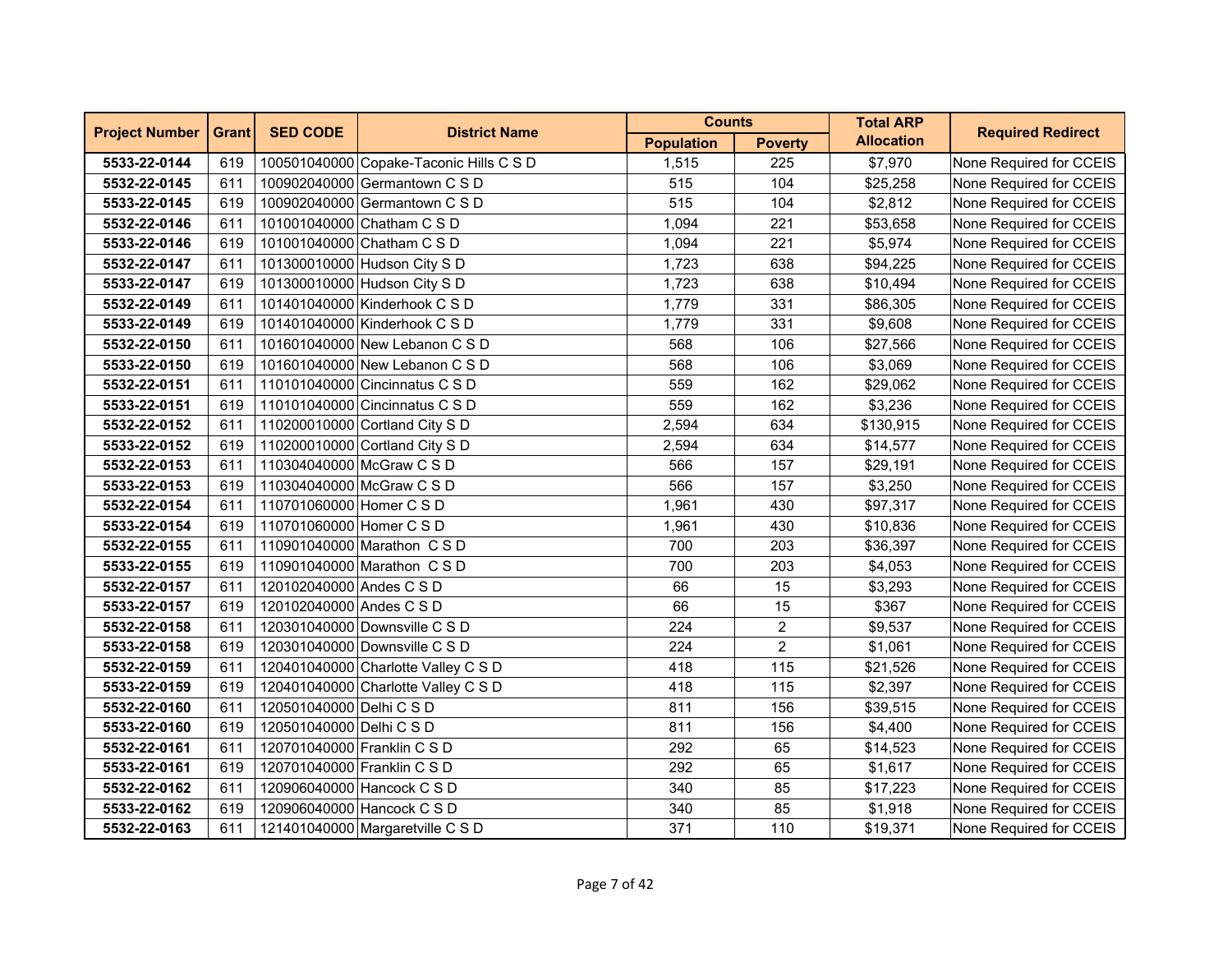| Project Number | Grant | SED CODE | District Name | Counts | | Total ARP Allocation | Required Redirect |
|---|---|---|---|---|---|---|---|
| | | | | Population | Poverty | | |
| **5533-22-0144** | 619 | 100501040000 | Copake-Taconic Hills C S D | 1,515 | 225 | $7,970 | None Required for CCEIS |
| **5532-22-0145** | 611 | 100902040000 | Germantown C S D | 515 | 104 | $25,258 | None Required for CCEIS |
| **5533-22-0145** | 619 | 100902040000 | Germantown C S D | 515 | 104 | $2,812 | None Required for CCEIS |
| **5532-22-0146** | 611 | 101001040000 | Chatham C S D | 1,094 | 221 | $53,658 | None Required for CCEIS |
| **5533-22-0146** | 619 | 101001040000 | Chatham C S D | 1,094 | 221 | $5,974 | None Required for CCEIS |
| **5532-22-0147** | 611 | 101300010000 | Hudson City S D | 1,723 | 638 | $94,225 | None Required for CCEIS |
| **5533-22-0147** | 619 | 101300010000 | Hudson City S D | 1,723 | 638 | $10,494 | None Required for CCEIS |
| **5532-22-0149** | 611 | 101401040000 | Kinderhook C S D | 1,779 | 331 | $86,305 | None Required for CCEIS |
| **5533-22-0149** | 619 | 101401040000 | Kinderhook C S D | 1,779 | 331 | $9,608 | None Required for CCEIS |
| **5532-22-0150** | 611 | 101601040000 | New Lebanon C S D | 568 | 106 | $27,566 | None Required for CCEIS |
| **5533-22-0150** | 619 | 101601040000 | New Lebanon C S D | 568 | 106 | $3,069 | None Required for CCEIS |
| **5532-22-0151** | 611 | 110101040000 | Cincinnatus C S D | 559 | 162 | $29,062 | None Required for CCEIS |
| **5533-22-0151** | 619 | 110101040000 | Cincinnatus C S D | 559 | 162 | $3,236 | None Required for CCEIS |
| **5532-22-0152** | 611 | 110200010000 | Cortland City S D | 2,594 | 634 | $130,915 | None Required for CCEIS |
| **5533-22-0152** | 619 | 110200010000 | Cortland City S D | 2,594 | 634 | $14,577 | None Required for CCEIS |
| **5532-22-0153** | 611 | 110304040000 | McGraw C S D | 566 | 157 | $29,191 | None Required for CCEIS |
| **5533-22-0153** | 619 | 110304040000 | McGraw C S D | 566 | 157 | $3,250 | None Required for CCEIS |
| **5532-22-0154** | 611 | 110701060000 | Homer C S D | 1,961 | 430 | $97,317 | None Required for CCEIS |
| **5533-22-0154** | 619 | 110701060000 | Homer C S D | 1,961 | 430 | $10,836 | None Required for CCEIS |
| **5532-22-0155** | 611 | 110901040000 | Marathon C S D | 700 | 203 | $36,397 | None Required for CCEIS |
| **5533-22-0155** | 619 | 110901040000 | Marathon C S D | 700 | 203 | $4,053 | None Required for CCEIS |
| **5532-22-0157** | 611 | 120102040000 | Andes C S D | 66 | 15 | $3,293 | None Required for CCEIS |
| **5533-22-0157** | 619 | 120102040000 | Andes C S D | 66 | 15 | $367 | None Required for CCEIS |
| **5532-22-0158** | 611 | 120301040000 | Downsville C S D | 224 | 2 | $9,537 | None Required for CCEIS |
| **5533-22-0158** | 619 | 120301040000 | Downsville C S D | 224 | 2 | $1,061 | None Required for CCEIS |
| **5532-22-0159** | 611 | 120401040000 | Charlotte Valley C S D | 418 | 115 | $21,526 | None Required for CCEIS |
| **5533-22-0159** | 619 | 120401040000 | Charlotte Valley C S D | 418 | 115 | $2,397 | None Required for CCEIS |
| **5532-22-0160** | 611 | 120501040000 | Delhi C S D | 811 | 156 | $39,515 | None Required for CCEIS |
| **5533-22-0160** | 619 | 120501040000 | Delhi C S D | 811 | 156 | $4,400 | None Required for CCEIS |
| **5532-22-0161** | 611 | 120701040000 | Franklin C S D | 292 | 65 | $14,523 | None Required for CCEIS |
| **5533-22-0161** | 619 | 120701040000 | Franklin C S D | 292 | 65 | $1,617 | None Required for CCEIS |
| **5532-22-0162** | 611 | 120906040000 | Hancock C S D | 340 | 85 | $17,223 | None Required for CCEIS |
| **5533-22-0162** | 619 | 120906040000 | Hancock C S D | 340 | 85 | $1,918 | None Required for CCEIS |
| **5532-22-0163** | 611 | 121401040000 | Margaretville C S D | 371 | 110 | $19,371 | None Required for CCEIS |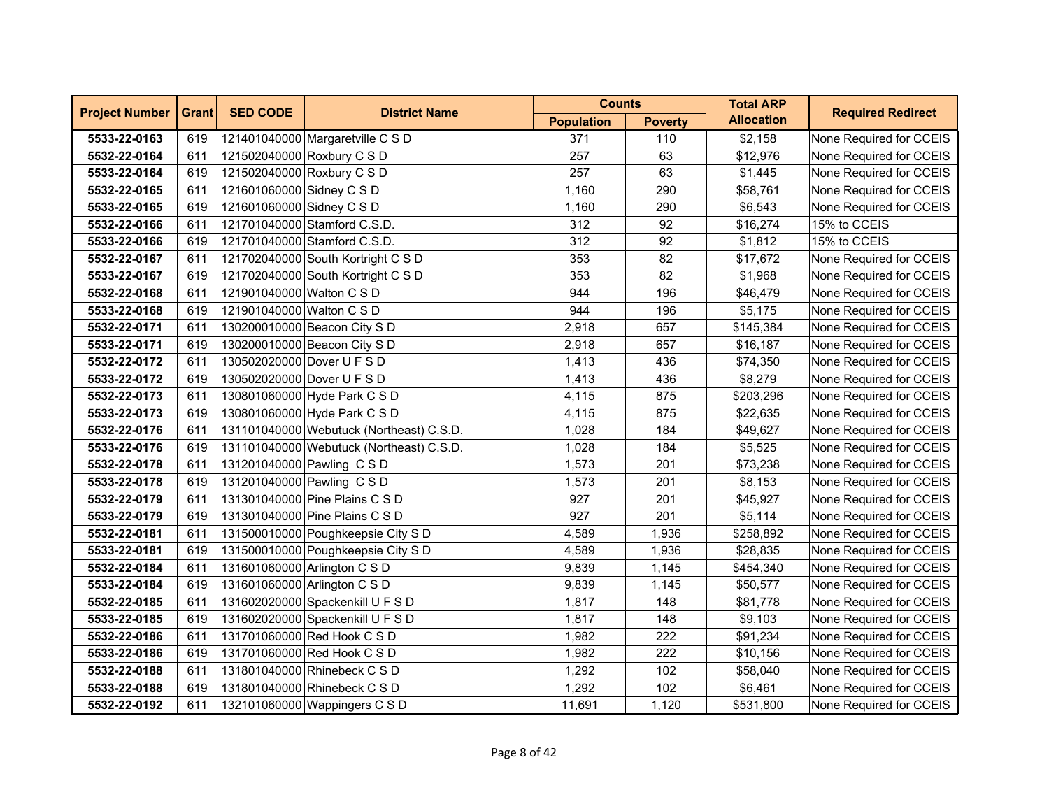| Project Number | Grant | SED CODE | District Name | Counts | | Total ARP Allocation | Required Redirect |
|---|---|---|---|---|---|---|---|
| | | | | Population | Poverty | | |
| **5533-22-0163** | 619 | 121401040000 | Margaretville C S D | 371 | 110 | $2,158 | None Required for CCEIS |
| **5532-22-0164** | 611 | 121502040000 | Roxbury C S D | 257 | 63 | $12,976 | None Required for CCEIS |
| **5533-22-0164** | 619 | 121502040000 | Roxbury C S D | 257 | 63 | $1,445 | None Required for CCEIS |
| **5532-22-0165** | 611 | 121601060000 | Sidney C S D | 1,160 | 290 | $58,761 | None Required for CCEIS |
| **5533-22-0165** | 619 | 121601060000 | Sidney C S D | 1,160 | 290 | $6,543 | None Required for CCEIS |
| **5532-22-0166** | 611 | 121701040000 | Stamford C.S.D. | 312 | 92 | $16,274 | 15% to CCEIS |
| **5533-22-0166** | 619 | 121701040000 | Stamford C.S.D. | 312 | 92 | $1,812 | 15% to CCEIS |
| **5532-22-0167** | 611 | 121702040000 | South Kortright C S D | 353 | 82 | $17,672 | None Required for CCEIS |
| **5533-22-0167** | 619 | 121702040000 | South Kortright C S D | 353 | 82 | $1,968 | None Required for CCEIS |
| **5532-22-0168** | 611 | 121901040000 | Walton C S D | 944 | 196 | $46,479 | None Required for CCEIS |
| **5533-22-0168** | 619 | 121901040000 | Walton C S D | 944 | 196 | $5,175 | None Required for CCEIS |
| **5532-22-0171** | 611 | 130200010000 | Beacon City S D | 2,918 | 657 | $145,384 | None Required for CCEIS |
| **5533-22-0171** | 619 | 130200010000 | Beacon City S D | 2,918 | 657 | $16,187 | None Required for CCEIS |
| **5532-22-0172** | 611 | 130502020000 | Dover U F S D | 1,413 | 436 | $74,350 | None Required for CCEIS |
| **5533-22-0172** | 619 | 130502020000 | Dover U F S D | 1,413 | 436 | $8,279 | None Required for CCEIS |
| **5532-22-0173** | 611 | 130801060000 | Hyde Park C S D | 4,115 | 875 | $203,296 | None Required for CCEIS |
| **5533-22-0173** | 619 | 130801060000 | Hyde Park C S D | 4,115 | 875 | $22,635 | None Required for CCEIS |
| **5532-22-0176** | 611 | 131101040000 | Webutuck (Northeast) C.S.D. | 1,028 | 184 | $49,627 | None Required for CCEIS |
| **5533-22-0176** | 619 | 131101040000 | Webutuck (Northeast) C.S.D. | 1,028 | 184 | $5,525 | None Required for CCEIS |
| **5532-22-0178** | 611 | 131201040000 | Pawling C S D | 1,573 | 201 | $73,238 | None Required for CCEIS |
| **5533-22-0178** | 619 | 131201040000 | Pawling C S D | 1,573 | 201 | $8,153 | None Required for CCEIS |
| **5532-22-0179** | 611 | 131301040000 | Pine Plains C S D | 927 | 201 | $45,927 | None Required for CCEIS |
| **5533-22-0179** | 619 | 131301040000 | Pine Plains C S D | 927 | 201 | $5,114 | None Required for CCEIS |
| **5532-22-0181** | 611 | 131500010000 | Poughkeepsie City S D | 4,589 | 1,936 | $258,892 | None Required for CCEIS |
| **5533-22-0181** | 619 | 131500010000 | Poughkeepsie City S D | 4,589 | 1,936 | $28,835 | None Required for CCEIS |
| **5532-22-0184** | 611 | 131601060000 | Arlington C S D | 9,839 | 1,145 | $454,340 | None Required for CCEIS |
| **5533-22-0184** | 619 | 131601060000 | Arlington C S D | 9,839 | 1,145 | $50,577 | None Required for CCEIS |
| **5532-22-0185** | 611 | 131602020000 | Spackenkill U F S D | 1,817 | 148 | $81,778 | None Required for CCEIS |
| **5533-22-0185** | 619 | 131602020000 | Spackenkill U F S D | 1,817 | 148 | $9,103 | None Required for CCEIS |
| **5532-22-0186** | 611 | 131701060000 | Red Hook C S D | 1,982 | 222 | $91,234 | None Required for CCEIS |
| **5533-22-0186** | 619 | 131701060000 | Red Hook C S D | 1,982 | 222 | $10,156 | None Required for CCEIS |
| **5532-22-0188** | 611 | 131801040000 | Rhinebeck C S D | 1,292 | 102 | $58,040 | None Required for CCEIS |
| **5533-22-0188** | 619 | 131801040000 | Rhinebeck C S D | 1,292 | 102 | $6,461 | None Required for CCEIS |
| **5532-22-0192** | 611 | 132101060000 | Wappingers C S D | 11,691 | 1,120 | $531,800 | None Required for CCEIS |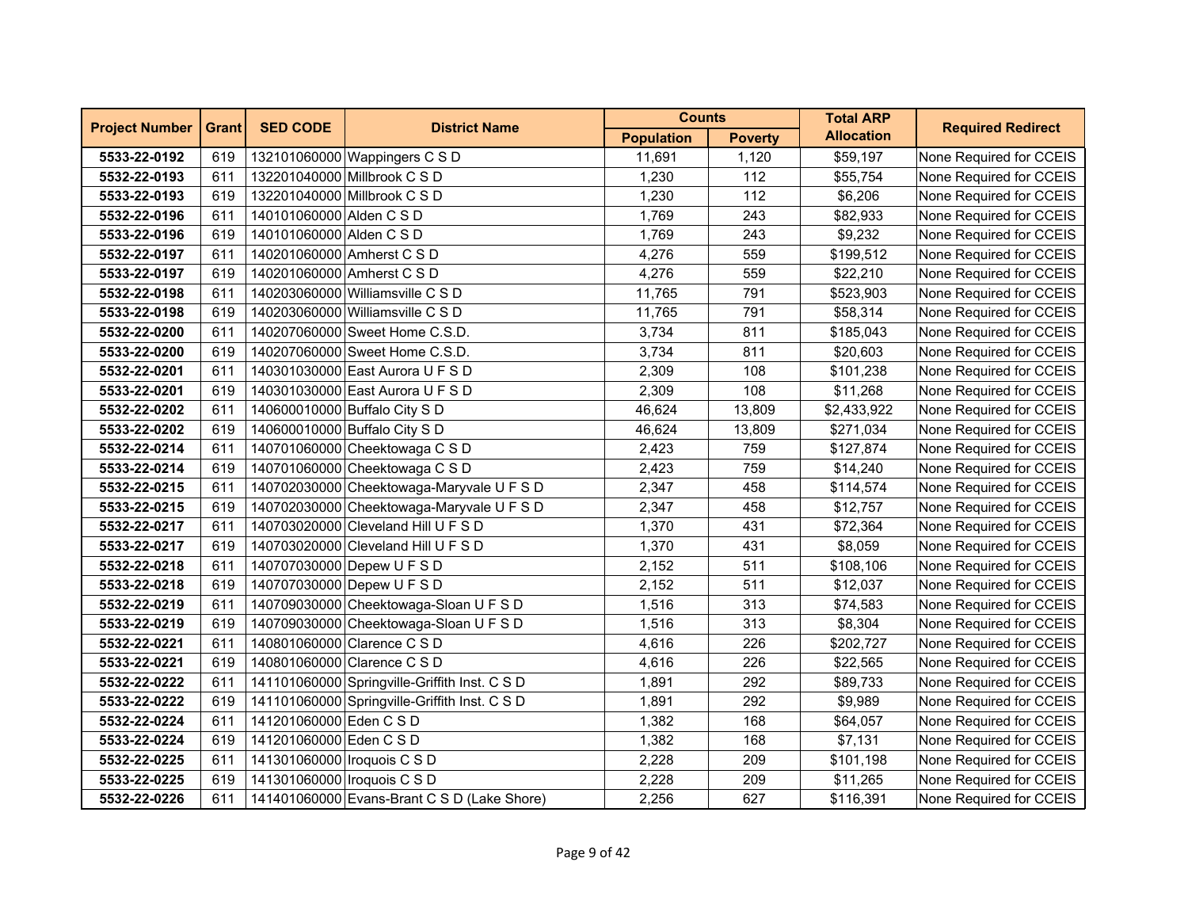| Project Number | Grant | SED CODE | District Name | Counts | | Total ARP Allocation | Required Redirect |
|---|---|---|---|---|---|---|---|
| | | | | Population | Poverty | | |
| 5533-22-0192 | 619 | 132101060000 | Wappingers C S D | 11,691 | 1,120 | $59,197 | None Required for CCEIS |
| 5532-22-0193 | 611 | 132201040000 | Millbrook C S D | 1,230 | 112 | $55,754 | None Required for CCEIS |
| 5533-22-0193 | 619 | 132201040000 | Millbrook C S D | 1,230 | 112 | $6,206 | None Required for CCEIS |
| 5532-22-0196 | 611 | 140101060000 | Alden C S D | 1,769 | 243 | $82,933 | None Required for CCEIS |
| 5533-22-0196 | 619 | 140101060000 | Alden C S D | 1,769 | 243 | $9,232 | None Required for CCEIS |
| 5532-22-0197 | 611 | 140201060000 | Amherst C S D | 4,276 | 559 | $199,512 | None Required for CCEIS |
| 5533-22-0197 | 619 | 140201060000 | Amherst C S D | 4,276 | 559 | $22,210 | None Required for CCEIS |
| 5532-22-0198 | 611 | 140203060000 | Williamsville C S D | 11,765 | 791 | $523,903 | None Required for CCEIS |
| 5533-22-0198 | 619 | 140203060000 | Williamsville C S D | 11,765 | 791 | $58,314 | None Required for CCEIS |
| 5532-22-0200 | 611 | 140207060000 | Sweet Home C.S.D. | 3,734 | 811 | $185,043 | None Required for CCEIS |
| 5533-22-0200 | 619 | 140207060000 | Sweet Home C.S.D. | 3,734 | 811 | $20,603 | None Required for CCEIS |
| 5532-22-0201 | 611 | 140301030000 | East Aurora U F S D | 2,309 | 108 | $101,238 | None Required for CCEIS |
| 5533-22-0201 | 619 | 140301030000 | East Aurora U F S D | 2,309 | 108 | $11,268 | None Required for CCEIS |
| 5532-22-0202 | 611 | 140600010000 | Buffalo City S D | 46,624 | 13,809 | $2,433,922 | None Required for CCEIS |
| 5533-22-0202 | 619 | 140600010000 | Buffalo City S D | 46,624 | 13,809 | $271,034 | None Required for CCEIS |
| 5532-22-0214 | 611 | 140701060000 | Cheektowaga C S D | 2,423 | 759 | $127,874 | None Required for CCEIS |
| 5533-22-0214 | 619 | 140701060000 | Cheektowaga C S D | 2,423 | 759 | $14,240 | None Required for CCEIS |
| 5532-22-0215 | 611 | 140702030000 | Cheektowaga-Maryvale U F S D | 2,347 | 458 | $114,574 | None Required for CCEIS |
| 5533-22-0215 | 619 | 140702030000 | Cheektowaga-Maryvale U F S D | 2,347 | 458 | $12,757 | None Required for CCEIS |
| 5532-22-0217 | 611 | 140703020000 | Cleveland Hill U F S D | 1,370 | 431 | $72,364 | None Required for CCEIS |
| 5533-22-0217 | 619 | 140703020000 | Cleveland Hill U F S D | 1,370 | 431 | $8,059 | None Required for CCEIS |
| 5532-22-0218 | 611 | 140707030000 | Depew U F S D | 2,152 | 511 | $108,106 | None Required for CCEIS |
| 5533-22-0218 | 619 | 140707030000 | Depew U F S D | 2,152 | 511 | $12,037 | None Required for CCEIS |
| 5532-22-0219 | 611 | 140709030000 | Cheektowaga-Sloan U F S D | 1,516 | 313 | $74,583 | None Required for CCEIS |
| 5533-22-0219 | 619 | 140709030000 | Cheektowaga-Sloan U F S D | 1,516 | 313 | $8,304 | None Required for CCEIS |
| 5532-22-0221 | 611 | 140801060000 | Clarence C S D | 4,616 | 226 | $202,727 | None Required for CCEIS |
| 5533-22-0221 | 619 | 140801060000 | Clarence C S D | 4,616 | 226 | $22,565 | None Required for CCEIS |
| 5532-22-0222 | 611 | 141101060000 | Springville-Griffith Inst. C S D | 1,891 | 292 | $89,733 | None Required for CCEIS |
| 5533-22-0222 | 619 | 141101060000 | Springville-Griffith Inst. C S D | 1,891 | 292 | $9,989 | None Required for CCEIS |
| 5532-22-0224 | 611 | 141201060000 | Eden C S D | 1,382 | 168 | $64,057 | None Required for CCEIS |
| 5533-22-0224 | 619 | 141201060000 | Eden C S D | 1,382 | 168 | $7,131 | None Required for CCEIS |
| 5532-22-0225 | 611 | 141301060000 | Iroquois C S D | 2,228 | 209 | $101,198 | None Required for CCEIS |
| 5533-22-0225 | 619 | 141301060000 | Iroquois C S D | 2,228 | 209 | $11,265 | None Required for CCEIS |
| 5532-22-0226 | 611 | 141401060000 | Evans-Brant C S D (Lake Shore) | 2,256 | 627 | $116,391 | None Required for CCEIS |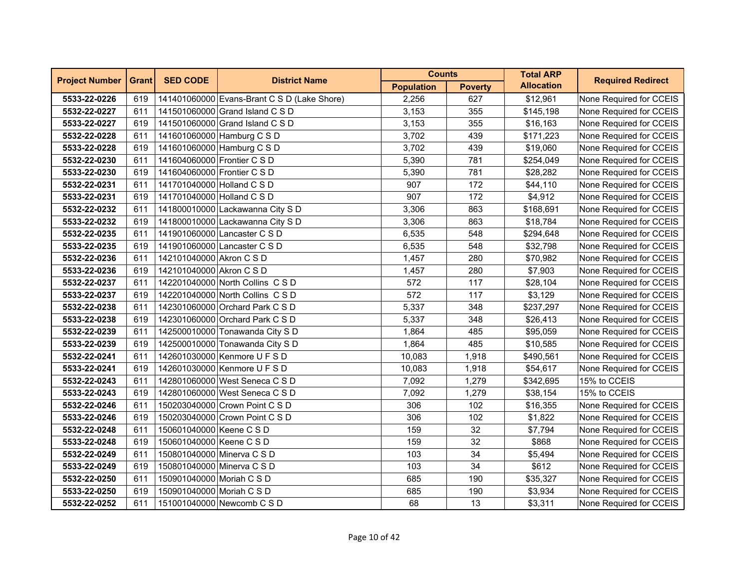| Project Number | Grant | SED CODE | District Name | Counts | | Total ARP Allocation | Required Redirect |
|---|---|---|---|---|---|---|---|
| | | | | Population | Poverty | | |
| **5533-22-0226** | 619 | 141401060000 | Evans-Brant C S D (Lake Shore) | 2,256 | 627 | $12,961 | None Required for CCEIS |
| **5532-22-0227** | 611 | 141501060000 | Grand Island C S D | 3,153 | 355 | $145,198 | None Required for CCEIS |
| **5533-22-0227** | 619 | 141501060000 | Grand Island C S D | 3,153 | 355 | $16,163 | None Required for CCEIS |
| **5532-22-0228** | 611 | 141601060000 | Hamburg C S D | 3,702 | 439 | $171,223 | None Required for CCEIS |
| **5533-22-0228** | 619 | 141601060000 | Hamburg C S D | 3,702 | 439 | $19,060 | None Required for CCEIS |
| **5532-22-0230** | 611 | 141604060000 | Frontier C S D | 5,390 | 781 | $254,049 | None Required for CCEIS |
| **5533-22-0230** | 619 | 141604060000 | Frontier C S D | 5,390 | 781 | $28,282 | None Required for CCEIS |
| **5532-22-0231** | 611 | 141701040000 | Holland C S D | 907 | 172 | $44,110 | None Required for CCEIS |
| **5533-22-0231** | 619 | 141701040000 | Holland C S D | 907 | 172 | $4,912 | None Required for CCEIS |
| **5532-22-0232** | 611 | 141800010000 | Lackawanna City S D | 3,306 | 863 | $168,691 | None Required for CCEIS |
| **5533-22-0232** | 619 | 141800010000 | Lackawanna City S D | 3,306 | 863 | $18,784 | None Required for CCEIS |
| **5532-22-0235** | 611 | 141901060000 | Lancaster C S D | 6,535 | 548 | $294,648 | None Required for CCEIS |
| **5533-22-0235** | 619 | 141901060000 | Lancaster C S D | 6,535 | 548 | $32,798 | None Required for CCEIS |
| **5532-22-0236** | 611 | 142101040000 | Akron C S D | 1,457 | 280 | $70,982 | None Required for CCEIS |
| **5533-22-0236** | 619 | 142101040000 | Akron C S D | 1,457 | 280 | $7,903 | None Required for CCEIS |
| **5532-22-0237** | 611 | 142201040000 | North Collins C S D | 572 | 117 | $28,104 | None Required for CCEIS |
| **5533-22-0237** | 619 | 142201040000 | North Collins C S D | 572 | 117 | $3,129 | None Required for CCEIS |
| **5532-22-0238** | 611 | 142301060000 | Orchard Park C S D | 5,337 | 348 | $237,297 | None Required for CCEIS |
| **5533-22-0238** | 619 | 142301060000 | Orchard Park C S D | 5,337 | 348 | $26,413 | None Required for CCEIS |
| **5532-22-0239** | 611 | 142500010000 | Tonawanda City S D | 1,864 | 485 | $95,059 | None Required for CCEIS |
| **5533-22-0239** | 619 | 142500010000 | Tonawanda City S D | 1,864 | 485 | $10,585 | None Required for CCEIS |
| **5532-22-0241** | 611 | 142601030000 | Kenmore U F S D | 10,083 | 1,918 | $490,561 | None Required for CCEIS |
| **5533-22-0241** | 619 | 142601030000 | Kenmore U F S D | 10,083 | 1,918 | $54,617 | None Required for CCEIS |
| **5532-22-0243** | 611 | 142801060000 | West Seneca C S D | 7,092 | 1,279 | $342,695 | 15% to CCEIS |
| **5533-22-0243** | 619 | 142801060000 | West Seneca C S D | 7,092 | 1,279 | $38,154 | 15% to CCEIS |
| **5532-22-0246** | 611 | 150203040000 | Crown Point C S D | 306 | 102 | $16,355 | None Required for CCEIS |
| **5533-22-0246** | 619 | 150203040000 | Crown Point C S D | 306 | 102 | $1,822 | None Required for CCEIS |
| **5532-22-0248** | 611 | 150601040000 | Keene C S D | 159 | 32 | $7,794 | None Required for CCEIS |
| **5533-22-0248** | 619 | 150601040000 | Keene C S D | 159 | 32 | $868 | None Required for CCEIS |
| **5532-22-0249** | 611 | 150801040000 | Minerva C S D | 103 | 34 | $5,494 | None Required for CCEIS |
| **5533-22-0249** | 619 | 150801040000 | Minerva C S D | 103 | 34 | $612 | None Required for CCEIS |
| **5532-22-0250** | 611 | 150901040000 | Moriah C S D | 685 | 190 | $35,327 | None Required for CCEIS |
| **5533-22-0250** | 619 | 150901040000 | Moriah C S D | 685 | 190 | $3,934 | None Required for CCEIS |
| **5532-22-0252** | 611 | 151001040000 | Newcomb C S D | 68 | 13 | $3,311 | None Required for CCEIS |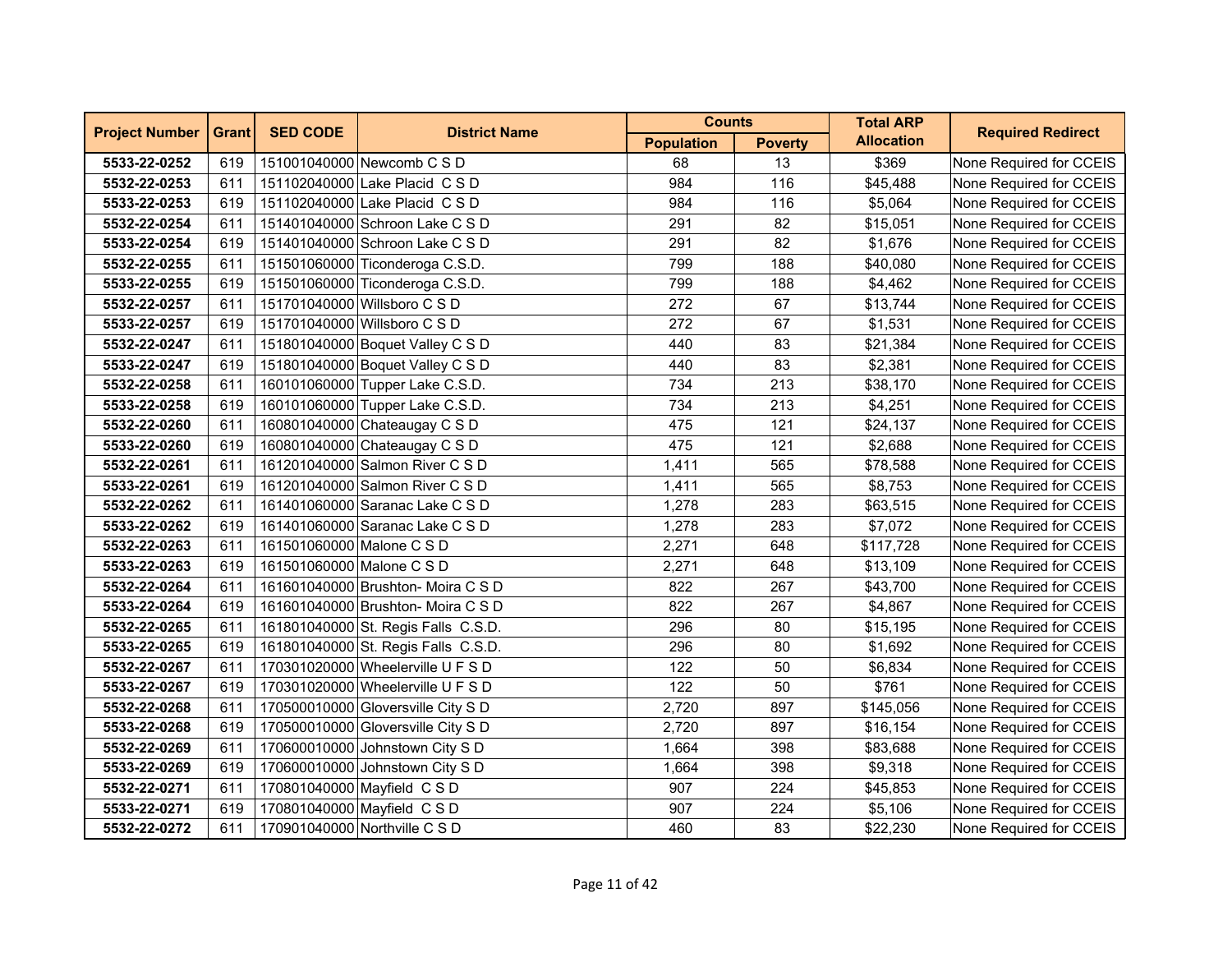| Project Number | Grant | SED CODE | District Name | Counts | | Total ARP Allocation | Required Redirect |
|---|---|---|---|---|---|---|---|
| | | | | Population | Poverty | | |
| **5533-22-0252** | 619 | 151001040000 | Newcomb C S D | 68 | 13 | $369 | None Required for CCEIS |
| **5532-22-0253** | 611 | 151102040000 | Lake Placid C S D | 984 | 116 | $45,488 | None Required for CCEIS |
| **5533-22-0253** | 619 | 151102040000 | Lake Placid C S D | 984 | 116 | $5,064 | None Required for CCEIS |
| **5532-22-0254** | 611 | 151401040000 | Schroon Lake C S D | 291 | 82 | $15,051 | None Required for CCEIS |
| **5533-22-0254** | 619 | 151401040000 | Schroon Lake C S D | 291 | 82 | $1,676 | None Required for CCEIS |
| **5532-22-0255** | 611 | 151501060000 | Ticonderoga C.S.D. | 799 | 188 | $40,080 | None Required for CCEIS |
| **5533-22-0255** | 619 | 151501060000 | Ticonderoga C.S.D. | 799 | 188 | $4,462 | None Required for CCEIS |
| **5532-22-0257** | 611 | 151701040000 | Willsboro C S D | 272 | 67 | $13,744 | None Required for CCEIS |
| **5533-22-0257** | 619 | 151701040000 | Willsboro C S D | 272 | 67 | $1,531 | None Required for CCEIS |
| **5532-22-0247** | 611 | 151801040000 | Boquet Valley C S D | 440 | 83 | $21,384 | None Required for CCEIS |
| **5533-22-0247** | 619 | 151801040000 | Boquet Valley C S D | 440 | 83 | $2,381 | None Required for CCEIS |
| **5532-22-0258** | 611 | 160101060000 | Tupper Lake C.S.D. | 734 | 213 | $38,170 | None Required for CCEIS |
| **5533-22-0258** | 619 | 160101060000 | Tupper Lake C.S.D. | 734 | 213 | $4,251 | None Required for CCEIS |
| **5532-22-0260** | 611 | 160801040000 | Chateaugay C S D | 475 | 121 | $24,137 | None Required for CCEIS |
| **5533-22-0260** | 619 | 160801040000 | Chateaugay C S D | 475 | 121 | $2,688 | None Required for CCEIS |
| **5532-22-0261** | 611 | 161201040000 | Salmon River C S D | 1,411 | 565 | $78,588 | None Required for CCEIS |
| **5533-22-0261** | 619 | 161201040000 | Salmon River C S D | 1,411 | 565 | $8,753 | None Required for CCEIS |
| **5532-22-0262** | 611 | 161401060000 | Saranac Lake C S D | 1,278 | 283 | $63,515 | None Required for CCEIS |
| **5533-22-0262** | 619 | 161401060000 | Saranac Lake C S D | 1,278 | 283 | $7,072 | None Required for CCEIS |
| **5532-22-0263** | 611 | 161501060000 | Malone C S D | 2,271 | 648 | $117,728 | None Required for CCEIS |
| **5533-22-0263** | 619 | 161501060000 | Malone C S D | 2,271 | 648 | $13,109 | None Required for CCEIS |
| **5532-22-0264** | 611 | 161601040000 | Brushton- Moira C S D | 822 | 267 | $43,700 | None Required for CCEIS |
| **5533-22-0264** | 619 | 161601040000 | Brushton- Moira C S D | 822 | 267 | $4,867 | None Required for CCEIS |
| **5532-22-0265** | 611 | 161801040000 | St. Regis Falls C.S.D. | 296 | 80 | $15,195 | None Required for CCEIS |
| **5533-22-0265** | 619 | 161801040000 | St. Regis Falls C.S.D. | 296 | 80 | $1,692 | None Required for CCEIS |
| **5532-22-0267** | 611 | 170301020000 | Wheelerville U F S D | 122 | 50 | $6,834 | None Required for CCEIS |
| **5533-22-0267** | 619 | 170301020000 | Wheelerville U F S D | 122 | 50 | $761 | None Required for CCEIS |
| **5532-22-0268** | 611 | 170500010000 | Gloversville City S D | 2,720 | 897 | $145,056 | None Required for CCEIS |
| **5533-22-0268** | 619 | 170500010000 | Gloversville City S D | 2,720 | 897 | $16,154 | None Required for CCEIS |
| **5532-22-0269** | 611 | 170600010000 | Johnstown City S D | 1,664 | 398 | $83,688 | None Required for CCEIS |
| **5533-22-0269** | 619 | 170600010000 | Johnstown City S D | 1,664 | 398 | $9,318 | None Required for CCEIS |
| **5532-22-0271** | 611 | 170801040000 | Mayfield C S D | 907 | 224 | $45,853 | None Required for CCEIS |
| **5533-22-0271** | 619 | 170801040000 | Mayfield C S D | 907 | 224 | $5,106 | None Required for CCEIS |
| **5532-22-0272** | 611 | 170901040000 | Northville C S D | 460 | 83 | $22,230 | None Required for CCEIS |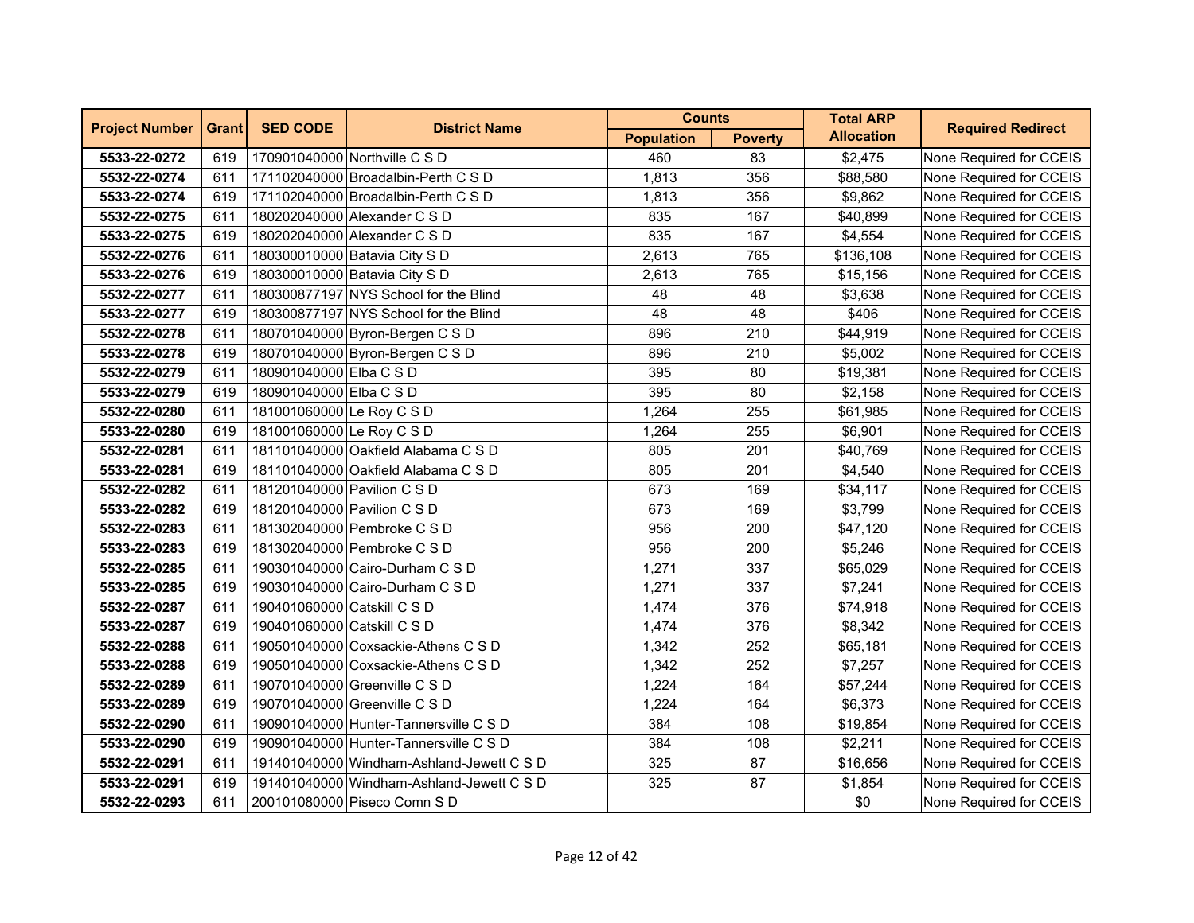| Project Number | Grant | SED CODE | District Name | Counts | | Total ARP Allocation | Required Redirect |
|---|---|---|---|---|---|---|---|
| | | | | Population | Poverty | | |
| 5533-22-0272 | 619 | 170901040000 | Northville C S D | 460 | 83 | $2,475 | None Required for CCEIS |
| 5532-22-0274 | 611 | 171102040000 | Broadalbin-Perth C S D | 1,813 | 356 | $88,580 | None Required for CCEIS |
| 5533-22-0274 | 619 | 171102040000 | Broadalbin-Perth C S D | 1,813 | 356 | $9,862 | None Required for CCEIS |
| 5532-22-0275 | 611 | 180202040000 | Alexander C S D | 835 | 167 | $40,899 | None Required for CCEIS |
| 5533-22-0275 | 619 | 180202040000 | Alexander C S D | 835 | 167 | $4,554 | None Required for CCEIS |
| 5532-22-0276 | 611 | 180300010000 | Batavia City S D | 2,613 | 765 | $136,108 | None Required for CCEIS |
| 5533-22-0276 | 619 | 180300010000 | Batavia City S D | 2,613 | 765 | $15,156 | None Required for CCEIS |
| 5532-22-0277 | 611 | 180300877197 | NYS School for the Blind | 48 | 48 | $3,638 | None Required for CCEIS |
| 5533-22-0277 | 619 | 180300877197 | NYS School for the Blind | 48 | 48 | $406 | None Required for CCEIS |
| 5532-22-0278 | 611 | 180701040000 | Byron-Bergen C S D | 896 | 210 | $44,919 | None Required for CCEIS |
| 5533-22-0278 | 619 | 180701040000 | Byron-Bergen C S D | 896 | 210 | $5,002 | None Required for CCEIS |
| 5532-22-0279 | 611 | 180901040000 | Elba C S D | 395 | 80 | $19,381 | None Required for CCEIS |
| 5533-22-0279 | 619 | 180901040000 | Elba C S D | 395 | 80 | $2,158 | None Required for CCEIS |
| 5532-22-0280 | 611 | 181001060000 | Le Roy C S D | 1,264 | 255 | $61,985 | None Required for CCEIS |
| 5533-22-0280 | 619 | 181001060000 | Le Roy C S D | 1,264 | 255 | $6,901 | None Required for CCEIS |
| 5532-22-0281 | 611 | 181101040000 | Oakfield Alabama C S D | 805 | 201 | $40,769 | None Required for CCEIS |
| 5533-22-0281 | 619 | 181101040000 | Oakfield Alabama C S D | 805 | 201 | $4,540 | None Required for CCEIS |
| 5532-22-0282 | 611 | 181201040000 | Pavilion C S D | 673 | 169 | $34,117 | None Required for CCEIS |
| 5533-22-0282 | 619 | 181201040000 | Pavilion C S D | 673 | 169 | $3,799 | None Required for CCEIS |
| 5532-22-0283 | 611 | 181302040000 | Pembroke C S D | 956 | 200 | $47,120 | None Required for CCEIS |
| 5533-22-0283 | 619 | 181302040000 | Pembroke C S D | 956 | 200 | $5,246 | None Required for CCEIS |
| 5532-22-0285 | 611 | 190301040000 | Cairo-Durham C S D | 1,271 | 337 | $65,029 | None Required for CCEIS |
| 5533-22-0285 | 619 | 190301040000 | Cairo-Durham C S D | 1,271 | 337 | $7,241 | None Required for CCEIS |
| 5532-22-0287 | 611 | 190401060000 | Catskill C S D | 1,474 | 376 | $74,918 | None Required for CCEIS |
| 5533-22-0287 | 619 | 190401060000 | Catskill C S D | 1,474 | 376 | $8,342 | None Required for CCEIS |
| 5532-22-0288 | 611 | 190501040000 | Coxsackie-Athens C S D | 1,342 | 252 | $65,181 | None Required for CCEIS |
| 5533-22-0288 | 619 | 190501040000 | Coxsackie-Athens C S D | 1,342 | 252 | $7,257 | None Required for CCEIS |
| 5532-22-0289 | 611 | 190701040000 | Greenville C S D | 1,224 | 164 | $57,244 | None Required for CCEIS |
| 5533-22-0289 | 619 | 190701040000 | Greenville C S D | 1,224 | 164 | $6,373 | None Required for CCEIS |
| 5532-22-0290 | 611 | 190901040000 | Hunter-Tannersville C S D | 384 | 108 | $19,854 | None Required for CCEIS |
| 5533-22-0290 | 619 | 190901040000 | Hunter-Tannersville C S D | 384 | 108 | $2,211 | None Required for CCEIS |
| 5532-22-0291 | 611 | 191401040000 | Windham-Ashland-Jewett C S D | 325 | 87 | $16,656 | None Required for CCEIS |
| 5533-22-0291 | 619 | 191401040000 | Windham-Ashland-Jewett C S D | 325 | 87 | $1,854 | None Required for CCEIS |
| 5532-22-0293 | 611 | 200101080000 | Piseco Comn S D | | | $0 | None Required for CCEIS |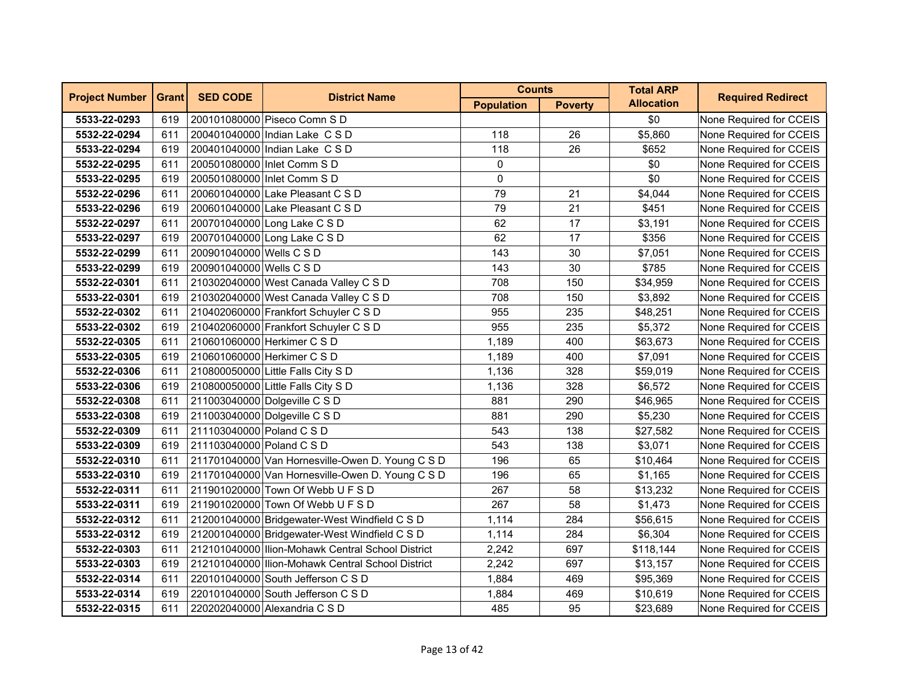| Project Number | Grant | SED CODE | District Name | Counts | | Total ARP Allocation | Required Redirect |
|---|---|---|---|---|---|---|---|
| | | | | Population | Poverty | | |
| **5533-22-0293** | 619 | 200101080000 | Piseco Comn S D | | | $0 | None Required for CCEIS |
| **5532-22-0294** | 611 | 200401040000 | Indian Lake C S D | 118 | 26 | $5,860 | None Required for CCEIS |
| **5533-22-0294** | 619 | 200401040000 | Indian Lake C S D | 118 | 26 | $652 | None Required for CCEIS |
| **5532-22-0295** | 611 | 200501080000 | Inlet Comm S D | 0 | | $0 | None Required for CCEIS |
| **5533-22-0295** | 619 | 200501080000 | Inlet Comm S D | 0 | | $0 | None Required for CCEIS |
| **5532-22-0296** | 611 | 200601040000 | Lake Pleasant C S D | 79 | 21 | $4,044 | None Required for CCEIS |
| **5533-22-0296** | 619 | 200601040000 | Lake Pleasant C S D | 79 | 21 | $451 | None Required for CCEIS |
| **5532-22-0297** | 611 | 200701040000 | Long Lake C S D | 62 | 17 | $3,191 | None Required for CCEIS |
| **5533-22-0297** | 619 | 200701040000 | Long Lake C S D | 62 | 17 | $356 | None Required for CCEIS |
| **5532-22-0299** | 611 | 200901040000 | Wells C S D | 143 | 30 | $7,051 | None Required for CCEIS |
| **5533-22-0299** | 619 | 200901040000 | Wells C S D | 143 | 30 | $785 | None Required for CCEIS |
| **5532-22-0301** | 611 | 210302040000 | West Canada Valley C S D | 708 | 150 | $34,959 | None Required for CCEIS |
| **5533-22-0301** | 619 | 210302040000 | West Canada Valley C S D | 708 | 150 | $3,892 | None Required for CCEIS |
| **5532-22-0302** | 611 | 210402060000 | Frankfort Schuyler C S D | 955 | 235 | $48,251 | None Required for CCEIS |
| **5533-22-0302** | 619 | 210402060000 | Frankfort Schuyler C S D | 955 | 235 | $5,372 | None Required for CCEIS |
| **5532-22-0305** | 611 | 210601060000 | Herkimer C S D | 1,189 | 400 | $63,673 | None Required for CCEIS |
| **5533-22-0305** | 619 | 210601060000 | Herkimer C S D | 1,189 | 400 | $7,091 | None Required for CCEIS |
| **5532-22-0306** | 611 | 210800050000 | Little Falls City S D | 1,136 | 328 | $59,019 | None Required for CCEIS |
| **5533-22-0306** | 619 | 210800050000 | Little Falls City S D | 1,136 | 328 | $6,572 | None Required for CCEIS |
| **5532-22-0308** | 611 | 211003040000 | Dolgeville C S D | 881 | 290 | $46,965 | None Required for CCEIS |
| **5533-22-0308** | 619 | 211003040000 | Dolgeville C S D | 881 | 290 | $5,230 | None Required for CCEIS |
| **5532-22-0309** | 611 | 211103040000 | Poland C S D | 543 | 138 | $27,582 | None Required for CCEIS |
| **5533-22-0309** | 619 | 211103040000 | Poland C S D | 543 | 138 | $3,071 | None Required for CCEIS |
| **5532-22-0310** | 611 | 211701040000 | Van Hornesville-Owen D. Young C S D | 196 | 65 | $10,464 | None Required for CCEIS |
| **5533-22-0310** | 619 | 211701040000 | Van Hornesville-Owen D. Young C S D | 196 | 65 | $1,165 | None Required for CCEIS |
| **5532-22-0311** | 611 | 211901020000 | Town Of Webb U F S D | 267 | 58 | $13,232 | None Required for CCEIS |
| **5533-22-0311** | 619 | 211901020000 | Town Of Webb U F S D | 267 | 58 | $1,473 | None Required for CCEIS |
| **5532-22-0312** | 611 | 212001040000 | Bridgewater-West Windfield C S D | 1,114 | 284 | $56,615 | None Required for CCEIS |
| **5533-22-0312** | 619 | 212001040000 | Bridgewater-West Windfield C S D | 1,114 | 284 | $6,304 | None Required for CCEIS |
| **5532-22-0303** | 611 | 212101040000 | Ilion-Mohawk Central School District | 2,242 | 697 | $118,144 | None Required for CCEIS |
| **5533-22-0303** | 619 | 212101040000 | Ilion-Mohawk Central School District | 2,242 | 697 | $13,157 | None Required for CCEIS |
| **5532-22-0314** | 611 | 220101040000 | South Jefferson C S D | 1,884 | 469 | $95,369 | None Required for CCEIS |
| **5533-22-0314** | 619 | 220101040000 | South Jefferson C S D | 1,884 | 469 | $10,619 | None Required for CCEIS |
| **5532-22-0315** | 611 | 220202040000 | Alexandria C S D | 485 | 95 | $23,689 | None Required for CCEIS |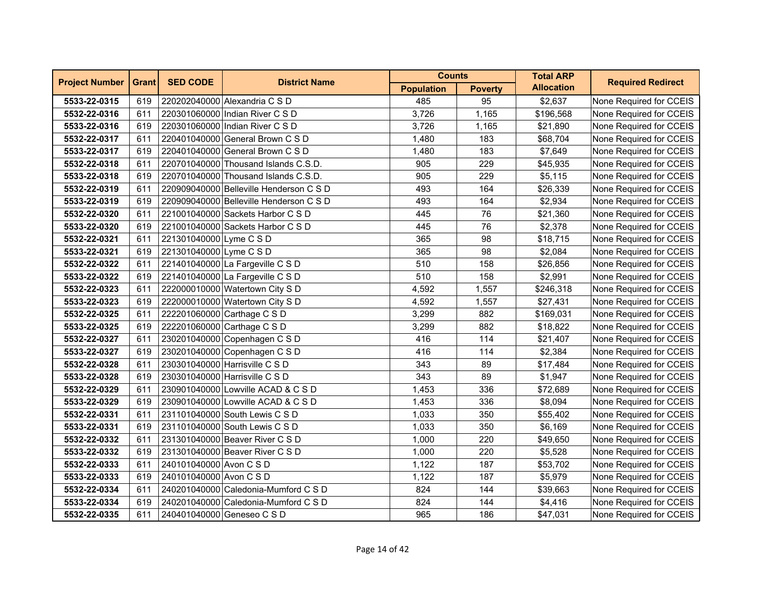| Project Number | Grant | SED CODE | District Name | Counts | | Total ARP Allocation | Required Redirect |
|---|---|---|---|---|---|---|---|
| | | | | Population | Poverty | | |
| **5533-22-0315** | 619 | 220202040000 | Alexandria C S D | 485 | 95 | $2,637 | None Required for CCEIS |
| **5532-22-0316** | 611 | 220301060000 | Indian River C S D | 3,726 | 1,165 | $196,568 | None Required for CCEIS |
| **5533-22-0316** | 619 | 220301060000 | Indian River C S D | 3,726 | 1,165 | $21,890 | None Required for CCEIS |
| **5532-22-0317** | 611 | 220401040000 | General Brown C S D | 1,480 | 183 | $68,704 | None Required for CCEIS |
| **5533-22-0317** | 619 | 220401040000 | General Brown C S D | 1,480 | 183 | $7,649 | None Required for CCEIS |
| **5532-22-0318** | 611 | 220701040000 | Thousand Islands C.S.D. | 905 | 229 | $45,935 | None Required for CCEIS |
| **5533-22-0318** | 619 | 220701040000 | Thousand Islands C.S.D. | 905 | 229 | $5,115 | None Required for CCEIS |
| **5532-22-0319** | 611 | 220909040000 | Belleville Henderson C S D | 493 | 164 | $26,339 | None Required for CCEIS |
| **5533-22-0319** | 619 | 220909040000 | Belleville Henderson C S D | 493 | 164 | $2,934 | None Required for CCEIS |
| **5532-22-0320** | 611 | 221001040000 | Sackets Harbor C S D | 445 | 76 | $21,360 | None Required for CCEIS |
| **5533-22-0320** | 619 | 221001040000 | Sackets Harbor C S D | 445 | 76 | $2,378 | None Required for CCEIS |
| **5532-22-0321** | 611 | 221301040000 | Lyme C S D | 365 | 98 | $18,715 | None Required for CCEIS |
| **5533-22-0321** | 619 | 221301040000 | Lyme C S D | 365 | 98 | $2,084 | None Required for CCEIS |
| **5532-22-0322** | 611 | 221401040000 | La Fargeville C S D | 510 | 158 | $26,856 | None Required for CCEIS |
| **5533-22-0322** | 619 | 221401040000 | La Fargeville C S D | 510 | 158 | $2,991 | None Required for CCEIS |
| **5532-22-0323** | 611 | 222000010000 | Watertown City S D | 4,592 | 1,557 | $246,318 | None Required for CCEIS |
| **5533-22-0323** | 619 | 222000010000 | Watertown City S D | 4,592 | 1,557 | $27,431 | None Required for CCEIS |
| **5532-22-0325** | 611 | 222201060000 | Carthage C S D | 3,299 | 882 | $169,031 | None Required for CCEIS |
| **5533-22-0325** | 619 | 222201060000 | Carthage C S D | 3,299 | 882 | $18,822 | None Required for CCEIS |
| **5532-22-0327** | 611 | 230201040000 | Copenhagen C S D | 416 | 114 | $21,407 | None Required for CCEIS |
| **5533-22-0327** | 619 | 230201040000 | Copenhagen C S D | 416 | 114 | $2,384 | None Required for CCEIS |
| **5532-22-0328** | 611 | 230301040000 | Harrisville C S D | 343 | 89 | $17,484 | None Required for CCEIS |
| **5533-22-0328** | 619 | 230301040000 | Harrisville C S D | 343 | 89 | $1,947 | None Required for CCEIS |
| **5532-22-0329** | 611 | 230901040000 | Lowville ACAD & C S D | 1,453 | 336 | $72,689 | None Required for CCEIS |
| **5533-22-0329** | 619 | 230901040000 | Lowville ACAD & C S D | 1,453 | 336 | $8,094 | None Required for CCEIS |
| **5532-22-0331** | 611 | 231101040000 | South Lewis C S D | 1,033 | 350 | $55,402 | None Required for CCEIS |
| **5533-22-0331** | 619 | 231101040000 | South Lewis C S D | 1,033 | 350 | $6,169 | None Required for CCEIS |
| **5532-22-0332** | 611 | 231301040000 | Beaver River C S D | 1,000 | 220 | $49,650 | None Required for CCEIS |
| **5533-22-0332** | 619 | 231301040000 | Beaver River C S D | 1,000 | 220 | $5,528 | None Required for CCEIS |
| **5532-22-0333** | 611 | 240101040000 | Avon C S D | 1,122 | 187 | $53,702 | None Required for CCEIS |
| **5533-22-0333** | 619 | 240101040000 | Avon C S D | 1,122 | 187 | $5,979 | None Required for CCEIS |
| **5532-22-0334** | 611 | 240201040000 | Caledonia-Mumford C S D | 824 | 144 | $39,663 | None Required for CCEIS |
| **5533-22-0334** | 619 | 240201040000 | Caledonia-Mumford C S D | 824 | 144 | $4,416 | None Required for CCEIS |
| **5532-22-0335** | 611 | 240401040000 | Geneseo C S D | 965 | 186 | $47,031 | None Required for CCEIS |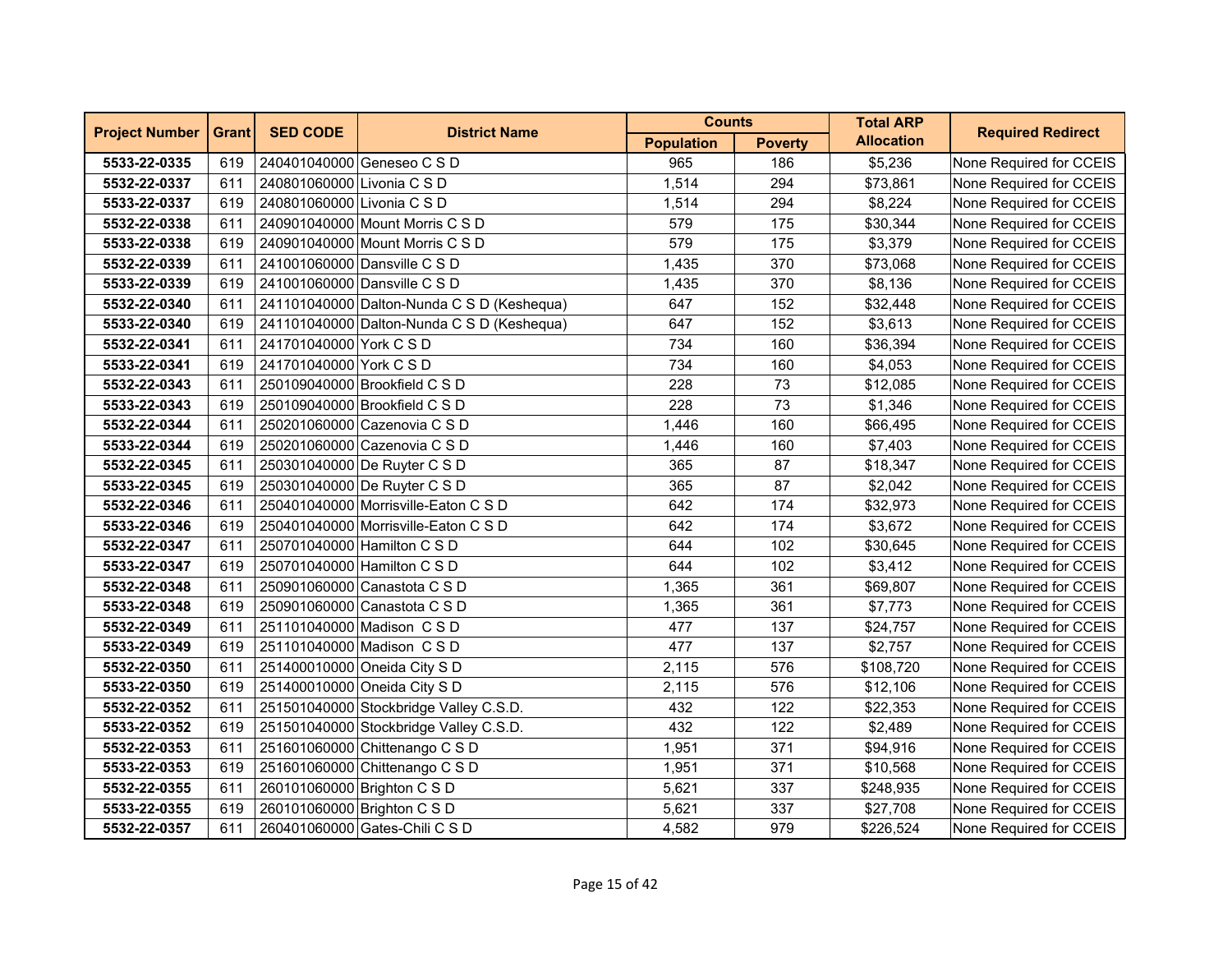| Project Number | Grant | SED CODE | District Name | Counts | | Total ARP Allocation | Required Redirect |
|---|---|---|---|---|---|---|---|
| | | | | Population | Poverty | | |
| 5533-22-0335 | 619 | 240401040000 | Geneseo C S D | 965 | 186 | $5,236 | None Required for CCEIS |
| 5532-22-0337 | 611 | 240801060000 | Livonia C S D | 1,514 | 294 | $73,861 | None Required for CCEIS |
| 5533-22-0337 | 619 | 240801060000 | Livonia C S D | 1,514 | 294 | $8,224 | None Required for CCEIS |
| 5532-22-0338 | 611 | 240901040000 | Mount Morris C S D | 579 | 175 | $30,344 | None Required for CCEIS |
| 5533-22-0338 | 619 | 240901040000 | Mount Morris C S D | 579 | 175 | $3,379 | None Required for CCEIS |
| 5532-22-0339 | 611 | 241001060000 | Dansville C S D | 1,435 | 370 | $73,068 | None Required for CCEIS |
| 5533-22-0339 | 619 | 241001060000 | Dansville C S D | 1,435 | 370 | $8,136 | None Required for CCEIS |
| 5532-22-0340 | 611 | 241101040000 | Dalton-Nunda C S D (Keshequa) | 647 | 152 | $32,448 | None Required for CCEIS |
| 5533-22-0340 | 619 | 241101040000 | Dalton-Nunda C S D (Keshequa) | 647 | 152 | $3,613 | None Required for CCEIS |
| 5532-22-0341 | 611 | 241701040000 | York C S D | 734 | 160 | $36,394 | None Required for CCEIS |
| 5533-22-0341 | 619 | 241701040000 | York C S D | 734 | 160 | $4,053 | None Required for CCEIS |
| 5532-22-0343 | 611 | 250109040000 | Brookfield C S D | 228 | 73 | $12,085 | None Required for CCEIS |
| 5533-22-0343 | 619 | 250109040000 | Brookfield C S D | 228 | 73 | $1,346 | None Required for CCEIS |
| 5532-22-0344 | 611 | 250201060000 | Cazenovia C S D | 1,446 | 160 | $66,495 | None Required for CCEIS |
| 5533-22-0344 | 619 | 250201060000 | Cazenovia C S D | 1,446 | 160 | $7,403 | None Required for CCEIS |
| 5532-22-0345 | 611 | 250301040000 | De Ruyter C S D | 365 | 87 | $18,347 | None Required for CCEIS |
| 5533-22-0345 | 619 | 250301040000 | De Ruyter C S D | 365 | 87 | $2,042 | None Required for CCEIS |
| 5532-22-0346 | 611 | 250401040000 | Morrisville-Eaton C S D | 642 | 174 | $32,973 | None Required for CCEIS |
| 5533-22-0346 | 619 | 250401040000 | Morrisville-Eaton C S D | 642 | 174 | $3,672 | None Required for CCEIS |
| 5532-22-0347 | 611 | 250701040000 | Hamilton C S D | 644 | 102 | $30,645 | None Required for CCEIS |
| 5533-22-0347 | 619 | 250701040000 | Hamilton C S D | 644 | 102 | $3,412 | None Required for CCEIS |
| 5532-22-0348 | 611 | 250901060000 | Canastota C S D | 1,365 | 361 | $69,807 | None Required for CCEIS |
| 5533-22-0348 | 619 | 250901060000 | Canastota C S D | 1,365 | 361 | $7,773 | None Required for CCEIS |
| 5532-22-0349 | 611 | 251101040000 | Madison C S D | 477 | 137 | $24,757 | None Required for CCEIS |
| 5533-22-0349 | 619 | 251101040000 | Madison C S D | 477 | 137 | $2,757 | None Required for CCEIS |
| 5532-22-0350 | 611 | 251400010000 | Oneida City S D | 2,115 | 576 | $108,720 | None Required for CCEIS |
| 5533-22-0350 | 619 | 251400010000 | Oneida City S D | 2,115 | 576 | $12,106 | None Required for CCEIS |
| 5532-22-0352 | 611 | 251501040000 | Stockbridge Valley C.S.D. | 432 | 122 | $22,353 | None Required for CCEIS |
| 5533-22-0352 | 619 | 251501040000 | Stockbridge Valley C.S.D. | 432 | 122 | $2,489 | None Required for CCEIS |
| 5532-22-0353 | 611 | 251601060000 | Chittenango C S D | 1,951 | 371 | $94,916 | None Required for CCEIS |
| 5533-22-0353 | 619 | 251601060000 | Chittenango C S D | 1,951 | 371 | $10,568 | None Required for CCEIS |
| 5532-22-0355 | 611 | 260101060000 | Brighton C S D | 5,621 | 337 | $248,935 | None Required for CCEIS |
| 5533-22-0355 | 619 | 260101060000 | Brighton C S D | 5,621 | 337 | $27,708 | None Required for CCEIS |
| 5532-22-0357 | 611 | 260401060000 | Gates-Chili C S D | 4,582 | 979 | $226,524 | None Required for CCEIS |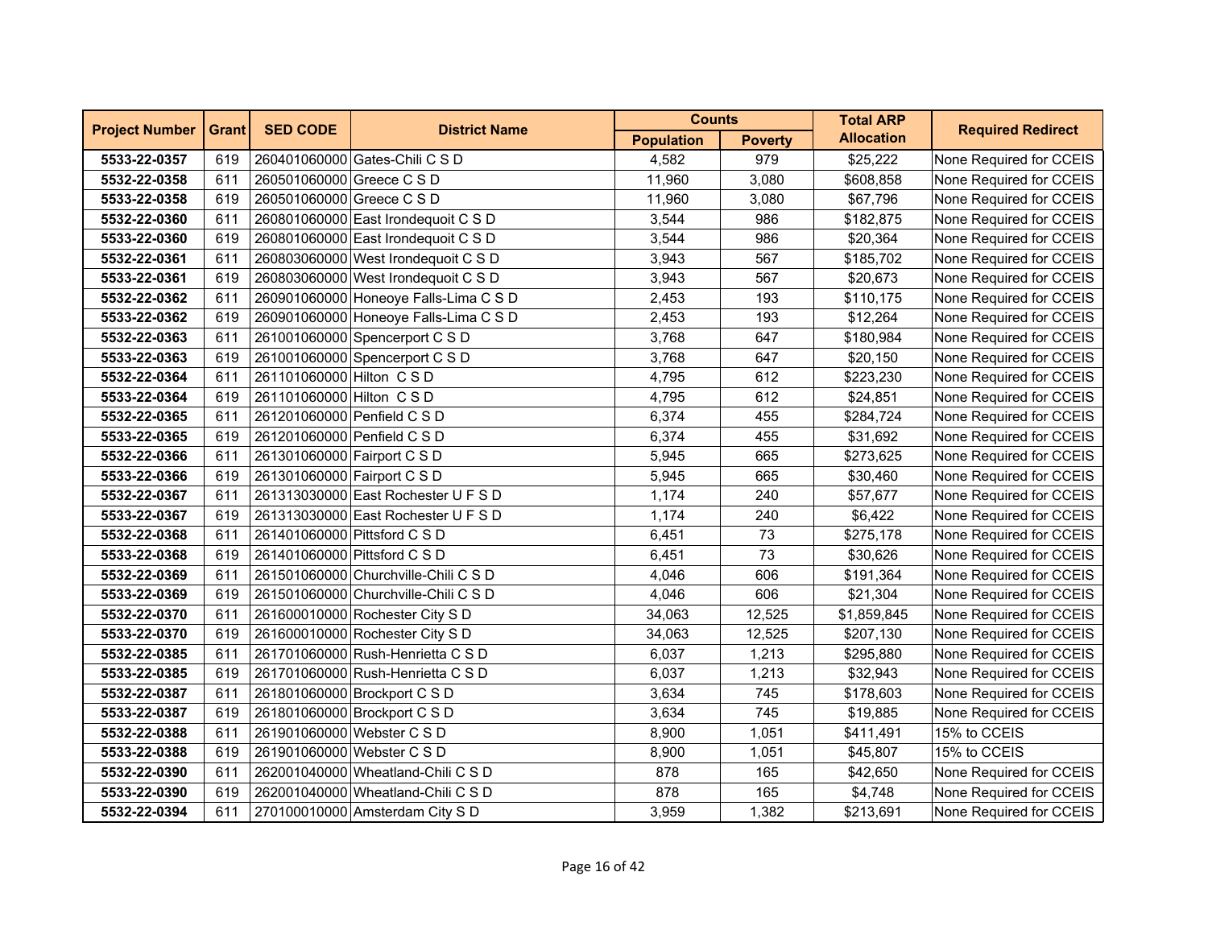| Project Number | Grant | SED CODE | District Name | Counts | | Total ARP Allocation | Required Redirect |
|---|---|---|---|---|---|---|---|
| | | | | Population | Poverty | | |
| **5533-22-0357** | 619 | 260401060000 | Gates-Chili C S D | 4,582 | 979 | $25,222 | None Required for CCEIS |
| **5532-22-0358** | 611 | 260501060000 | Greece C S D | 11,960 | 3,080 | $608,858 | None Required for CCEIS |
| **5533-22-0358** | 619 | 260501060000 | Greece C S D | 11,960 | 3,080 | $67,796 | None Required for CCEIS |
| **5532-22-0360** | 611 | 260801060000 | East Irondequoit C S D | 3,544 | 986 | $182,875 | None Required for CCEIS |
| **5533-22-0360** | 619 | 260801060000 | East Irondequoit C S D | 3,544 | 986 | $20,364 | None Required for CCEIS |
| **5532-22-0361** | 611 | 260803060000 | West Irondequoit C S D | 3,943 | 567 | $185,702 | None Required for CCEIS |
| **5533-22-0361** | 619 | 260803060000 | West Irondequoit C S D | 3,943 | 567 | $20,673 | None Required for CCEIS |
| **5532-22-0362** | 611 | 260901060000 | Honeoye Falls-Lima C S D | 2,453 | 193 | $110,175 | None Required for CCEIS |
| **5533-22-0362** | 619 | 260901060000 | Honeoye Falls-Lima C S D | 2,453 | 193 | $12,264 | None Required for CCEIS |
| **5532-22-0363** | 611 | 261001060000 | Spencerport C S D | 3,768 | 647 | $180,984 | None Required for CCEIS |
| **5533-22-0363** | 619 | 261001060000 | Spencerport C S D | 3,768 | 647 | $20,150 | None Required for CCEIS |
| **5532-22-0364** | 611 | 261101060000 | Hilton C S D | 4,795 | 612 | $223,230 | None Required for CCEIS |
| **5533-22-0364** | 619 | 261101060000 | Hilton C S D | 4,795 | 612 | $24,851 | None Required for CCEIS |
| **5532-22-0365** | 611 | 261201060000 | Penfield C S D | 6,374 | 455 | $284,724 | None Required for CCEIS |
| **5533-22-0365** | 619 | 261201060000 | Penfield C S D | 6,374 | 455 | $31,692 | None Required for CCEIS |
| **5532-22-0366** | 611 | 261301060000 | Fairport C S D | 5,945 | 665 | $273,625 | None Required for CCEIS |
| **5533-22-0366** | 619 | 261301060000 | Fairport C S D | 5,945 | 665 | $30,460 | None Required for CCEIS |
| **5532-22-0367** | 611 | 261313030000 | East Rochester U F S D | 1,174 | 240 | $57,677 | None Required for CCEIS |
| **5533-22-0367** | 619 | 261313030000 | East Rochester U F S D | 1,174 | 240 | $6,422 | None Required for CCEIS |
| **5532-22-0368** | 611 | 261401060000 | Pittsford C S D | 6,451 | 73 | $275,178 | None Required for CCEIS |
| **5533-22-0368** | 619 | 261401060000 | Pittsford C S D | 6,451 | 73 | $30,626 | None Required for CCEIS |
| **5532-22-0369** | 611 | 261501060000 | Churchville-Chili C S D | 4,046 | 606 | $191,364 | None Required for CCEIS |
| **5533-22-0369** | 619 | 261501060000 | Churchville-Chili C S D | 4,046 | 606 | $21,304 | None Required for CCEIS |
| **5532-22-0370** | 611 | 261600010000 | Rochester City S D | 34,063 | 12,525 | $1,859,845 | None Required for CCEIS |
| **5533-22-0370** | 619 | 261600010000 | Rochester City S D | 34,063 | 12,525 | $207,130 | None Required for CCEIS |
| **5532-22-0385** | 611 | 261701060000 | Rush-Henrietta C S D | 6,037 | 1,213 | $295,880 | None Required for CCEIS |
| **5533-22-0385** | 619 | 261701060000 | Rush-Henrietta C S D | 6,037 | 1,213 | $32,943 | None Required for CCEIS |
| **5532-22-0387** | 611 | 261801060000 | Brockport C S D | 3,634 | 745 | $178,603 | None Required for CCEIS |
| **5533-22-0387** | 619 | 261801060000 | Brockport C S D | 3,634 | 745 | $19,885 | None Required for CCEIS |
| **5532-22-0388** | 611 | 261901060000 | Webster C S D | 8,900 | 1,051 | $411,491 | 15% to CCEIS |
| **5533-22-0388** | 619 | 261901060000 | Webster C S D | 8,900 | 1,051 | $45,807 | 15% to CCEIS |
| **5532-22-0390** | 611 | 262001040000 | Wheatland-Chili C S D | 878 | 165 | $42,650 | None Required for CCEIS |
| **5533-22-0390** | 619 | 262001040000 | Wheatland-Chili C S D | 878 | 165 | $4,748 | None Required for CCEIS |
| **5532-22-0394** | 611 | 270100010000 | Amsterdam City S D | 3,959 | 1,382 | $213,691 | None Required for CCEIS |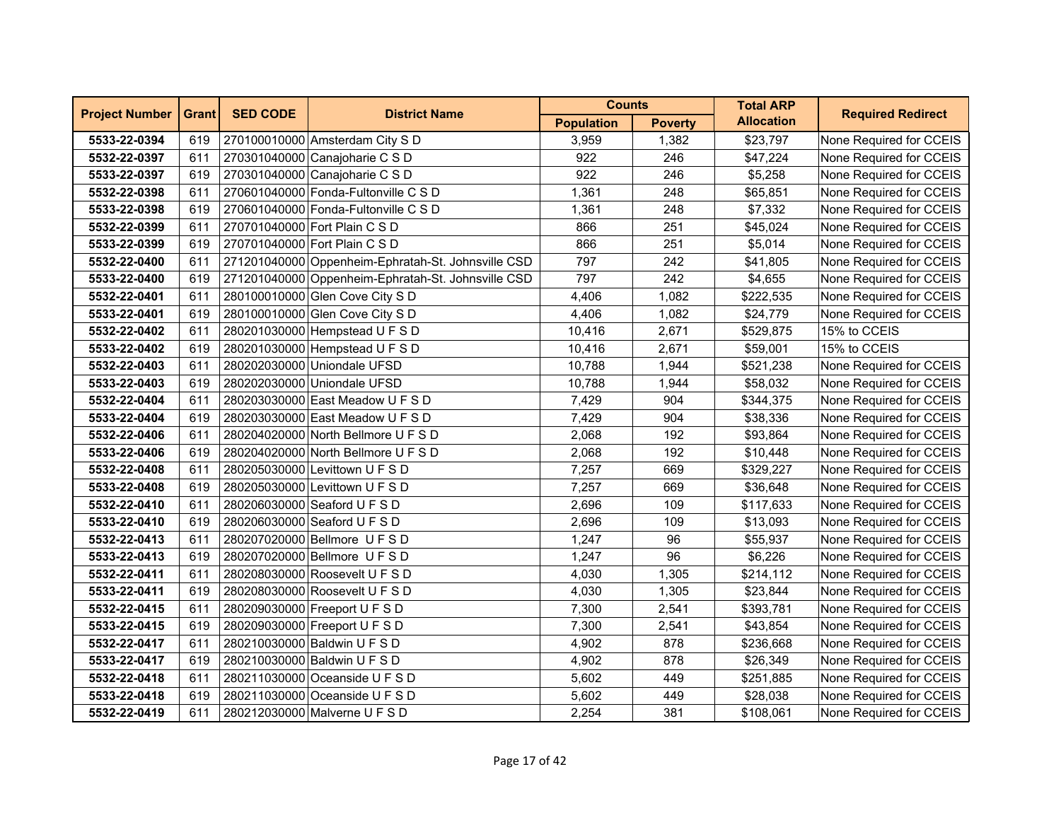| Project Number | Grant | SED CODE | District Name | Counts | | Total ARP Allocation | Required Redirect |
|---|---|---|---|---|---|---|---|
| | | | | Population | Poverty | | |
| **5533-22-0394** | 619 | 270100010000 | Amsterdam City S D | 3,959 | 1,382 | $23,797 | None Required for CCEIS |
| **5532-22-0397** | 611 | 270301040000 | Canajoharie C S D | 922 | 246 | $47,224 | None Required for CCEIS |
| **5533-22-0397** | 619 | 270301040000 | Canajoharie C S D | 922 | 246 | $5,258 | None Required for CCEIS |
| **5532-22-0398** | 611 | 270601040000 | Fonda-Fultonville C S D | 1,361 | 248 | $65,851 | None Required for CCEIS |
| **5533-22-0398** | 619 | 270601040000 | Fonda-Fultonville C S D | 1,361 | 248 | $7,332 | None Required for CCEIS |
| **5532-22-0399** | 611 | 270701040000 | Fort Plain C S D | 866 | 251 | $45,024 | None Required for CCEIS |
| **5533-22-0399** | 619 | 270701040000 | Fort Plain C S D | 866 | 251 | $5,014 | None Required for CCEIS |
| **5532-22-0400** | 611 | 271201040000 | Oppenheim-Ephratah-St. Johnsville CSD | 797 | 242 | $41,805 | None Required for CCEIS |
| **5533-22-0400** | 619 | 271201040000 | Oppenheim-Ephratah-St. Johnsville CSD | 797 | 242 | $4,655 | None Required for CCEIS |
| **5532-22-0401** | 611 | 280100010000 | Glen Cove City S D | 4,406 | 1,082 | $222,535 | None Required for CCEIS |
| **5533-22-0401** | 619 | 280100010000 | Glen Cove City S D | 4,406 | 1,082 | $24,779 | None Required for CCEIS |
| **5532-22-0402** | 611 | 280201030000 | Hempstead U F S D | 10,416 | 2,671 | $529,875 | 15% to CCEIS |
| **5533-22-0402** | 619 | 280201030000 | Hempstead U F S D | 10,416 | 2,671 | $59,001 | 15% to CCEIS |
| **5532-22-0403** | 611 | 280202030000 | Uniondale UFSD | 10,788 | 1,944 | $521,238 | None Required for CCEIS |
| **5533-22-0403** | 619 | 280202030000 | Uniondale UFSD | 10,788 | 1,944 | $58,032 | None Required for CCEIS |
| **5532-22-0404** | 611 | 280203030000 | East Meadow U F S D | 7,429 | 904 | $344,375 | None Required for CCEIS |
| **5533-22-0404** | 619 | 280203030000 | East Meadow U F S D | 7,429 | 904 | $38,336 | None Required for CCEIS |
| **5532-22-0406** | 611 | 280204020000 | North Bellmore U F S D | 2,068 | 192 | $93,864 | None Required for CCEIS |
| **5533-22-0406** | 619 | 280204020000 | North Bellmore U F S D | 2,068 | 192 | $10,448 | None Required for CCEIS |
| **5532-22-0408** | 611 | 280205030000 | Levittown U F S D | 7,257 | 669 | $329,227 | None Required for CCEIS |
| **5533-22-0408** | 619 | 280205030000 | Levittown U F S D | 7,257 | 669 | $36,648 | None Required for CCEIS |
| **5532-22-0410** | 611 | 280206030000 | Seaford U F S D | 2,696 | 109 | $117,633 | None Required for CCEIS |
| **5533-22-0410** | 619 | 280206030000 | Seaford U F S D | 2,696 | 109 | $13,093 | None Required for CCEIS |
| **5532-22-0413** | 611 | 280207020000 | Bellmore U F S D | 1,247 | 96 | $55,937 | None Required for CCEIS |
| **5533-22-0413** | 619 | 280207020000 | Bellmore U F S D | 1,247 | 96 | $6,226 | None Required for CCEIS |
| **5532-22-0411** | 611 | 280208030000 | Roosevelt U F S D | 4,030 | 1,305 | $214,112 | None Required for CCEIS |
| **5533-22-0411** | 619 | 280208030000 | Roosevelt U F S D | 4,030 | 1,305 | $23,844 | None Required for CCEIS |
| **5532-22-0415** | 611 | 280209030000 | Freeport U F S D | 7,300 | 2,541 | $393,781 | None Required for CCEIS |
| **5533-22-0415** | 619 | 280209030000 | Freeport U F S D | 7,300 | 2,541 | $43,854 | None Required for CCEIS |
| **5532-22-0417** | 611 | 280210030000 | Baldwin U F S D | 4,902 | 878 | $236,668 | None Required for CCEIS |
| **5533-22-0417** | 619 | 280210030000 | Baldwin U F S D | 4,902 | 878 | $26,349 | None Required for CCEIS |
| **5532-22-0418** | 611 | 280211030000 | Oceanside U F S D | 5,602 | 449 | $251,885 | None Required for CCEIS |
| **5533-22-0418** | 619 | 280211030000 | Oceanside U F S D | 5,602 | 449 | $28,038 | None Required for CCEIS |
| **5532-22-0419** | 611 | 280212030000 | Malverne U F S D | 2,254 | 381 | $108,061 | None Required for CCEIS |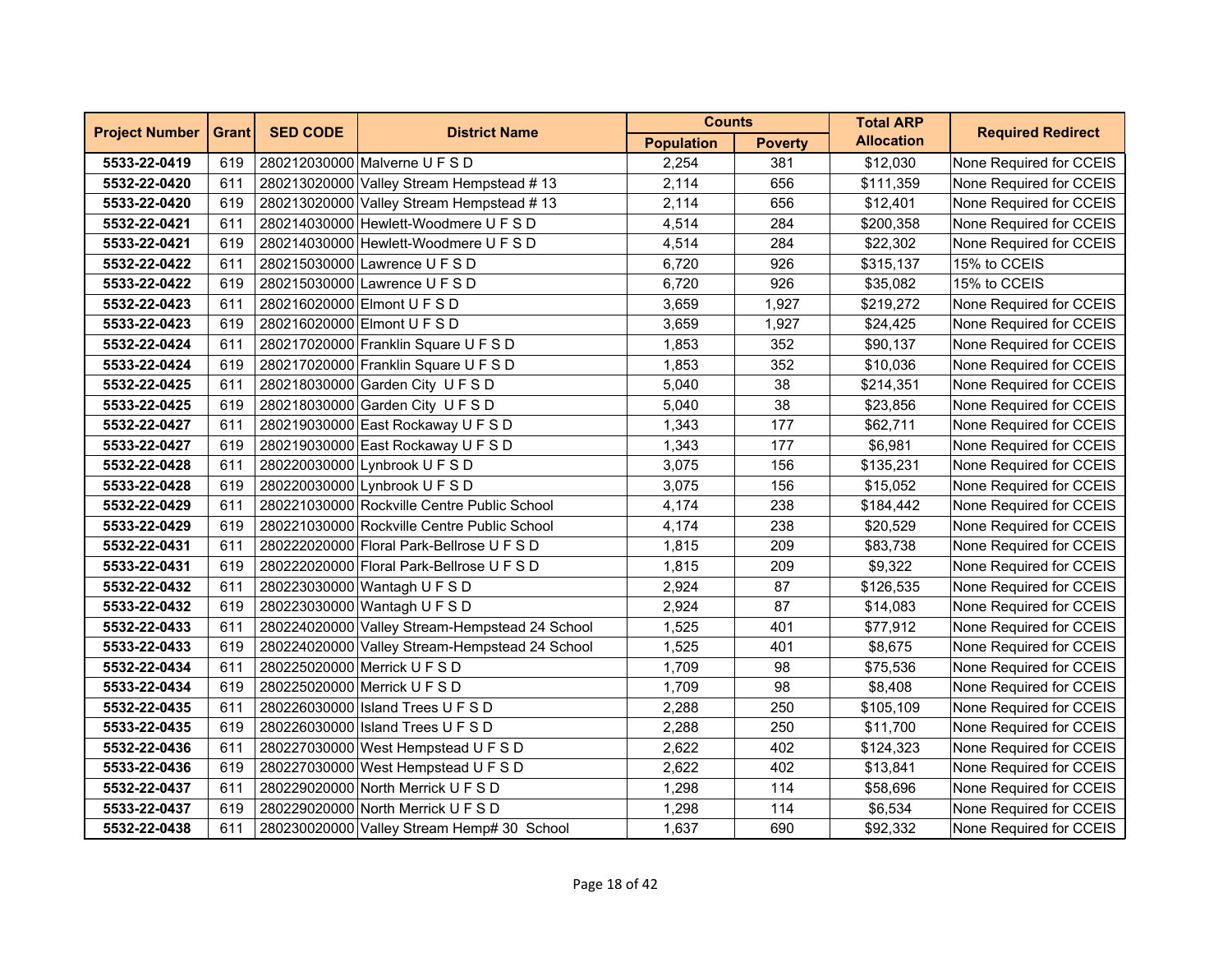| Project Number | Grant | SED CODE | District Name | Counts | | Total ARP Allocation | Required Redirect |
|---|---|---|---|---|---|---|---|
| | | | | Population | Poverty | | |
| **5533-22-0419** | 619 | 280212030000 | Malverne U F S D | 2,254 | 381 | $12,030 | None Required for CCEIS |
| **5532-22-0420** | 611 | 280213020000 | Valley Stream Hempstead # 13 | 2,114 | 656 | $111,359 | None Required for CCEIS |
| **5533-22-0420** | 619 | 280213020000 | Valley Stream Hempstead # 13 | 2,114 | 656 | $12,401 | None Required for CCEIS |
| **5532-22-0421** | 611 | 280214030000 | Hewlett-Woodmere U F S D | 4,514 | 284 | $200,358 | None Required for CCEIS |
| **5533-22-0421** | 619 | 280214030000 | Hewlett-Woodmere U F S D | 4,514 | 284 | $22,302 | None Required for CCEIS |
| **5532-22-0422** | 611 | 280215030000 | Lawrence U F S D | 6,720 | 926 | $315,137 | 15% to CCEIS |
| **5533-22-0422** | 619 | 280215030000 | Lawrence U F S D | 6,720 | 926 | $35,082 | 15% to CCEIS |
| **5532-22-0423** | 611 | 280216020000 | Elmont U F S D | 3,659 | 1,927 | $219,272 | None Required for CCEIS |
| **5533-22-0423** | 619 | 280216020000 | Elmont U F S D | 3,659 | 1,927 | $24,425 | None Required for CCEIS |
| **5532-22-0424** | 611 | 280217020000 | Franklin Square U F S D | 1,853 | 352 | $90,137 | None Required for CCEIS |
| **5533-22-0424** | 619 | 280217020000 | Franklin Square U F S D | 1,853 | 352 | $10,036 | None Required for CCEIS |
| **5532-22-0425** | 611 | 280218030000 | Garden City U F S D | 5,040 | 38 | $214,351 | None Required for CCEIS |
| **5533-22-0425** | 619 | 280218030000 | Garden City U F S D | 5,040 | 38 | $23,856 | None Required for CCEIS |
| **5532-22-0427** | 611 | 280219030000 | East Rockaway U F S D | 1,343 | 177 | $62,711 | None Required for CCEIS |
| **5533-22-0427** | 619 | 280219030000 | East Rockaway U F S D | 1,343 | 177 | $6,981 | None Required for CCEIS |
| **5532-22-0428** | 611 | 280220030000 | Lynbrook U F S D | 3,075 | 156 | $135,231 | None Required for CCEIS |
| **5533-22-0428** | 619 | 280220030000 | Lynbrook U F S D | 3,075 | 156 | $15,052 | None Required for CCEIS |
| **5532-22-0429** | 611 | 280221030000 | Rockville Centre Public School | 4,174 | 238 | $184,442 | None Required for CCEIS |
| **5533-22-0429** | 619 | 280221030000 | Rockville Centre Public School | 4,174 | 238 | $20,529 | None Required for CCEIS |
| **5532-22-0431** | 611 | 280222020000 | Floral Park-Bellrose U F S D | 1,815 | 209 | $83,738 | None Required for CCEIS |
| **5533-22-0431** | 619 | 280222020000 | Floral Park-Bellrose U F S D | 1,815 | 209 | $9,322 | None Required for CCEIS |
| **5532-22-0432** | 611 | 280223030000 | Wantagh U F S D | 2,924 | 87 | $126,535 | None Required for CCEIS |
| **5533-22-0432** | 619 | 280223030000 | Wantagh U F S D | 2,924 | 87 | $14,083 | None Required for CCEIS |
| **5532-22-0433** | 611 | 280224020000 | Valley Stream-Hempstead 24 School | 1,525 | 401 | $77,912 | None Required for CCEIS |
| **5533-22-0433** | 619 | 280224020000 | Valley Stream-Hempstead 24 School | 1,525 | 401 | $8,675 | None Required for CCEIS |
| **5532-22-0434** | 611 | 280225020000 | Merrick U F S D | 1,709 | 98 | $75,536 | None Required for CCEIS |
| **5533-22-0434** | 619 | 280225020000 | Merrick U F S D | 1,709 | 98 | $8,408 | None Required for CCEIS |
| **5532-22-0435** | 611 | 280226030000 | Island Trees U F S D | 2,288 | 250 | $105,109 | None Required for CCEIS |
| **5533-22-0435** | 619 | 280226030000 | Island Trees U F S D | 2,288 | 250 | $11,700 | None Required for CCEIS |
| **5532-22-0436** | 611 | 280227030000 | West Hempstead U F S D | 2,622 | 402 | $124,323 | None Required for CCEIS |
| **5533-22-0436** | 619 | 280227030000 | West Hempstead U F S D | 2,622 | 402 | $13,841 | None Required for CCEIS |
| **5532-22-0437** | 611 | 280229020000 | North Merrick U F S D | 1,298 | 114 | $58,696 | None Required for CCEIS |
| **5533-22-0437** | 619 | 280229020000 | North Merrick U F S D | 1,298 | 114 | $6,534 | None Required for CCEIS |
| **5532-22-0438** | 611 | 280230020000 | Valley Stream Hemp# 30 School | 1,637 | 690 | $92,332 | None Required for CCEIS |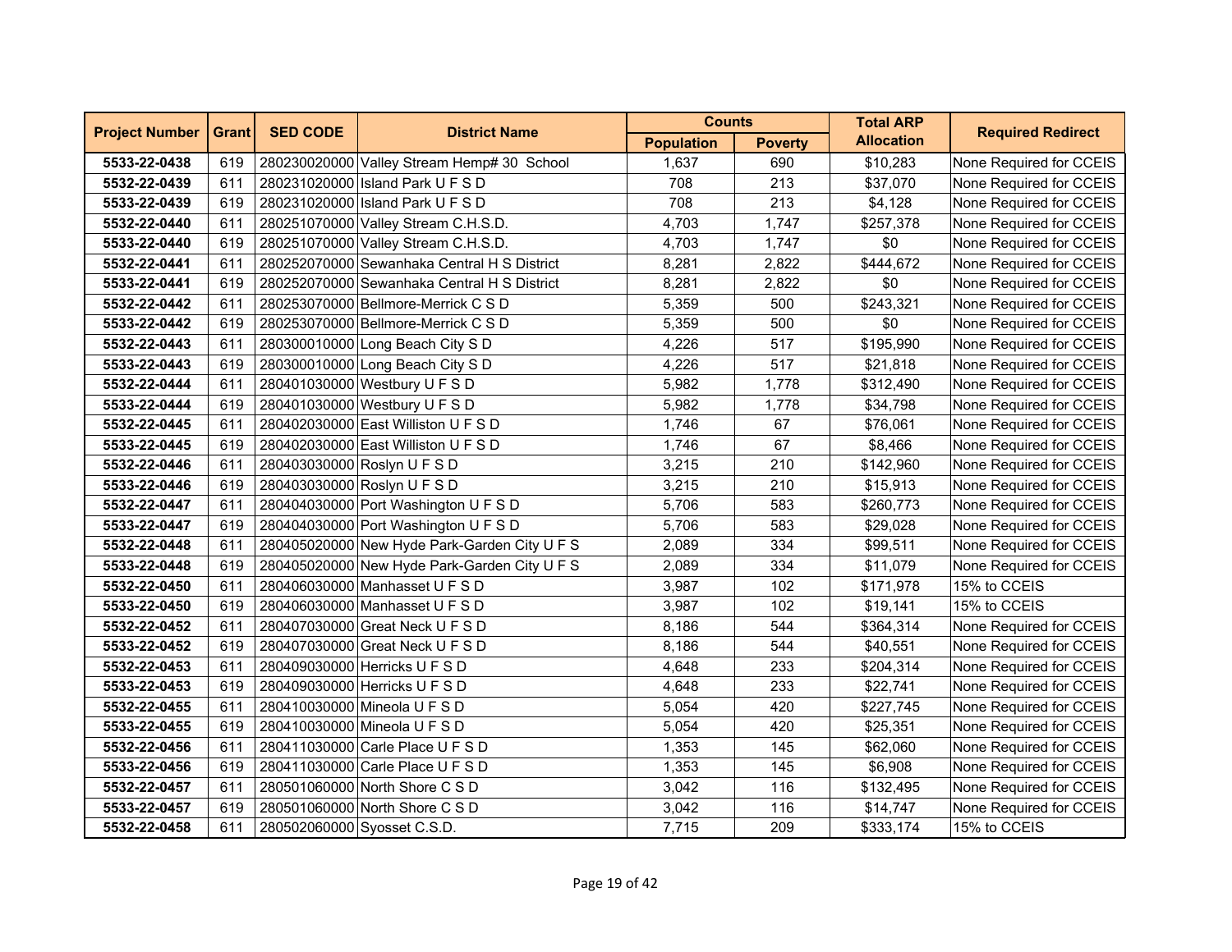| Project Number | Grant | SED CODE | District Name | Counts | | Total ARP Allocation | Required Redirect |
|---|---|---|---|---|---|---|---|
| | | | | Population | Poverty | | |
| **5533-22-0438** | 619 | 280230020000 | Valley Stream Hemp# 30 School | 1,637 | 690 | $10,283 | None Required for CCEIS |
| **5532-22-0439** | 611 | 280231020000 | Island Park U F S D | 708 | 213 | $37,070 | None Required for CCEIS |
| **5533-22-0439** | 619 | 280231020000 | Island Park U F S D | 708 | 213 | $4,128 | None Required for CCEIS |
| **5532-22-0440** | 611 | 280251070000 | Valley Stream C.H.S.D. | 4,703 | 1,747 | $257,378 | None Required for CCEIS |
| **5533-22-0440** | 619 | 280251070000 | Valley Stream C.H.S.D. | 4,703 | 1,747 | $0 | None Required for CCEIS |
| **5532-22-0441** | 611 | 280252070000 | Sewanhaka Central H S District | 8,281 | 2,822 | $444,672 | None Required for CCEIS |
| **5533-22-0441** | 619 | 280252070000 | Sewanhaka Central H S District | 8,281 | 2,822 | $0 | None Required for CCEIS |
| **5532-22-0442** | 611 | 280253070000 | Bellmore-Merrick C S D | 5,359 | 500 | $243,321 | None Required for CCEIS |
| **5533-22-0442** | 619 | 280253070000 | Bellmore-Merrick C S D | 5,359 | 500 | $0 | None Required for CCEIS |
| **5532-22-0443** | 611 | 280300010000 | Long Beach City S D | 4,226 | 517 | $195,990 | None Required for CCEIS |
| **5533-22-0443** | 619 | 280300010000 | Long Beach City S D | 4,226 | 517 | $21,818 | None Required for CCEIS |
| **5532-22-0444** | 611 | 280401030000 | Westbury U F S D | 5,982 | 1,778 | $312,490 | None Required for CCEIS |
| **5533-22-0444** | 619 | 280401030000 | Westbury U F S D | 5,982 | 1,778 | $34,798 | None Required for CCEIS |
| **5532-22-0445** | 611 | 280402030000 | East Williston U F S D | 1,746 | 67 | $76,061 | None Required for CCEIS |
| **5533-22-0445** | 619 | 280402030000 | East Williston U F S D | 1,746 | 67 | $8,466 | None Required for CCEIS |
| **5532-22-0446** | 611 | 280403030000 | Roslyn U F S D | 3,215 | 210 | $142,960 | None Required for CCEIS |
| **5533-22-0446** | 619 | 280403030000 | Roslyn U F S D | 3,215 | 210 | $15,913 | None Required for CCEIS |
| **5532-22-0447** | 611 | 280404030000 | Port Washington U F S D | 5,706 | 583 | $260,773 | None Required for CCEIS |
| **5533-22-0447** | 619 | 280404030000 | Port Washington U F S D | 5,706 | 583 | $29,028 | None Required for CCEIS |
| **5532-22-0448** | 611 | 280405020000 | New Hyde Park-Garden City U F S | 2,089 | 334 | $99,511 | None Required for CCEIS |
| **5533-22-0448** | 619 | 280405020000 | New Hyde Park-Garden City U F S | 2,089 | 334 | $11,079 | None Required for CCEIS |
| **5532-22-0450** | 611 | 280406030000 | Manhasset U F S D | 3,987 | 102 | $171,978 | 15% to CCEIS |
| **5533-22-0450** | 619 | 280406030000 | Manhasset U F S D | 3,987 | 102 | $19,141 | 15% to CCEIS |
| **5532-22-0452** | 611 | 280407030000 | Great Neck U F S D | 8,186 | 544 | $364,314 | None Required for CCEIS |
| **5533-22-0452** | 619 | 280407030000 | Great Neck U F S D | 8,186 | 544 | $40,551 | None Required for CCEIS |
| **5532-22-0453** | 611 | 280409030000 | Herricks U F S D | 4,648 | 233 | $204,314 | None Required for CCEIS |
| **5533-22-0453** | 619 | 280409030000 | Herricks U F S D | 4,648 | 233 | $22,741 | None Required for CCEIS |
| **5532-22-0455** | 611 | 280410030000 | Mineola U F S D | 5,054 | 420 | $227,745 | None Required for CCEIS |
| **5533-22-0455** | 619 | 280410030000 | Mineola U F S D | 5,054 | 420 | $25,351 | None Required for CCEIS |
| **5532-22-0456** | 611 | 280411030000 | Carle Place U F S D | 1,353 | 145 | $62,060 | None Required for CCEIS |
| **5533-22-0456** | 619 | 280411030000 | Carle Place U F S D | 1,353 | 145 | $6,908 | None Required for CCEIS |
| **5532-22-0457** | 611 | 280501060000 | North Shore C S D | 3,042 | 116 | $132,495 | None Required for CCEIS |
| **5533-22-0457** | 619 | 280501060000 | North Shore C S D | 3,042 | 116 | $14,747 | None Required for CCEIS |
| **5532-22-0458** | 611 | 280502060000 | Syosset C.S.D. | 7,715 | 209 | $333,174 | 15% to CCEIS |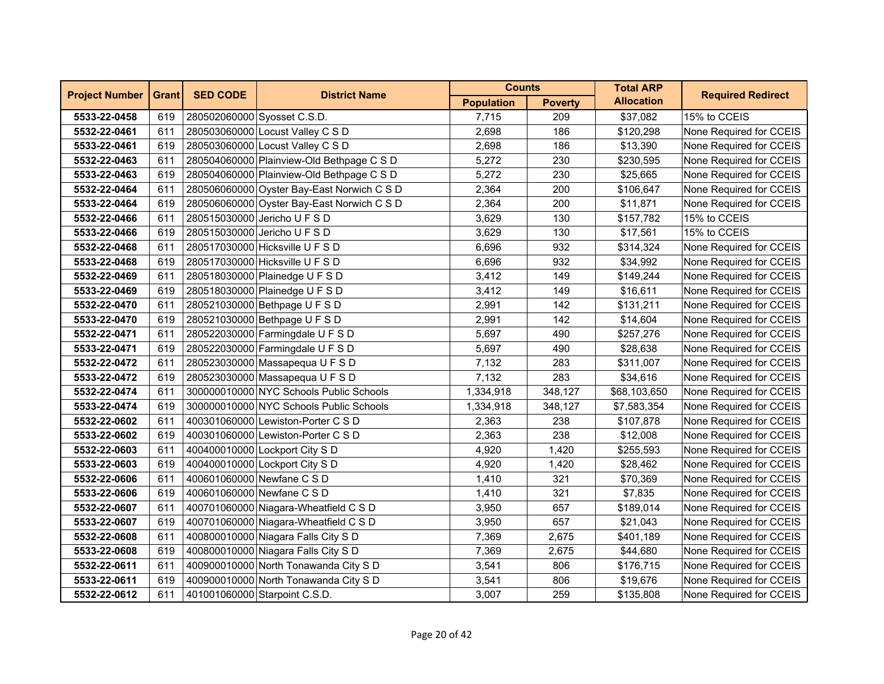| Project Number | Grant | SED CODE | District Name | Counts | | Total ARP Allocation | Required Redirect |
|---|---|---|---|---|---|---|---|
| | | | | Population | Poverty | | |
| **5533-22-0458** | 619 | 280502060000 | Syosset C.S.D. | 7,715 | 209 | $37,082 | 15% to CCEIS |
| **5532-22-0461** | 611 | 280503060000 | Locust Valley C S D | 2,698 | 186 | $120,298 | None Required for CCEIS |
| **5533-22-0461** | 619 | 280503060000 | Locust Valley C S D | 2,698 | 186 | $13,390 | None Required for CCEIS |
| **5532-22-0463** | 611 | 280504060000 | Plainview-Old Bethpage C S D | 5,272 | 230 | $230,595 | None Required for CCEIS |
| **5533-22-0463** | 619 | 280504060000 | Plainview-Old Bethpage C S D | 5,272 | 230 | $25,665 | None Required for CCEIS |
| **5532-22-0464** | 611 | 280506060000 | Oyster Bay-East Norwich C S D | 2,364 | 200 | $106,647 | None Required for CCEIS |
| **5533-22-0464** | 619 | 280506060000 | Oyster Bay-East Norwich C S D | 2,364 | 200 | $11,871 | None Required for CCEIS |
| **5532-22-0466** | 611 | 280515030000 | Jericho U F S D | 3,629 | 130 | $157,782 | 15% to CCEIS |
| **5533-22-0466** | 619 | 280515030000 | Jericho U F S D | 3,629 | 130 | $17,561 | 15% to CCEIS |
| **5532-22-0468** | 611 | 280517030000 | Hicksville U F S D | 6,696 | 932 | $314,324 | None Required for CCEIS |
| **5533-22-0468** | 619 | 280517030000 | Hicksville U F S D | 6,696 | 932 | $34,992 | None Required for CCEIS |
| **5532-22-0469** | 611 | 280518030000 | Plainedge U F S D | 3,412 | 149 | $149,244 | None Required for CCEIS |
| **5533-22-0469** | 619 | 280518030000 | Plainedge U F S D | 3,412 | 149 | $16,611 | None Required for CCEIS |
| **5532-22-0470** | 611 | 280521030000 | Bethpage U F S D | 2,991 | 142 | $131,211 | None Required for CCEIS |
| **5533-22-0470** | 619 | 280521030000 | Bethpage U F S D | 2,991 | 142 | $14,604 | None Required for CCEIS |
| **5532-22-0471** | 611 | 280522030000 | Farmingdale U F S D | 5,697 | 490 | $257,276 | None Required for CCEIS |
| **5533-22-0471** | 619 | 280522030000 | Farmingdale U F S D | 5,697 | 490 | $28,638 | None Required for CCEIS |
| **5532-22-0472** | 611 | 280523030000 | Massapequa U F S D | 7,132 | 283 | $311,007 | None Required for CCEIS |
| **5533-22-0472** | 619 | 280523030000 | Massapequa U F S D | 7,132 | 283 | $34,616 | None Required for CCEIS |
| **5532-22-0474** | 611 | 300000010000 | NYC Schools Public Schools | 1,334,918 | 348,127 | $68,103,650 | None Required for CCEIS |
| **5533-22-0474** | 619 | 300000010000 | NYC Schools Public Schools | 1,334,918 | 348,127 | $7,583,354 | None Required for CCEIS |
| **5532-22-0602** | 611 | 400301060000 | Lewiston-Porter C S D | 2,363 | 238 | $107,878 | None Required for CCEIS |
| **5533-22-0602** | 619 | 400301060000 | Lewiston-Porter C S D | 2,363 | 238 | $12,008 | None Required for CCEIS |
| **5532-22-0603** | 611 | 400400010000 | Lockport City S D | 4,920 | 1,420 | $255,593 | None Required for CCEIS |
| **5533-22-0603** | 619 | 400400010000 | Lockport City S D | 4,920 | 1,420 | $28,462 | None Required for CCEIS |
| **5532-22-0606** | 611 | 400601060000 | Newfane C S D | 1,410 | 321 | $70,369 | None Required for CCEIS |
| **5533-22-0606** | 619 | 400601060000 | Newfane C S D | 1,410 | 321 | $7,835 | None Required for CCEIS |
| **5532-22-0607** | 611 | 400701060000 | Niagara-Wheatfield C S D | 3,950 | 657 | $189,014 | None Required for CCEIS |
| **5533-22-0607** | 619 | 400701060000 | Niagara-Wheatfield C S D | 3,950 | 657 | $21,043 | None Required for CCEIS |
| **5532-22-0608** | 611 | 400800010000 | Niagara Falls City S D | 7,369 | 2,675 | $401,189 | None Required for CCEIS |
| **5533-22-0608** | 619 | 400800010000 | Niagara Falls City S D | 7,369 | 2,675 | $44,680 | None Required for CCEIS |
| **5532-22-0611** | 611 | 400900010000 | North Tonawanda City S D | 3,541 | 806 | $176,715 | None Required for CCEIS |
| **5533-22-0611** | 619 | 400900010000 | North Tonawanda City S D | 3,541 | 806 | $19,676 | None Required for CCEIS |
| **5532-22-0612** | 611 | 401001060000 | Starpoint C.S.D. | 3,007 | 259 | $135,808 | None Required for CCEIS |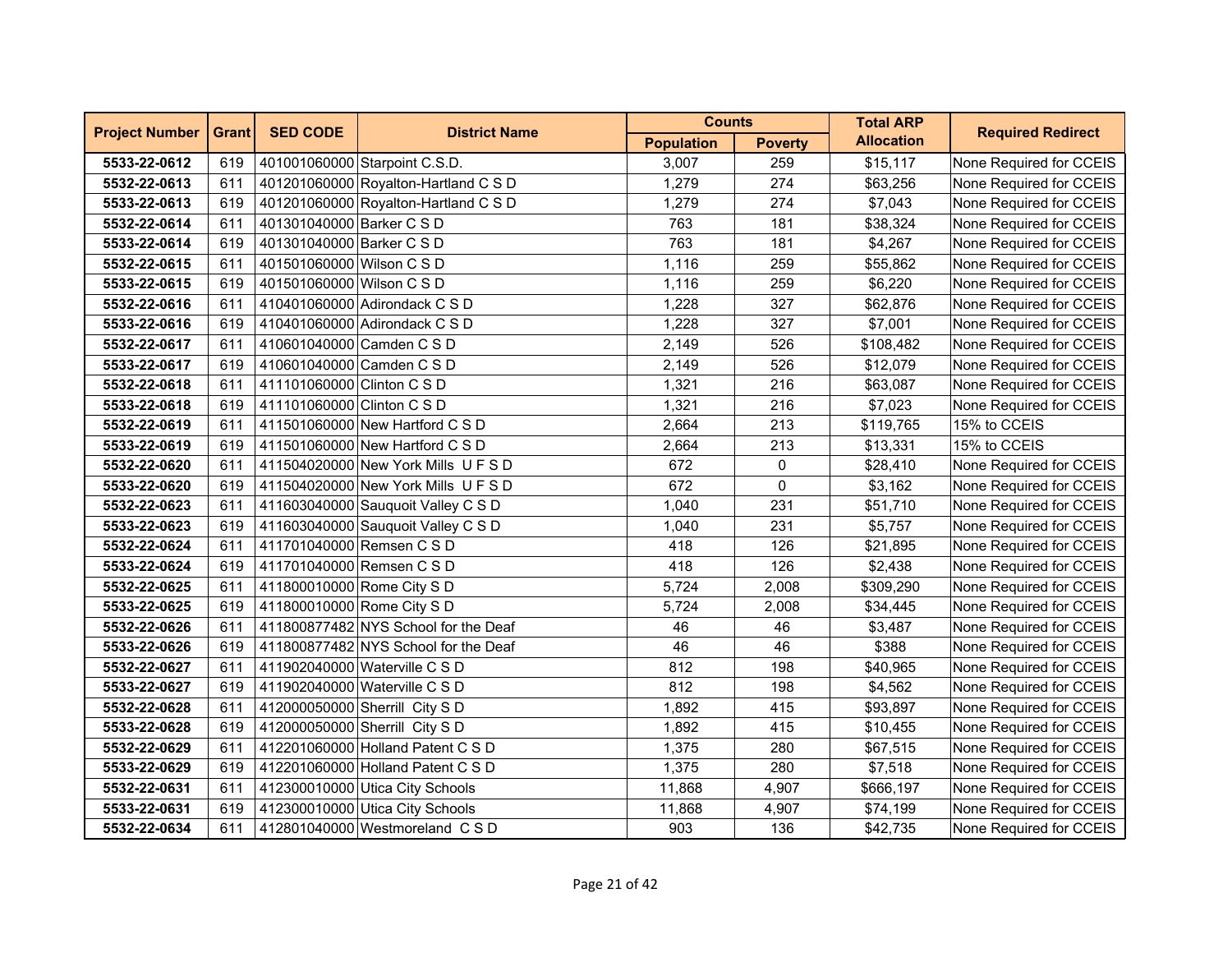| Project Number | Grant | SED CODE | District Name | Counts | | Total ARP Allocation | Required Redirect |
|---|---|---|---|---|---|---|---|
| | | | | Population | Poverty | | |
| **5533-22-0612** | 619 | 401001060000 | Starpoint C.S.D. | 3,007 | 259 | $15,117 | None Required for CCEIS |
| **5532-22-0613** | 611 | 401201060000 | Royalton-Hartland C S D | 1,279 | 274 | $63,256 | None Required for CCEIS |
| **5533-22-0613** | 619 | 401201060000 | Royalton-Hartland C S D | 1,279 | 274 | $7,043 | None Required for CCEIS |
| **5532-22-0614** | 611 | 401301040000 | Barker C S D | 763 | 181 | $38,324 | None Required for CCEIS |
| **5533-22-0614** | 619 | 401301040000 | Barker C S D | 763 | 181 | $4,267 | None Required for CCEIS |
| **5532-22-0615** | 611 | 401501060000 | Wilson C S D | 1,116 | 259 | $55,862 | None Required for CCEIS |
| **5533-22-0615** | 619 | 401501060000 | Wilson C S D | 1,116 | 259 | $6,220 | None Required for CCEIS |
| **5532-22-0616** | 611 | 410401060000 | Adirondack C S D | 1,228 | 327 | $62,876 | None Required for CCEIS |
| **5533-22-0616** | 619 | 410401060000 | Adirondack C S D | 1,228 | 327 | $7,001 | None Required for CCEIS |
| **5532-22-0617** | 611 | 410601040000 | Camden C S D | 2,149 | 526 | $108,482 | None Required for CCEIS |
| **5533-22-0617** | 619 | 410601040000 | Camden C S D | 2,149 | 526 | $12,079 | None Required for CCEIS |
| **5532-22-0618** | 611 | 411101060000 | Clinton C S D | 1,321 | 216 | $63,087 | None Required for CCEIS |
| **5533-22-0618** | 619 | 411101060000 | Clinton C S D | 1,321 | 216 | $7,023 | None Required for CCEIS |
| **5532-22-0619** | 611 | 411501060000 | New Hartford C S D | 2,664 | 213 | $119,765 | 15% to CCEIS |
| **5533-22-0619** | 619 | 411501060000 | New Hartford C S D | 2,664 | 213 | $13,331 | 15% to CCEIS |
| **5532-22-0620** | 611 | 411504020000 | New York Mills U F S D | 672 | 0 | $28,410 | None Required for CCEIS |
| **5533-22-0620** | 619 | 411504020000 | New York Mills U F S D | 672 | 0 | $3,162 | None Required for CCEIS |
| **5532-22-0623** | 611 | 411603040000 | Sauquoit Valley C S D | 1,040 | 231 | $51,710 | None Required for CCEIS |
| **5533-22-0623** | 619 | 411603040000 | Sauquoit Valley C S D | 1,040 | 231 | $5,757 | None Required for CCEIS |
| **5532-22-0624** | 611 | 411701040000 | Remsen C S D | 418 | 126 | $21,895 | None Required for CCEIS |
| **5533-22-0624** | 619 | 411701040000 | Remsen C S D | 418 | 126 | $2,438 | None Required for CCEIS |
| **5532-22-0625** | 611 | 411800010000 | Rome City S D | 5,724 | 2,008 | $309,290 | None Required for CCEIS |
| **5533-22-0625** | 619 | 411800010000 | Rome City S D | 5,724 | 2,008 | $34,445 | None Required for CCEIS |
| **5532-22-0626** | 611 | 411800877482 | NYS School for the Deaf | 46 | 46 | $3,487 | None Required for CCEIS |
| **5533-22-0626** | 619 | 411800877482 | NYS School for the Deaf | 46 | 46 | $388 | None Required for CCEIS |
| **5532-22-0627** | 611 | 411902040000 | Waterville C S D | 812 | 198 | $40,965 | None Required for CCEIS |
| **5533-22-0627** | 619 | 411902040000 | Waterville C S D | 812 | 198 | $4,562 | None Required for CCEIS |
| **5532-22-0628** | 611 | 412000050000 | Sherrill City S D | 1,892 | 415 | $93,897 | None Required for CCEIS |
| **5533-22-0628** | 619 | 412000050000 | Sherrill City S D | 1,892 | 415 | $10,455 | None Required for CCEIS |
| **5532-22-0629** | 611 | 412201060000 | Holland Patent C S D | 1,375 | 280 | $67,515 | None Required for CCEIS |
| **5533-22-0629** | 619 | 412201060000 | Holland Patent C S D | 1,375 | 280 | $7,518 | None Required for CCEIS |
| **5532-22-0631** | 611 | 412300010000 | Utica City Schools | 11,868 | 4,907 | $666,197 | None Required for CCEIS |
| **5533-22-0631** | 619 | 412300010000 | Utica City Schools | 11,868 | 4,907 | $74,199 | None Required for CCEIS |
| **5532-22-0634** | 611 | 412801040000 | Westmoreland C S D | 903 | 136 | $42,735 | None Required for CCEIS |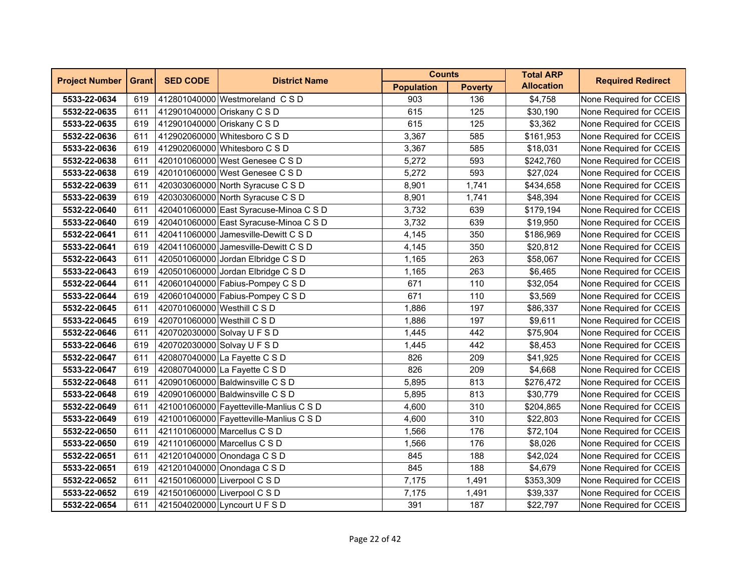| Project Number | Grant | SED CODE | District Name | Counts | | Total ARP Allocation | Required Redirect |
|---|---|---|---|---|---|---|---|
| | | | | Population | Poverty | | |
| **5533-22-0634** | 619 | 412801040000 | Westmoreland C S D | 903 | 136 | $4,758 | None Required for CCEIS |
| **5532-22-0635** | 611 | 412901040000 | Oriskany C S D | 615 | 125 | $30,190 | None Required for CCEIS |
| **5533-22-0635** | 619 | 412901040000 | Oriskany C S D | 615 | 125 | $3,362 | None Required for CCEIS |
| **5532-22-0636** | 611 | 412902060000 | Whitesboro C S D | 3,367 | 585 | $161,953 | None Required for CCEIS |
| **5533-22-0636** | 619 | 412902060000 | Whitesboro C S D | 3,367 | 585 | $18,031 | None Required for CCEIS |
| **5532-22-0638** | 611 | 420101060000 | West Genesee C S D | 5,272 | 593 | $242,760 | None Required for CCEIS |
| **5533-22-0638** | 619 | 420101060000 | West Genesee C S D | 5,272 | 593 | $27,024 | None Required for CCEIS |
| **5532-22-0639** | 611 | 420303060000 | North Syracuse C S D | 8,901 | 1,741 | $434,658 | None Required for CCEIS |
| **5533-22-0639** | 619 | 420303060000 | North Syracuse C S D | 8,901 | 1,741 | $48,394 | None Required for CCEIS |
| **5532-22-0640** | 611 | 420401060000 | East Syracuse-Minoa C S D | 3,732 | 639 | $179,194 | None Required for CCEIS |
| **5533-22-0640** | 619 | 420401060000 | East Syracuse-Minoa C S D | 3,732 | 639 | $19,950 | None Required for CCEIS |
| **5532-22-0641** | 611 | 420411060000 | Jamesville-Dewitt C S D | 4,145 | 350 | $186,969 | None Required for CCEIS |
| **5533-22-0641** | 619 | 420411060000 | Jamesville-Dewitt C S D | 4,145 | 350 | $20,812 | None Required for CCEIS |
| **5532-22-0643** | 611 | 420501060000 | Jordan Elbridge C S D | 1,165 | 263 | $58,067 | None Required for CCEIS |
| **5533-22-0643** | 619 | 420501060000 | Jordan Elbridge C S D | 1,165 | 263 | $6,465 | None Required for CCEIS |
| **5532-22-0644** | 611 | 420601040000 | Fabius-Pompey C S D | 671 | 110 | $32,054 | None Required for CCEIS |
| **5533-22-0644** | 619 | 420601040000 | Fabius-Pompey C S D | 671 | 110 | $3,569 | None Required for CCEIS |
| **5532-22-0645** | 611 | 420701060000 | Westhill C S D | 1,886 | 197 | $86,337 | None Required for CCEIS |
| **5533-22-0645** | 619 | 420701060000 | Westhill C S D | 1,886 | 197 | $9,611 | None Required for CCEIS |
| **5532-22-0646** | 611 | 420702030000 | Solvay U F S D | 1,445 | 442 | $75,904 | None Required for CCEIS |
| **5533-22-0646** | 619 | 420702030000 | Solvay U F S D | 1,445 | 442 | $8,453 | None Required for CCEIS |
| **5532-22-0647** | 611 | 420807040000 | La Fayette C S D | 826 | 209 | $41,925 | None Required for CCEIS |
| **5533-22-0647** | 619 | 420807040000 | La Fayette C S D | 826 | 209 | $4,668 | None Required for CCEIS |
| **5532-22-0648** | 611 | 420901060000 | Baldwinsville C S D | 5,895 | 813 | $276,472 | None Required for CCEIS |
| **5533-22-0648** | 619 | 420901060000 | Baldwinsville C S D | 5,895 | 813 | $30,779 | None Required for CCEIS |
| **5532-22-0649** | 611 | 421001060000 | Fayetteville-Manlius C S D | 4,600 | 310 | $204,865 | None Required for CCEIS |
| **5533-22-0649** | 619 | 421001060000 | Fayetteville-Manlius C S D | 4,600 | 310 | $22,803 | None Required for CCEIS |
| **5532-22-0650** | 611 | 421101060000 | Marcellus C S D | 1,566 | 176 | $72,104 | None Required for CCEIS |
| **5533-22-0650** | 619 | 421101060000 | Marcellus C S D | 1,566 | 176 | $8,026 | None Required for CCEIS |
| **5532-22-0651** | 611 | 421201040000 | Onondaga C S D | 845 | 188 | $42,024 | None Required for CCEIS |
| **5533-22-0651** | 619 | 421201040000 | Onondaga C S D | 845 | 188 | $4,679 | None Required for CCEIS |
| **5532-22-0652** | 611 | 421501060000 | Liverpool C S D | 7,175 | 1,491 | $353,309 | None Required for CCEIS |
| **5533-22-0652** | 619 | 421501060000 | Liverpool C S D | 7,175 | 1,491 | $39,337 | None Required for CCEIS |
| **5532-22-0654** | 611 | 421504020000 | Lyncourt U F S D | 391 | 187 | $22,797 | None Required for CCEIS |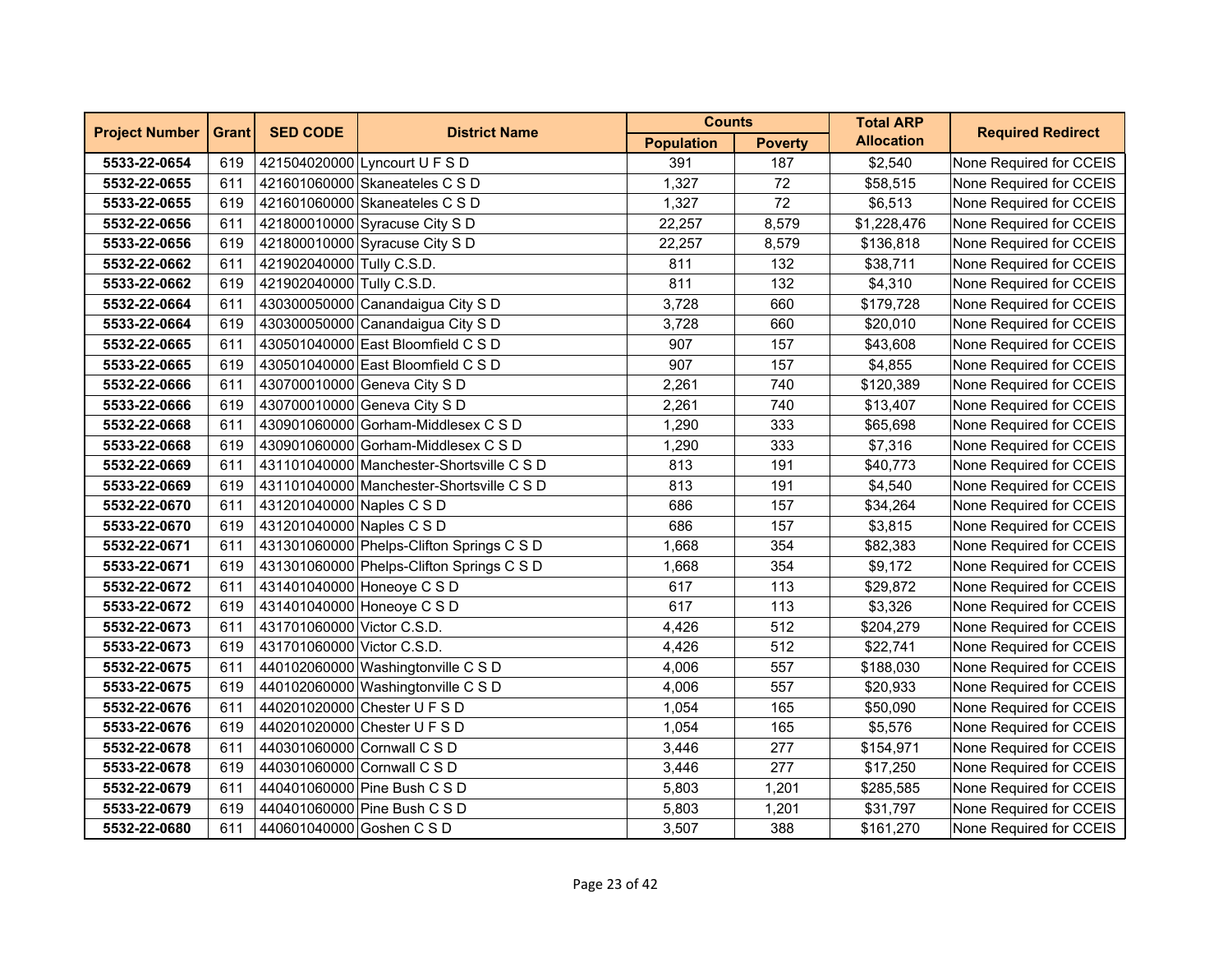| Project Number | Grant | SED CODE | District Name | Counts | | Total ARP Allocation | Required Redirect |
|---|---|---|---|---|---|---|---|
| | | | | Population | Poverty | | |
| **5533-22-0654** | 619 | 421504020000 | Lyncourt U F S D | 391 | 187 | $2,540 | None Required for CCEIS |
| **5532-22-0655** | 611 | 421601060000 | Skaneateles C S D | 1,327 | 72 | $58,515 | None Required for CCEIS |
| **5533-22-0655** | 619 | 421601060000 | Skaneateles C S D | 1,327 | 72 | $6,513 | None Required for CCEIS |
| **5532-22-0656** | 611 | 421800010000 | Syracuse City S D | 22,257 | 8,579 | $1,228,476 | None Required for CCEIS |
| **5533-22-0656** | 619 | 421800010000 | Syracuse City S D | 22,257 | 8,579 | $136,818 | None Required for CCEIS |
| **5532-22-0662** | 611 | 421902040000 | Tully C.S.D. | 811 | 132 | $38,711 | None Required for CCEIS |
| **5533-22-0662** | 619 | 421902040000 | Tully C.S.D. | 811 | 132 | $4,310 | None Required for CCEIS |
| **5532-22-0664** | 611 | 430300050000 | Canandaigua City S D | 3,728 | 660 | $179,728 | None Required for CCEIS |
| **5533-22-0664** | 619 | 430300050000 | Canandaigua City S D | 3,728 | 660 | $20,010 | None Required for CCEIS |
| **5532-22-0665** | 611 | 430501040000 | East Bloomfield C S D | 907 | 157 | $43,608 | None Required for CCEIS |
| **5533-22-0665** | 619 | 430501040000 | East Bloomfield C S D | 907 | 157 | $4,855 | None Required for CCEIS |
| **5532-22-0666** | 611 | 430700010000 | Geneva City S D | 2,261 | 740 | $120,389 | None Required for CCEIS |
| **5533-22-0666** | 619 | 430700010000 | Geneva City S D | 2,261 | 740 | $13,407 | None Required for CCEIS |
| **5532-22-0668** | 611 | 430901060000 | Gorham-Middlesex C S D | 1,290 | 333 | $65,698 | None Required for CCEIS |
| **5533-22-0668** | 619 | 430901060000 | Gorham-Middlesex C S D | 1,290 | 333 | $7,316 | None Required for CCEIS |
| **5532-22-0669** | 611 | 431101040000 | Manchester-Shortsville C S D | 813 | 191 | $40,773 | None Required for CCEIS |
| **5533-22-0669** | 619 | 431101040000 | Manchester-Shortsville C S D | 813 | 191 | $4,540 | None Required for CCEIS |
| **5532-22-0670** | 611 | 431201040000 | Naples C S D | 686 | 157 | $34,264 | None Required for CCEIS |
| **5533-22-0670** | 619 | 431201040000 | Naples C S D | 686 | 157 | $3,815 | None Required for CCEIS |
| **5532-22-0671** | 611 | 431301060000 | Phelps-Clifton Springs C S D | 1,668 | 354 | $82,383 | None Required for CCEIS |
| **5533-22-0671** | 619 | 431301060000 | Phelps-Clifton Springs C S D | 1,668 | 354 | $9,172 | None Required for CCEIS |
| **5532-22-0672** | 611 | 431401040000 | Honeoye C S D | 617 | 113 | $29,872 | None Required for CCEIS |
| **5533-22-0672** | 619 | 431401040000 | Honeoye C S D | 617 | 113 | $3,326 | None Required for CCEIS |
| **5532-22-0673** | 611 | 431701060000 | Victor C.S.D. | 4,426 | 512 | $204,279 | None Required for CCEIS |
| **5533-22-0673** | 619 | 431701060000 | Victor C.S.D. | 4,426 | 512 | $22,741 | None Required for CCEIS |
| **5532-22-0675** | 611 | 440102060000 | Washingtonville C S D | 4,006 | 557 | $188,030 | None Required for CCEIS |
| **5533-22-0675** | 619 | 440102060000 | Washingtonville C S D | 4,006 | 557 | $20,933 | None Required for CCEIS |
| **5532-22-0676** | 611 | 440201020000 | Chester U F S D | 1,054 | 165 | $50,090 | None Required for CCEIS |
| **5533-22-0676** | 619 | 440201020000 | Chester U F S D | 1,054 | 165 | $5,576 | None Required for CCEIS |
| **5532-22-0678** | 611 | 440301060000 | Cornwall C S D | 3,446 | 277 | $154,971 | None Required for CCEIS |
| **5533-22-0678** | 619 | 440301060000 | Cornwall C S D | 3,446 | 277 | $17,250 | None Required for CCEIS |
| **5532-22-0679** | 611 | 440401060000 | Pine Bush C S D | 5,803 | 1,201 | $285,585 | None Required for CCEIS |
| **5533-22-0679** | 619 | 440401060000 | Pine Bush C S D | 5,803 | 1,201 | $31,797 | None Required for CCEIS |
| **5532-22-0680** | 611 | 440601040000 | Goshen C S D | 3,507 | 388 | $161,270 | None Required for CCEIS |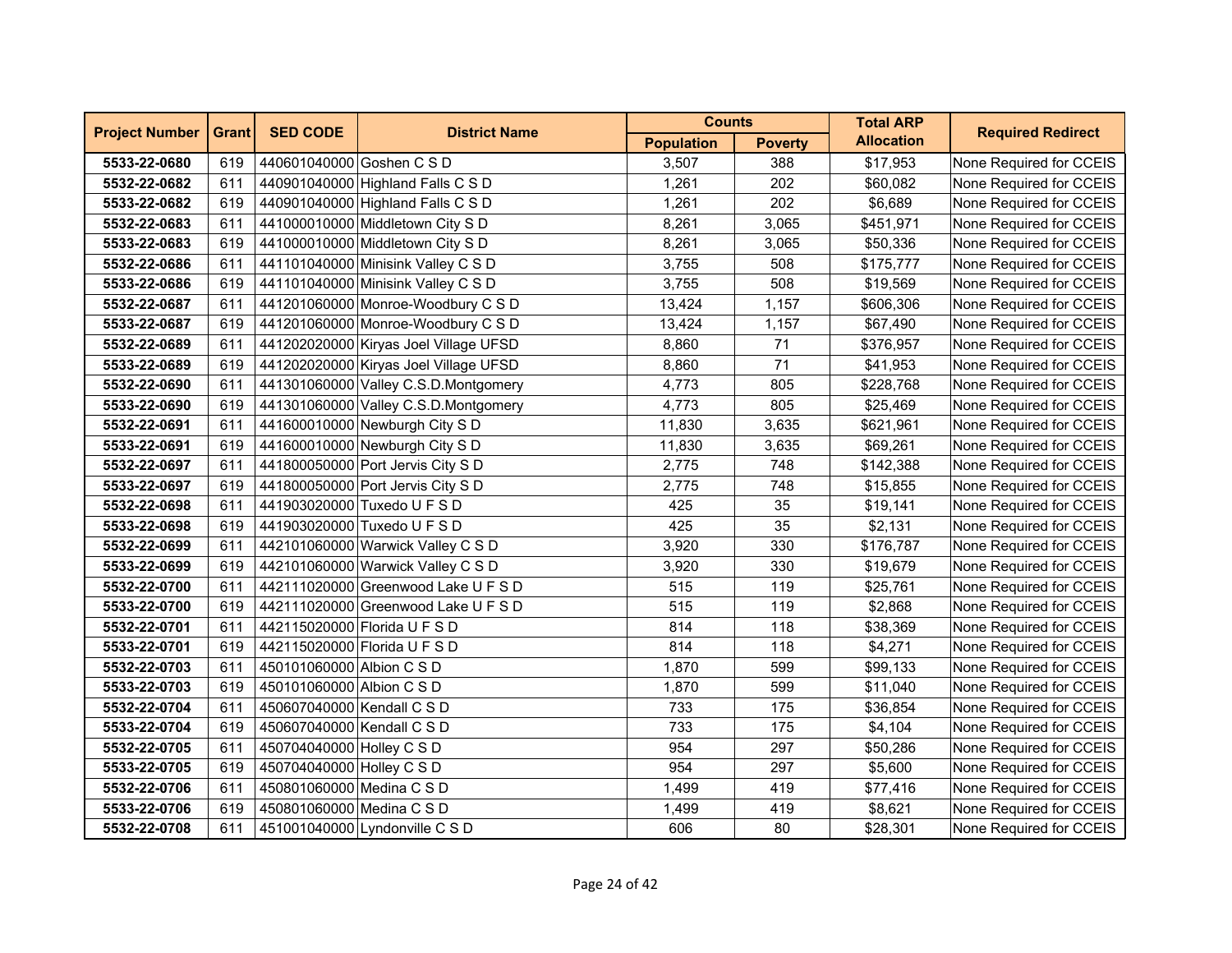| Project Number | Grant | SED CODE | District Name | Counts | | Total ARP Allocation | Required Redirect |
|---|---|---|---|---|---|---|---|
| | | | | Population | Poverty | | |
| **5533-22-0680** | 619 | 440601040000 | Goshen C S D | 3,507 | 388 | $17,953 | None Required for CCEIS |
| **5532-22-0682** | 611 | 440901040000 | Highland Falls C S D | 1,261 | 202 | $60,082 | None Required for CCEIS |
| **5533-22-0682** | 619 | 440901040000 | Highland Falls C S D | 1,261 | 202 | $6,689 | None Required for CCEIS |
| **5532-22-0683** | 611 | 441000010000 | Middletown City S D | 8,261 | 3,065 | $451,971 | None Required for CCEIS |
| **5533-22-0683** | 619 | 441000010000 | Middletown City S D | 8,261 | 3,065 | $50,336 | None Required for CCEIS |
| **5532-22-0686** | 611 | 441101040000 | Minisink Valley C S D | 3,755 | 508 | $175,777 | None Required for CCEIS |
| **5533-22-0686** | 619 | 441101040000 | Minisink Valley C S D | 3,755 | 508 | $19,569 | None Required for CCEIS |
| **5532-22-0687** | 611 | 441201060000 | Monroe-Woodbury C S D | 13,424 | 1,157 | $606,306 | None Required for CCEIS |
| **5533-22-0687** | 619 | 441201060000 | Monroe-Woodbury C S D | 13,424 | 1,157 | $67,490 | None Required for CCEIS |
| **5532-22-0689** | 611 | 441202020000 | Kiryas Joel Village UFSD | 8,860 | 71 | $376,957 | None Required for CCEIS |
| **5533-22-0689** | 619 | 441202020000 | Kiryas Joel Village UFSD | 8,860 | 71 | $41,953 | None Required for CCEIS |
| **5532-22-0690** | 611 | 441301060000 | Valley C.S.D.Montgomery | 4,773 | 805 | $228,768 | None Required for CCEIS |
| **5533-22-0690** | 619 | 441301060000 | Valley C.S.D.Montgomery | 4,773 | 805 | $25,469 | None Required for CCEIS |
| **5532-22-0691** | 611 | 441600010000 | Newburgh City S D | 11,830 | 3,635 | $621,961 | None Required for CCEIS |
| **5533-22-0691** | 619 | 441600010000 | Newburgh City S D | 11,830 | 3,635 | $69,261 | None Required for CCEIS |
| **5532-22-0697** | 611 | 441800050000 | Port Jervis City S D | 2,775 | 748 | $142,388 | None Required for CCEIS |
| **5533-22-0697** | 619 | 441800050000 | Port Jervis City S D | 2,775 | 748 | $15,855 | None Required for CCEIS |
| **5532-22-0698** | 611 | 441903020000 | Tuxedo U F S D | 425 | 35 | $19,141 | None Required for CCEIS |
| **5533-22-0698** | 619 | 441903020000 | Tuxedo U F S D | 425 | 35 | $2,131 | None Required for CCEIS |
| **5532-22-0699** | 611 | 442101060000 | Warwick Valley C S D | 3,920 | 330 | $176,787 | None Required for CCEIS |
| **5533-22-0699** | 619 | 442101060000 | Warwick Valley C S D | 3,920 | 330 | $19,679 | None Required for CCEIS |
| **5532-22-0700** | 611 | 442111020000 | Greenwood Lake U F S D | 515 | 119 | $25,761 | None Required for CCEIS |
| **5533-22-0700** | 619 | 442111020000 | Greenwood Lake U F S D | 515 | 119 | $2,868 | None Required for CCEIS |
| **5532-22-0701** | 611 | 442115020000 | Florida U F S D | 814 | 118 | $38,369 | None Required for CCEIS |
| **5533-22-0701** | 619 | 442115020000 | Florida U F S D | 814 | 118 | $4,271 | None Required for CCEIS |
| **5532-22-0703** | 611 | 450101060000 | Albion C S D | 1,870 | 599 | $99,133 | None Required for CCEIS |
| **5533-22-0703** | 619 | 450101060000 | Albion C S D | 1,870 | 599 | $11,040 | None Required for CCEIS |
| **5532-22-0704** | 611 | 450607040000 | Kendall C S D | 733 | 175 | $36,854 | None Required for CCEIS |
| **5533-22-0704** | 619 | 450607040000 | Kendall C S D | 733 | 175 | $4,104 | None Required for CCEIS |
| **5532-22-0705** | 611 | 450704040000 | Holley C S D | 954 | 297 | $50,286 | None Required for CCEIS |
| **5533-22-0705** | 619 | 450704040000 | Holley C S D | 954 | 297 | $5,600 | None Required for CCEIS |
| **5532-22-0706** | 611 | 450801060000 | Medina C S D | 1,499 | 419 | $77,416 | None Required for CCEIS |
| **5533-22-0706** | 619 | 450801060000 | Medina C S D | 1,499 | 419 | $8,621 | None Required for CCEIS |
| **5532-22-0708** | 611 | 451001040000 | Lyndonville C S D | 606 | 80 | $28,301 | None Required for CCEIS |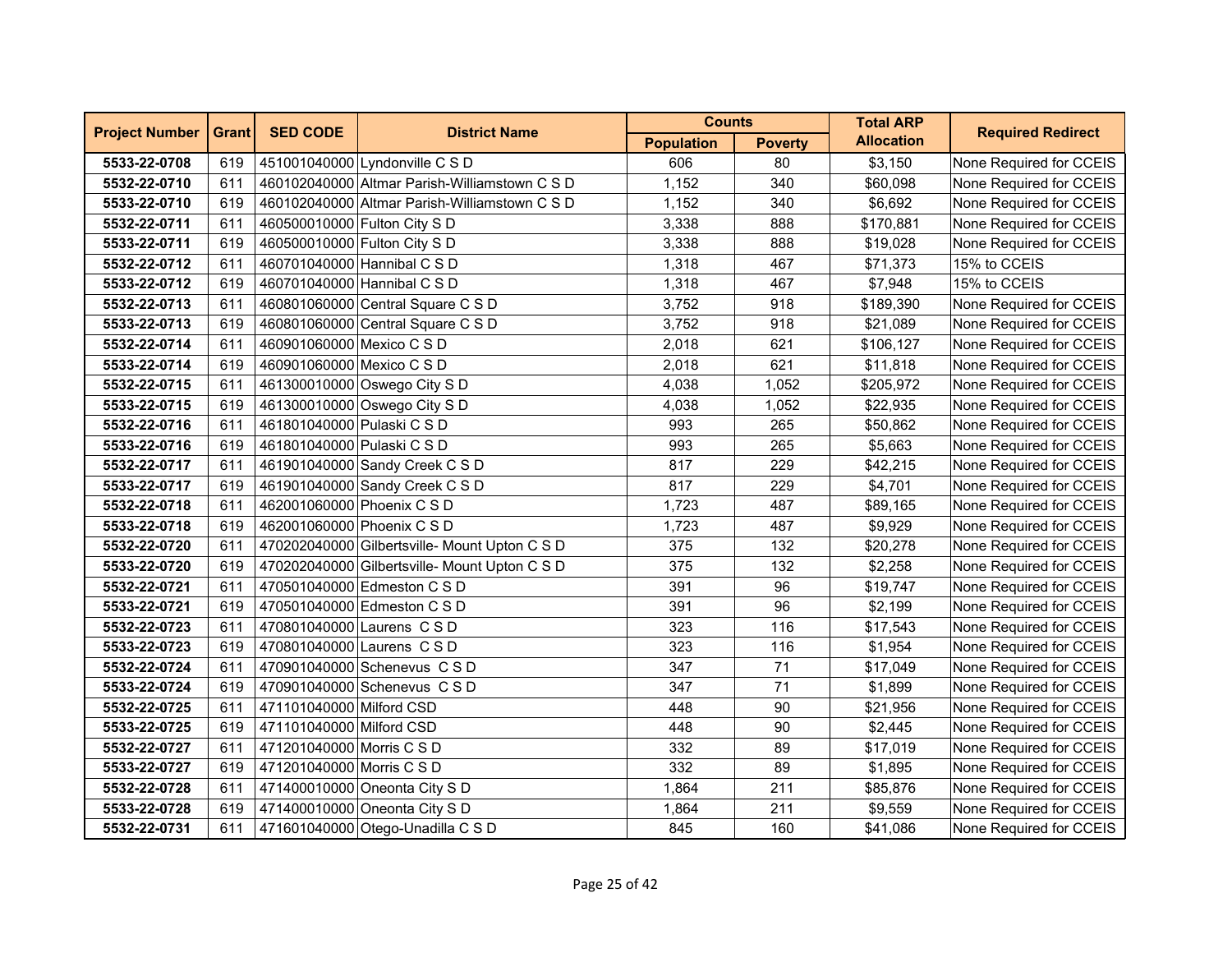| Project Number | Grant | SED CODE | District Name | Counts | | Total ARP Allocation | Required Redirect |
|---|---|---|---|---|---|---|---|
| | | | | Population | Poverty | | |
| **5533-22-0708** | 619 | 451001040000 | Lyndonville C S D | 606 | 80 | $3,150 | None Required for CCEIS |
| **5532-22-0710** | 611 | 460102040000 | Altmar Parish-Williamstown C S D | 1,152 | 340 | $60,098 | None Required for CCEIS |
| **5533-22-0710** | 619 | 460102040000 | Altmar Parish-Williamstown C S D | 1,152 | 340 | $6,692 | None Required for CCEIS |
| **5532-22-0711** | 611 | 460500010000 | Fulton City S D | 3,338 | 888 | $170,881 | None Required for CCEIS |
| **5533-22-0711** | 619 | 460500010000 | Fulton City S D | 3,338 | 888 | $19,028 | None Required for CCEIS |
| **5532-22-0712** | 611 | 460701040000 | Hannibal C S D | 1,318 | 467 | $71,373 | 15% to CCEIS |
| **5533-22-0712** | 619 | 460701040000 | Hannibal C S D | 1,318 | 467 | $7,948 | 15% to CCEIS |
| **5532-22-0713** | 611 | 460801060000 | Central Square C S D | 3,752 | 918 | $189,390 | None Required for CCEIS |
| **5533-22-0713** | 619 | 460801060000 | Central Square C S D | 3,752 | 918 | $21,089 | None Required for CCEIS |
| **5532-22-0714** | 611 | 460901060000 | Mexico C S D | 2,018 | 621 | $106,127 | None Required for CCEIS |
| **5533-22-0714** | 619 | 460901060000 | Mexico C S D | 2,018 | 621 | $11,818 | None Required for CCEIS |
| **5532-22-0715** | 611 | 461300010000 | Oswego City S D | 4,038 | 1,052 | $205,972 | None Required for CCEIS |
| **5533-22-0715** | 619 | 461300010000 | Oswego City S D | 4,038 | 1,052 | $22,935 | None Required for CCEIS |
| **5532-22-0716** | 611 | 461801040000 | Pulaski C S D | 993 | 265 | $50,862 | None Required for CCEIS |
| **5533-22-0716** | 619 | 461801040000 | Pulaski C S D | 993 | 265 | $5,663 | None Required for CCEIS |
| **5532-22-0717** | 611 | 461901040000 | Sandy Creek C S D | 817 | 229 | $42,215 | None Required for CCEIS |
| **5533-22-0717** | 619 | 461901040000 | Sandy Creek C S D | 817 | 229 | $4,701 | None Required for CCEIS |
| **5532-22-0718** | 611 | 462001060000 | Phoenix C S D | 1,723 | 487 | $89,165 | None Required for CCEIS |
| **5533-22-0718** | 619 | 462001060000 | Phoenix C S D | 1,723 | 487 | $9,929 | None Required for CCEIS |
| **5532-22-0720** | 611 | 470202040000 | Gilbertsville- Mount Upton C S D | 375 | 132 | $20,278 | None Required for CCEIS |
| **5533-22-0720** | 619 | 470202040000 | Gilbertsville- Mount Upton C S D | 375 | 132 | $2,258 | None Required for CCEIS |
| **5532-22-0721** | 611 | 470501040000 | Edmeston C S D | 391 | 96 | $19,747 | None Required for CCEIS |
| **5533-22-0721** | 619 | 470501040000 | Edmeston C S D | 391 | 96 | $2,199 | None Required for CCEIS |
| **5532-22-0723** | 611 | 470801040000 | Laurens C S D | 323 | 116 | $17,543 | None Required for CCEIS |
| **5533-22-0723** | 619 | 470801040000 | Laurens C S D | 323 | 116 | $1,954 | None Required for CCEIS |
| **5532-22-0724** | 611 | 470901040000 | Schenevus C S D | 347 | 71 | $17,049 | None Required for CCEIS |
| **5533-22-0724** | 619 | 470901040000 | Schenevus C S D | 347 | 71 | $1,899 | None Required for CCEIS |
| **5532-22-0725** | 611 | 471101040000 | Milford CSD | 448 | 90 | $21,956 | None Required for CCEIS |
| **5533-22-0725** | 619 | 471101040000 | Milford CSD | 448 | 90 | $2,445 | None Required for CCEIS |
| **5532-22-0727** | 611 | 471201040000 | Morris C S D | 332 | 89 | $17,019 | None Required for CCEIS |
| **5533-22-0727** | 619 | 471201040000 | Morris C S D | 332 | 89 | $1,895 | None Required for CCEIS |
| **5532-22-0728** | 611 | 471400010000 | Oneonta City S D | 1,864 | 211 | $85,876 | None Required for CCEIS |
| **5533-22-0728** | 619 | 471400010000 | Oneonta City S D | 1,864 | 211 | $9,559 | None Required for CCEIS |
| **5532-22-0731** | 611 | 471601040000 | Otego-Unadilla C S D | 845 | 160 | $41,086 | None Required for CCEIS |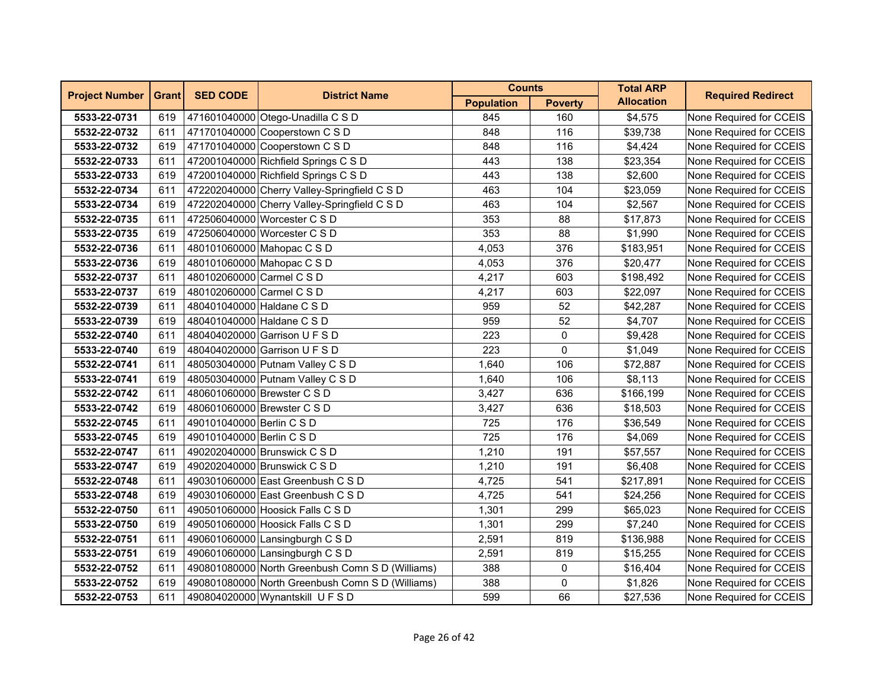| Project Number | Grant | SED CODE | District Name | Counts | | Total ARP Allocation | Required Redirect |
|---|---|---|---|---|---|---|---|
| | | | | Population | Poverty | | |
| **5533-22-0731** | 619 | 471601040000 | Otego-Unadilla C S D | 845 | 160 | $4,575 | None Required for CCEIS |
| **5532-22-0732** | 611 | 471701040000 | Cooperstown C S D | 848 | 116 | $39,738 | None Required for CCEIS |
| **5533-22-0732** | 619 | 471701040000 | Cooperstown C S D | 848 | 116 | $4,424 | None Required for CCEIS |
| **5532-22-0733** | 611 | 472001040000 | Richfield Springs C S D | 443 | 138 | $23,354 | None Required for CCEIS |
| **5533-22-0733** | 619 | 472001040000 | Richfield Springs C S D | 443 | 138 | $2,600 | None Required for CCEIS |
| **5532-22-0734** | 611 | 472202040000 | Cherry Valley-Springfield C S D | 463 | 104 | $23,059 | None Required for CCEIS |
| **5533-22-0734** | 619 | 472202040000 | Cherry Valley-Springfield C S D | 463 | 104 | $2,567 | None Required for CCEIS |
| **5532-22-0735** | 611 | 472506040000 | Worcester C S D | 353 | 88 | $17,873 | None Required for CCEIS |
| **5533-22-0735** | 619 | 472506040000 | Worcester C S D | 353 | 88 | $1,990 | None Required for CCEIS |
| **5532-22-0736** | 611 | 480101060000 | Mahopac C S D | 4,053 | 376 | $183,951 | None Required for CCEIS |
| **5533-22-0736** | 619 | 480101060000 | Mahopac C S D | 4,053 | 376 | $20,477 | None Required for CCEIS |
| **5532-22-0737** | 611 | 480102060000 | Carmel C S D | 4,217 | 603 | $198,492 | None Required for CCEIS |
| **5533-22-0737** | 619 | 480102060000 | Carmel C S D | 4,217 | 603 | $22,097 | None Required for CCEIS |
| **5532-22-0739** | 611 | 480401040000 | Haldane C S D | 959 | 52 | $42,287 | None Required for CCEIS |
| **5533-22-0739** | 619 | 480401040000 | Haldane C S D | 959 | 52 | $4,707 | None Required for CCEIS |
| **5532-22-0740** | 611 | 480404020000 | Garrison U F S D | 223 | 0 | $9,428 | None Required for CCEIS |
| **5533-22-0740** | 619 | 480404020000 | Garrison U F S D | 223 | 0 | $1,049 | None Required for CCEIS |
| **5532-22-0741** | 611 | 480503040000 | Putnam Valley C S D | 1,640 | 106 | $72,887 | None Required for CCEIS |
| **5533-22-0741** | 619 | 480503040000 | Putnam Valley C S D | 1,640 | 106 | $8,113 | None Required for CCEIS |
| **5532-22-0742** | 611 | 480601060000 | Brewster C S D | 3,427 | 636 | $166,199 | None Required for CCEIS |
| **5533-22-0742** | 619 | 480601060000 | Brewster C S D | 3,427 | 636 | $18,503 | None Required for CCEIS |
| **5532-22-0745** | 611 | 490101040000 | Berlin C S D | 725 | 176 | $36,549 | None Required for CCEIS |
| **5533-22-0745** | 619 | 490101040000 | Berlin C S D | 725 | 176 | $4,069 | None Required for CCEIS |
| **5532-22-0747** | 611 | 490202040000 | Brunswick C S D | 1,210 | 191 | $57,557 | None Required for CCEIS |
| **5533-22-0747** | 619 | 490202040000 | Brunswick C S D | 1,210 | 191 | $6,408 | None Required for CCEIS |
| **5532-22-0748** | 611 | 490301060000 | East Greenbush C S D | 4,725 | 541 | $217,891 | None Required for CCEIS |
| **5533-22-0748** | 619 | 490301060000 | East Greenbush C S D | 4,725 | 541 | $24,256 | None Required for CCEIS |
| **5532-22-0750** | 611 | 490501060000 | Hoosick Falls C S D | 1,301 | 299 | $65,023 | None Required for CCEIS |
| **5533-22-0750** | 619 | 490501060000 | Hoosick Falls C S D | 1,301 | 299 | $7,240 | None Required for CCEIS |
| **5532-22-0751** | 611 | 490601060000 | Lansingburgh C S D | 2,591 | 819 | $136,988 | None Required for CCEIS |
| **5533-22-0751** | 619 | 490601060000 | Lansingburgh C S D | 2,591 | 819 | $15,255 | None Required for CCEIS |
| **5532-22-0752** | 611 | 490801080000 | North Greenbush Comn S D (Williams) | 388 | 0 | $16,404 | None Required for CCEIS |
| **5533-22-0752** | 619 | 490801080000 | North Greenbush Comn S D (Williams) | 388 | 0 | $1,826 | None Required for CCEIS |
| **5532-22-0753** | 611 | 490804020000 | Wynantskill U F S D | 599 | 66 | $27,536 | None Required for CCEIS |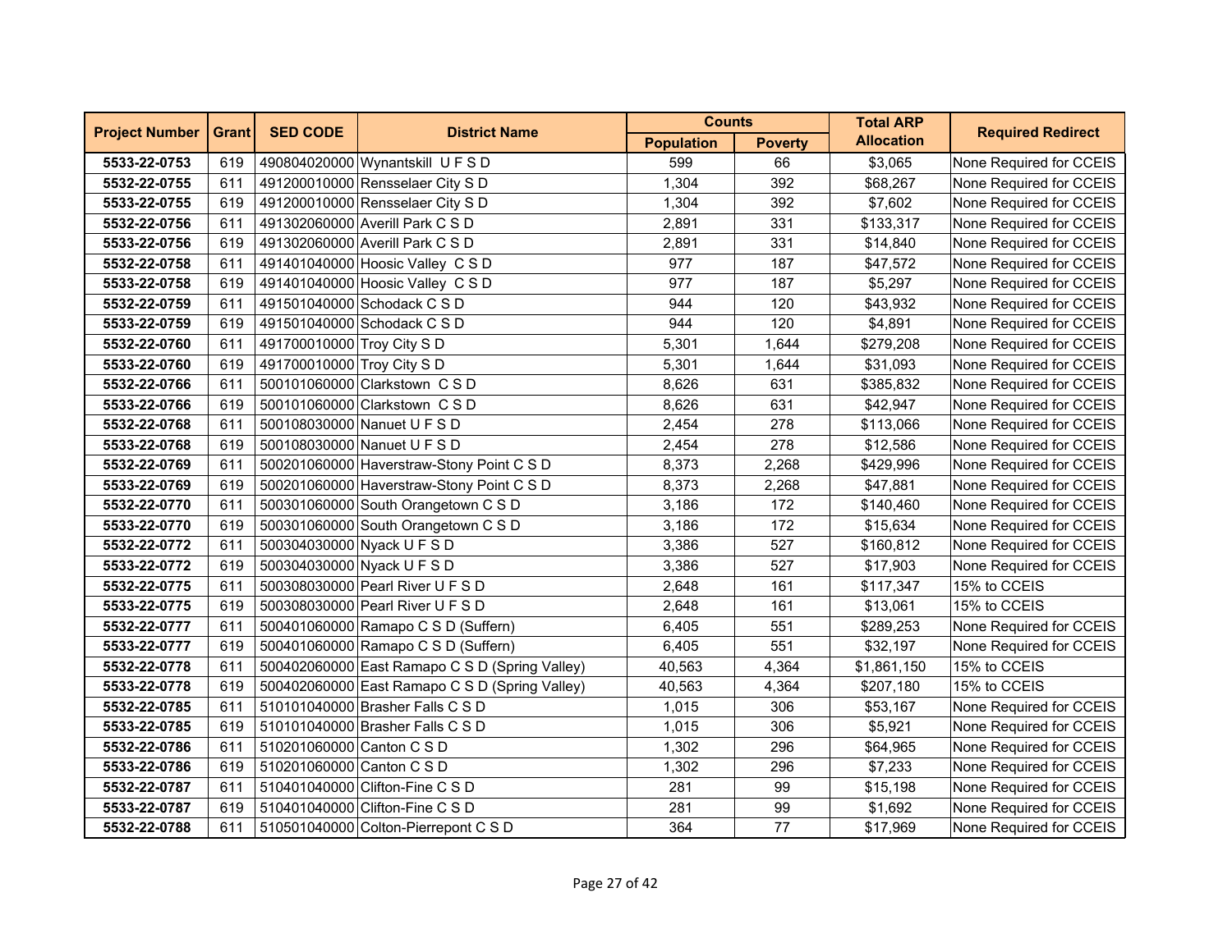| Project Number | Grant | SED CODE | District Name | Counts | | Total ARP Allocation | Required Redirect |
|---|---|---|---|---|---|---|---|
| | | | | Population | Poverty | | |
| **5533-22-0753** | 619 | 490804020000 | Wynantskill U F S D | 599 | 66 | $3,065 | None Required for CCEIS |
| **5532-22-0755** | 611 | 491200010000 | Rensselaer City S D | 1,304 | 392 | $68,267 | None Required for CCEIS |
| **5533-22-0755** | 619 | 491200010000 | Rensselaer City S D | 1,304 | 392 | $7,602 | None Required for CCEIS |
| **5532-22-0756** | 611 | 491302060000 | Averill Park C S D | 2,891 | 331 | $133,317 | None Required for CCEIS |
| **5533-22-0756** | 619 | 491302060000 | Averill Park C S D | 2,891 | 331 | $14,840 | None Required for CCEIS |
| **5532-22-0758** | 611 | 491401040000 | Hoosic Valley C S D | 977 | 187 | $47,572 | None Required for CCEIS |
| **5533-22-0758** | 619 | 491401040000 | Hoosic Valley C S D | 977 | 187 | $5,297 | None Required for CCEIS |
| **5532-22-0759** | 611 | 491501040000 | Schodack C S D | 944 | 120 | $43,932 | None Required for CCEIS |
| **5533-22-0759** | 619 | 491501040000 | Schodack C S D | 944 | 120 | $4,891 | None Required for CCEIS |
| **5532-22-0760** | 611 | 491700010000 | Troy City S D | 5,301 | 1,644 | $279,208 | None Required for CCEIS |
| **5533-22-0760** | 619 | 491700010000 | Troy City S D | 5,301 | 1,644 | $31,093 | None Required for CCEIS |
| **5532-22-0766** | 611 | 500101060000 | Clarkstown C S D | 8,626 | 631 | $385,832 | None Required for CCEIS |
| **5533-22-0766** | 619 | 500101060000 | Clarkstown C S D | 8,626 | 631 | $42,947 | None Required for CCEIS |
| **5532-22-0768** | 611 | 500108030000 | Nanuet U F S D | 2,454 | 278 | $113,066 | None Required for CCEIS |
| **5533-22-0768** | 619 | 500108030000 | Nanuet U F S D | 2,454 | 278 | $12,586 | None Required for CCEIS |
| **5532-22-0769** | 611 | 500201060000 | Haverstraw-Stony Point C S D | 8,373 | 2,268 | $429,996 | None Required for CCEIS |
| **5533-22-0769** | 619 | 500201060000 | Haverstraw-Stony Point C S D | 8,373 | 2,268 | $47,881 | None Required for CCEIS |
| **5532-22-0770** | 611 | 500301060000 | South Orangetown C S D | 3,186 | 172 | $140,460 | None Required for CCEIS |
| **5533-22-0770** | 619 | 500301060000 | South Orangetown C S D | 3,186 | 172 | $15,634 | None Required for CCEIS |
| **5532-22-0772** | 611 | 500304030000 | Nyack U F S D | 3,386 | 527 | $160,812 | None Required for CCEIS |
| **5533-22-0772** | 619 | 500304030000 | Nyack U F S D | 3,386 | 527 | $17,903 | None Required for CCEIS |
| **5532-22-0775** | 611 | 500308030000 | Pearl River U F S D | 2,648 | 161 | $117,347 | 15% to CCEIS |
| **5533-22-0775** | 619 | 500308030000 | Pearl River U F S D | 2,648 | 161 | $13,061 | 15% to CCEIS |
| **5532-22-0777** | 611 | 500401060000 | Ramapo C S D (Suffern) | 6,405 | 551 | $289,253 | None Required for CCEIS |
| **5533-22-0777** | 619 | 500401060000 | Ramapo C S D (Suffern) | 6,405 | 551 | $32,197 | None Required for CCEIS |
| **5532-22-0778** | 611 | 500402060000 | East Ramapo C S D (Spring Valley) | 40,563 | 4,364 | $1,861,150 | 15% to CCEIS |
| **5533-22-0778** | 619 | 500402060000 | East Ramapo C S D (Spring Valley) | 40,563 | 4,364 | $207,180 | 15% to CCEIS |
| **5532-22-0785** | 611 | 510101040000 | Brasher Falls C S D | 1,015 | 306 | $53,167 | None Required for CCEIS |
| **5533-22-0785** | 619 | 510101040000 | Brasher Falls C S D | 1,015 | 306 | $5,921 | None Required for CCEIS |
| **5532-22-0786** | 611 | 510201060000 | Canton C S D | 1,302 | 296 | $64,965 | None Required for CCEIS |
| **5533-22-0786** | 619 | 510201060000 | Canton C S D | 1,302 | 296 | $7,233 | None Required for CCEIS |
| **5532-22-0787** | 611 | 510401040000 | Clifton-Fine C S D | 281 | 99 | $15,198 | None Required for CCEIS |
| **5533-22-0787** | 619 | 510401040000 | Clifton-Fine C S D | 281 | 99 | $1,692 | None Required for CCEIS |
| **5532-22-0788** | 611 | 510501040000 | Colton-Pierrepont C S D | 364 | 77 | $17,969 | None Required for CCEIS |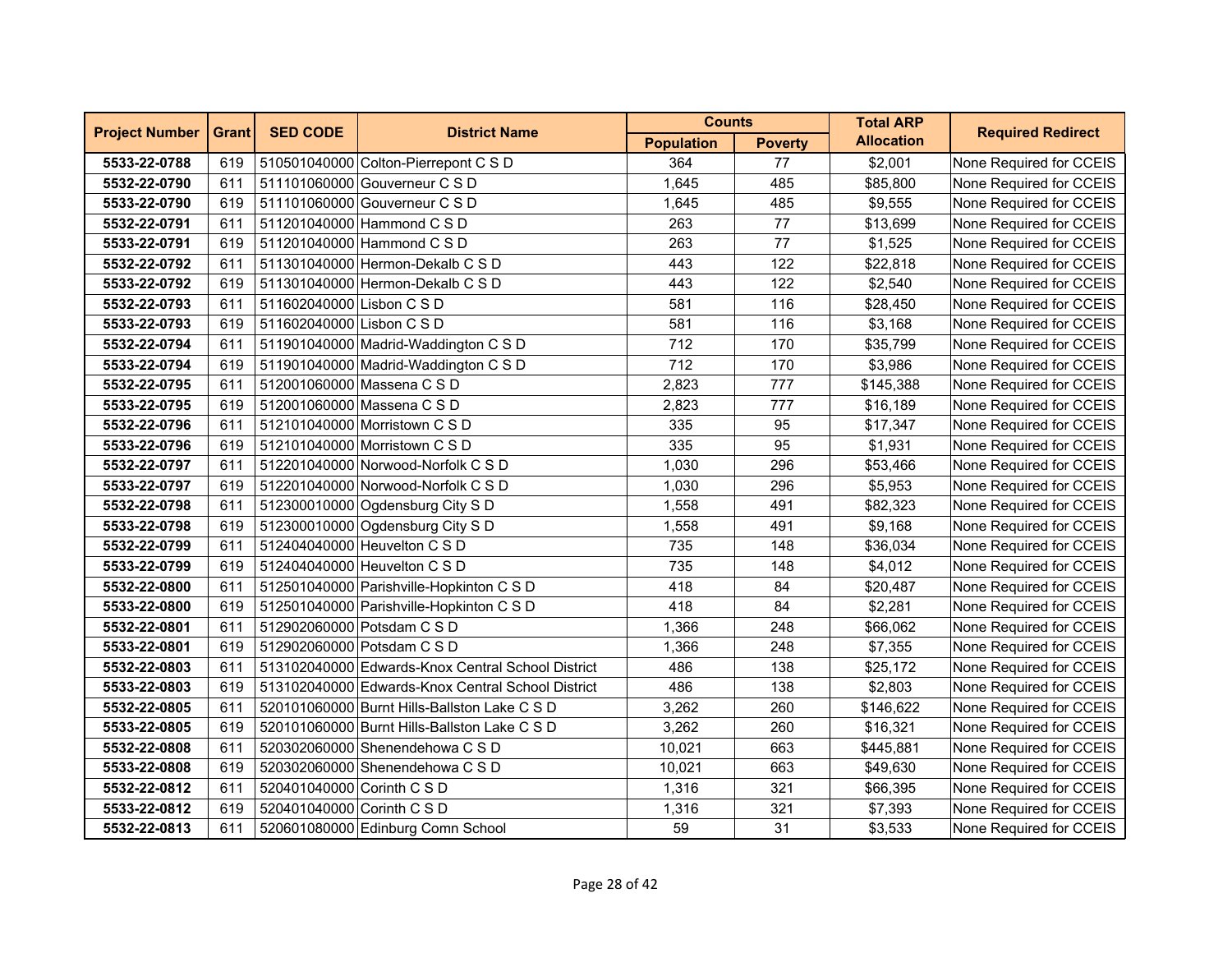| Project Number | Grant | SED CODE | District Name | Counts | | Total ARP Allocation | Required Redirect |
|---|---|---|---|---|---|---|---|
| | | | | Population | Poverty | | |
| **5533-22-0788** | 619 | 510501040000 | Colton-Pierrepont C S D | 364 | 77 | $2,001 | None Required for CCEIS |
| **5532-22-0790** | 611 | 511101060000 | Gouverneur C S D | 1,645 | 485 | $85,800 | None Required for CCEIS |
| **5533-22-0790** | 619 | 511101060000 | Gouverneur C S D | 1,645 | 485 | $9,555 | None Required for CCEIS |
| **5532-22-0791** | 611 | 511201040000 | Hammond C S D | 263 | 77 | $13,699 | None Required for CCEIS |
| **5533-22-0791** | 619 | 511201040000 | Hammond C S D | 263 | 77 | $1,525 | None Required for CCEIS |
| **5532-22-0792** | 611 | 511301040000 | Hermon-Dekalb C S D | 443 | 122 | $22,818 | None Required for CCEIS |
| **5533-22-0792** | 619 | 511301040000 | Hermon-Dekalb C S D | 443 | 122 | $2,540 | None Required for CCEIS |
| **5532-22-0793** | 611 | 511602040000 | Lisbon C S D | 581 | 116 | $28,450 | None Required for CCEIS |
| **5533-22-0793** | 619 | 511602040000 | Lisbon C S D | 581 | 116 | $3,168 | None Required for CCEIS |
| **5532-22-0794** | 611 | 511901040000 | Madrid-Waddington C S D | 712 | 170 | $35,799 | None Required for CCEIS |
| **5533-22-0794** | 619 | 511901040000 | Madrid-Waddington C S D | 712 | 170 | $3,986 | None Required for CCEIS |
| **5532-22-0795** | 611 | 512001060000 | Massena C S D | 2,823 | 777 | $145,388 | None Required for CCEIS |
| **5533-22-0795** | 619 | 512001060000 | Massena C S D | 2,823 | 777 | $16,189 | None Required for CCEIS |
| **5532-22-0796** | 611 | 512101040000 | Morristown C S D | 335 | 95 | $17,347 | None Required for CCEIS |
| **5533-22-0796** | 619 | 512101040000 | Morristown C S D | 335 | 95 | $1,931 | None Required for CCEIS |
| **5532-22-0797** | 611 | 512201040000 | Norwood-Norfolk C S D | 1,030 | 296 | $53,466 | None Required for CCEIS |
| **5533-22-0797** | 619 | 512201040000 | Norwood-Norfolk C S D | 1,030 | 296 | $5,953 | None Required for CCEIS |
| **5532-22-0798** | 611 | 512300010000 | Ogdensburg City S D | 1,558 | 491 | $82,323 | None Required for CCEIS |
| **5533-22-0798** | 619 | 512300010000 | Ogdensburg City S D | 1,558 | 491 | $9,168 | None Required for CCEIS |
| **5532-22-0799** | 611 | 512404040000 | Heuvelton C S D | 735 | 148 | $36,034 | None Required for CCEIS |
| **5533-22-0799** | 619 | 512404040000 | Heuvelton C S D | 735 | 148 | $4,012 | None Required for CCEIS |
| **5532-22-0800** | 611 | 512501040000 | Parishville-Hopkinton C S D | 418 | 84 | $20,487 | None Required for CCEIS |
| **5533-22-0800** | 619 | 512501040000 | Parishville-Hopkinton C S D | 418 | 84 | $2,281 | None Required for CCEIS |
| **5532-22-0801** | 611 | 512902060000 | Potsdam C S D | 1,366 | 248 | $66,062 | None Required for CCEIS |
| **5533-22-0801** | 619 | 512902060000 | Potsdam C S D | 1,366 | 248 | $7,355 | None Required for CCEIS |
| **5532-22-0803** | 611 | 513102040000 | Edwards-Knox Central School District | 486 | 138 | $25,172 | None Required for CCEIS |
| **5533-22-0803** | 619 | 513102040000 | Edwards-Knox Central School District | 486 | 138 | $2,803 | None Required for CCEIS |
| **5532-22-0805** | 611 | 520101060000 | Burnt Hills-Ballston Lake C S D | 3,262 | 260 | $146,622 | None Required for CCEIS |
| **5533-22-0805** | 619 | 520101060000 | Burnt Hills-Ballston Lake C S D | 3,262 | 260 | $16,321 | None Required for CCEIS |
| **5532-22-0808** | 611 | 520302060000 | Shenendehowa C S D | 10,021 | 663 | $445,881 | None Required for CCEIS |
| **5533-22-0808** | 619 | 520302060000 | Shenendehowa C S D | 10,021 | 663 | $49,630 | None Required for CCEIS |
| **5532-22-0812** | 611 | 520401040000 | Corinth C S D | 1,316 | 321 | $66,395 | None Required for CCEIS |
| **5533-22-0812** | 619 | 520401040000 | Corinth C S D | 1,316 | 321 | $7,393 | None Required for CCEIS |
| **5532-22-0813** | 611 | 520601080000 | Edinburg Comn School | 59 | 31 | $3,533 | None Required for CCEIS |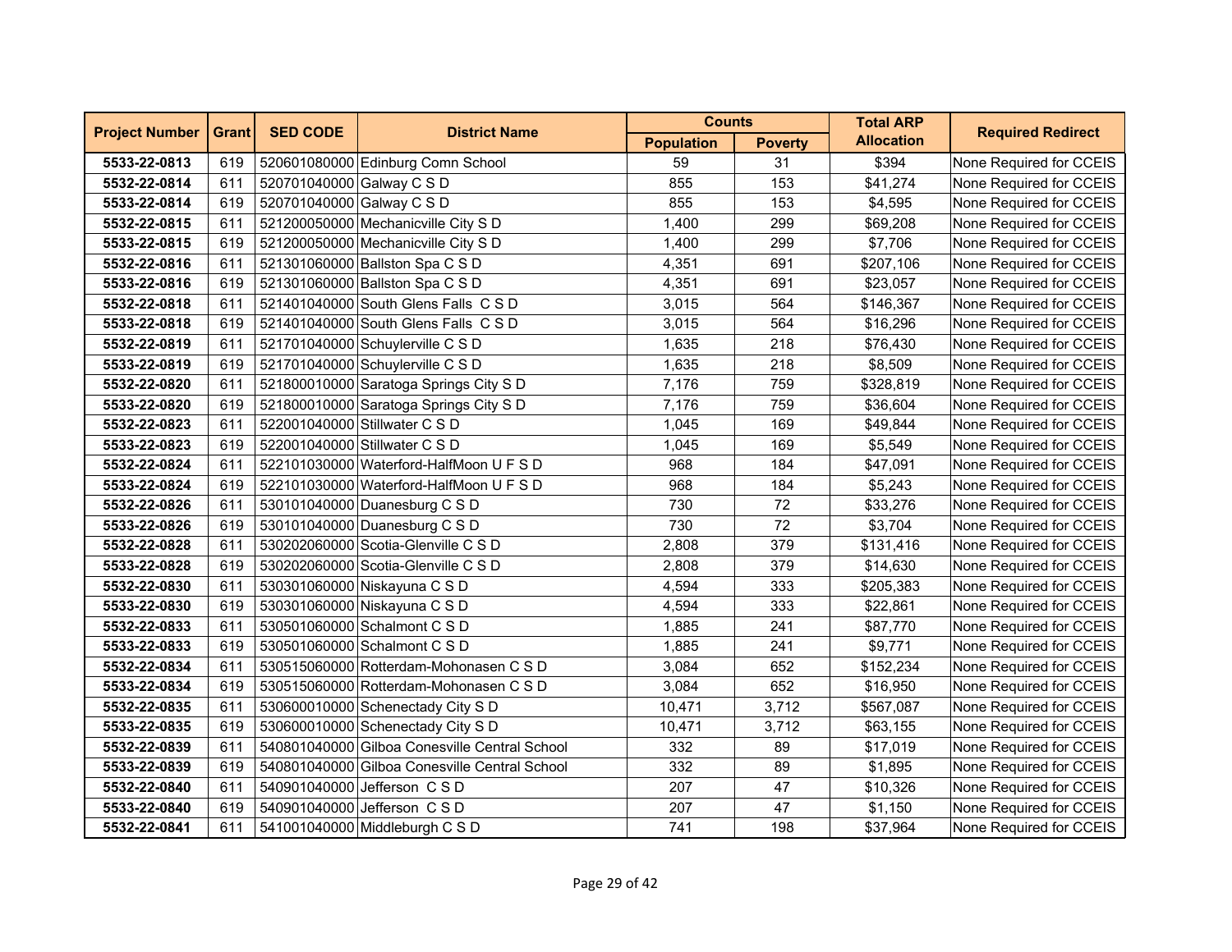| Project Number | Grant | SED CODE | District Name | Counts | | Total ARP Allocation | Required Redirect |
|---|---|---|---|---|---|---|---|
| | | | | Population | Poverty | | |
| **5533-22-0813** | 619 | 520601080000 | Edinburg Comn School | 59 | 31 | $394 | None Required for CCEIS |
| **5532-22-0814** | 611 | 520701040000 | Galway C S D | 855 | 153 | $41,274 | None Required for CCEIS |
| **5533-22-0814** | 619 | 520701040000 | Galway C S D | 855 | 153 | $4,595 | None Required for CCEIS |
| **5532-22-0815** | 611 | 521200050000 | Mechanicville City S D | 1,400 | 299 | $69,208 | None Required for CCEIS |
| **5533-22-0815** | 619 | 521200050000 | Mechanicville City S D | 1,400 | 299 | $7,706 | None Required for CCEIS |
| **5532-22-0816** | 611 | 521301060000 | Ballston Spa C S D | 4,351 | 691 | $207,106 | None Required for CCEIS |
| **5533-22-0816** | 619 | 521301060000 | Ballston Spa C S D | 4,351 | 691 | $23,057 | None Required for CCEIS |
| **5532-22-0818** | 611 | 521401040000 | South Glens Falls C S D | 3,015 | 564 | $146,367 | None Required for CCEIS |
| **5533-22-0818** | 619 | 521401040000 | South Glens Falls C S D | 3,015 | 564 | $16,296 | None Required for CCEIS |
| **5532-22-0819** | 611 | 521701040000 | Schuylerville C S D | 1,635 | 218 | $76,430 | None Required for CCEIS |
| **5533-22-0819** | 619 | 521701040000 | Schuylerville C S D | 1,635 | 218 | $8,509 | None Required for CCEIS |
| **5532-22-0820** | 611 | 521800010000 | Saratoga Springs City S D | 7,176 | 759 | $328,819 | None Required for CCEIS |
| **5533-22-0820** | 619 | 521800010000 | Saratoga Springs City S D | 7,176 | 759 | $36,604 | None Required for CCEIS |
| **5532-22-0823** | 611 | 522001040000 | Stillwater C S D | 1,045 | 169 | $49,844 | None Required for CCEIS |
| **5533-22-0823** | 619 | 522001040000 | Stillwater C S D | 1,045 | 169 | $5,549 | None Required for CCEIS |
| **5532-22-0824** | 611 | 522101030000 | Waterford-HalfMoon U F S D | 968 | 184 | $47,091 | None Required for CCEIS |
| **5533-22-0824** | 619 | 522101030000 | Waterford-HalfMoon U F S D | 968 | 184 | $5,243 | None Required for CCEIS |
| **5532-22-0826** | 611 | 530101040000 | Duanesburg C S D | 730 | 72 | $33,276 | None Required for CCEIS |
| **5533-22-0826** | 619 | 530101040000 | Duanesburg C S D | 730 | 72 | $3,704 | None Required for CCEIS |
| **5532-22-0828** | 611 | 530202060000 | Scotia-Glenville C S D | 2,808 | 379 | $131,416 | None Required for CCEIS |
| **5533-22-0828** | 619 | 530202060000 | Scotia-Glenville C S D | 2,808 | 379 | $14,630 | None Required for CCEIS |
| **5532-22-0830** | 611 | 530301060000 | Niskayuna C S D | 4,594 | 333 | $205,383 | None Required for CCEIS |
| **5533-22-0830** | 619 | 530301060000 | Niskayuna C S D | 4,594 | 333 | $22,861 | None Required for CCEIS |
| **5532-22-0833** | 611 | 530501060000 | Schalmont C S D | 1,885 | 241 | $87,770 | None Required for CCEIS |
| **5533-22-0833** | 619 | 530501060000 | Schalmont C S D | 1,885 | 241 | $9,771 | None Required for CCEIS |
| **5532-22-0834** | 611 | 530515060000 | Rotterdam-Mohonasen C S D | 3,084 | 652 | $152,234 | None Required for CCEIS |
| **5533-22-0834** | 619 | 530515060000 | Rotterdam-Mohonasen C S D | 3,084 | 652 | $16,950 | None Required for CCEIS |
| **5532-22-0835** | 611 | 530600010000 | Schenectady City S D | 10,471 | 3,712 | $567,087 | None Required for CCEIS |
| **5533-22-0835** | 619 | 530600010000 | Schenectady City S D | 10,471 | 3,712 | $63,155 | None Required for CCEIS |
| **5532-22-0839** | 611 | 540801040000 | Gilboa Conesville Central School | 332 | 89 | $17,019 | None Required for CCEIS |
| **5533-22-0839** | 619 | 540801040000 | Gilboa Conesville Central School | 332 | 89 | $1,895 | None Required for CCEIS |
| **5532-22-0840** | 611 | 540901040000 | Jefferson C S D | 207 | 47 | $10,326 | None Required for CCEIS |
| **5533-22-0840** | 619 | 540901040000 | Jefferson C S D | 207 | 47 | $1,150 | None Required for CCEIS |
| **5532-22-0841** | 611 | 541001040000 | Middleburgh C S D | 741 | 198 | $37,964 | None Required for CCEIS |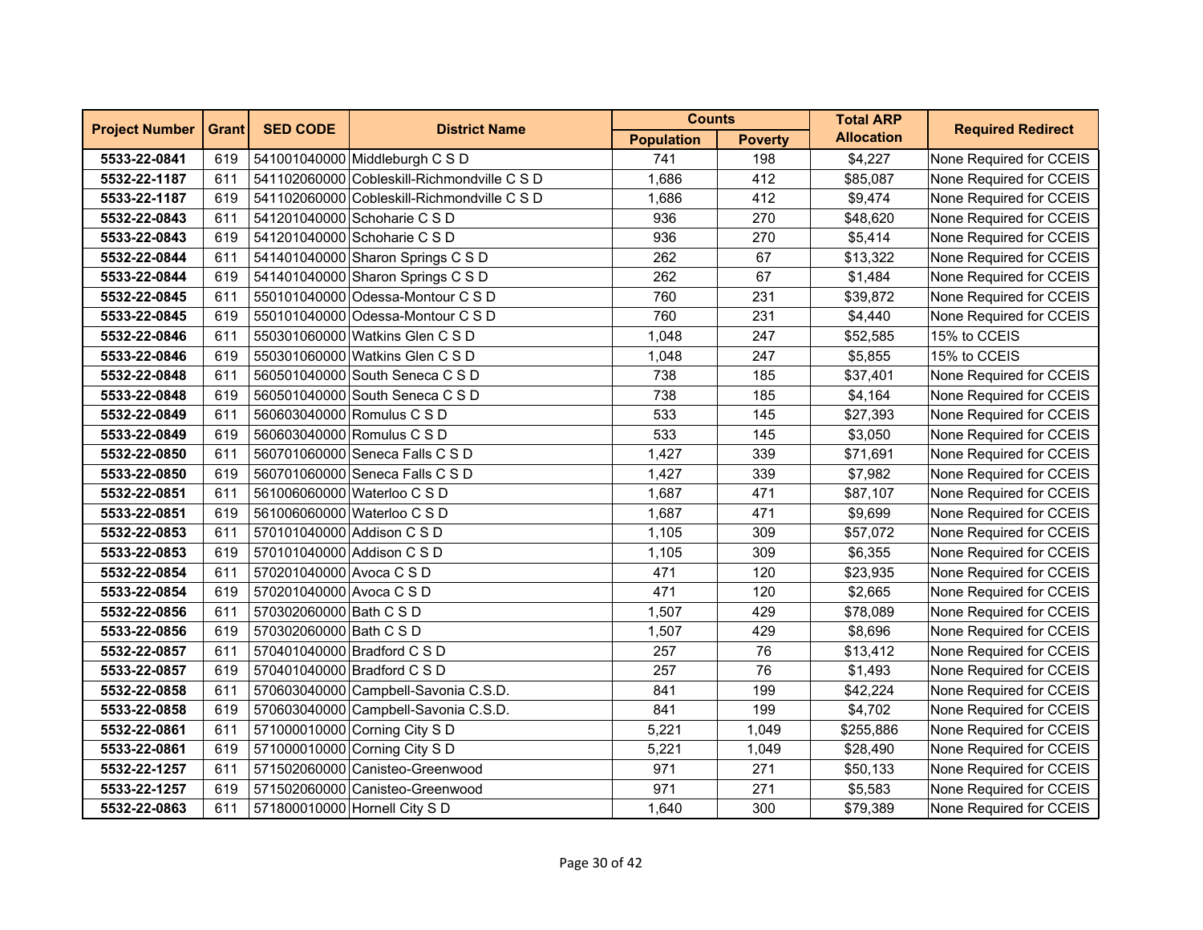| Project Number | Grant | SED CODE | District Name | Counts | | Total ARP Allocation | Required Redirect |
|---|---|---|---|---|---|---|---|
| | | | | Population | Poverty | | |
| **5533-22-0841** | 619 | 541001040000 | Middleburgh C S D | 741 | 198 | $4,227 | None Required for CCEIS |
| **5532-22-1187** | 611 | 541102060000 | Cobleskill-Richmondville C S D | 1,686 | 412 | $85,087 | None Required for CCEIS |
| **5533-22-1187** | 619 | 541102060000 | Cobleskill-Richmondville C S D | 1,686 | 412 | $9,474 | None Required for CCEIS |
| **5532-22-0843** | 611 | 541201040000 | Schoharie C S D | 936 | 270 | $48,620 | None Required for CCEIS |
| **5533-22-0843** | 619 | 541201040000 | Schoharie C S D | 936 | 270 | $5,414 | None Required for CCEIS |
| **5532-22-0844** | 611 | 541401040000 | Sharon Springs C S D | 262 | 67 | $13,322 | None Required for CCEIS |
| **5533-22-0844** | 619 | 541401040000 | Sharon Springs C S D | 262 | 67 | $1,484 | None Required for CCEIS |
| **5532-22-0845** | 611 | 550101040000 | Odessa-Montour C S D | 760 | 231 | $39,872 | None Required for CCEIS |
| **5533-22-0845** | 619 | 550101040000 | Odessa-Montour C S D | 760 | 231 | $4,440 | None Required for CCEIS |
| **5532-22-0846** | 611 | 550301060000 | Watkins Glen C S D | 1,048 | 247 | $52,585 | 15% to CCEIS |
| **5533-22-0846** | 619 | 550301060000 | Watkins Glen C S D | 1,048 | 247 | $5,855 | 15% to CCEIS |
| **5532-22-0848** | 611 | 560501040000 | South Seneca C S D | 738 | 185 | $37,401 | None Required for CCEIS |
| **5533-22-0848** | 619 | 560501040000 | South Seneca C S D | 738 | 185 | $4,164 | None Required for CCEIS |
| **5532-22-0849** | 611 | 560603040000 | Romulus C S D | 533 | 145 | $27,393 | None Required for CCEIS |
| **5533-22-0849** | 619 | 560603040000 | Romulus C S D | 533 | 145 | $3,050 | None Required for CCEIS |
| **5532-22-0850** | 611 | 560701060000 | Seneca Falls C S D | 1,427 | 339 | $71,691 | None Required for CCEIS |
| **5533-22-0850** | 619 | 560701060000 | Seneca Falls C S D | 1,427 | 339 | $7,982 | None Required for CCEIS |
| **5532-22-0851** | 611 | 561006060000 | Waterloo C S D | 1,687 | 471 | $87,107 | None Required for CCEIS |
| **5533-22-0851** | 619 | 561006060000 | Waterloo C S D | 1,687 | 471 | $9,699 | None Required for CCEIS |
| **5532-22-0853** | 611 | 570101040000 | Addison C S D | 1,105 | 309 | $57,072 | None Required for CCEIS |
| **5533-22-0853** | 619 | 570101040000 | Addison C S D | 1,105 | 309 | $6,355 | None Required for CCEIS |
| **5532-22-0854** | 611 | 570201040000 | Avoca C S D | 471 | 120 | $23,935 | None Required for CCEIS |
| **5533-22-0854** | 619 | 570201040000 | Avoca C S D | 471 | 120 | $2,665 | None Required for CCEIS |
| **5532-22-0856** | 611 | 570302060000 | Bath C S D | 1,507 | 429 | $78,089 | None Required for CCEIS |
| **5533-22-0856** | 619 | 570302060000 | Bath C S D | 1,507 | 429 | $8,696 | None Required for CCEIS |
| **5532-22-0857** | 611 | 570401040000 | Bradford C S D | 257 | 76 | $13,412 | None Required for CCEIS |
| **5533-22-0857** | 619 | 570401040000 | Bradford C S D | 257 | 76 | $1,493 | None Required for CCEIS |
| **5532-22-0858** | 611 | 570603040000 | Campbell-Savonia C.S.D. | 841 | 199 | $42,224 | None Required for CCEIS |
| **5533-22-0858** | 619 | 570603040000 | Campbell-Savonia C.S.D. | 841 | 199 | $4,702 | None Required for CCEIS |
| **5532-22-0861** | 611 | 571000010000 | Corning City S D | 5,221 | 1,049 | $255,886 | None Required for CCEIS |
| **5533-22-0861** | 619 | 571000010000 | Corning City S D | 5,221 | 1,049 | $28,490 | None Required for CCEIS |
| **5532-22-1257** | 611 | 571502060000 | Canisteo-Greenwood | 971 | 271 | $50,133 | None Required for CCEIS |
| **5533-22-1257** | 619 | 571502060000 | Canisteo-Greenwood | 971 | 271 | $5,583 | None Required for CCEIS |
| **5532-22-0863** | 611 | 571800010000 | Hornell City S D | 1,640 | 300 | $79,389 | None Required for CCEIS |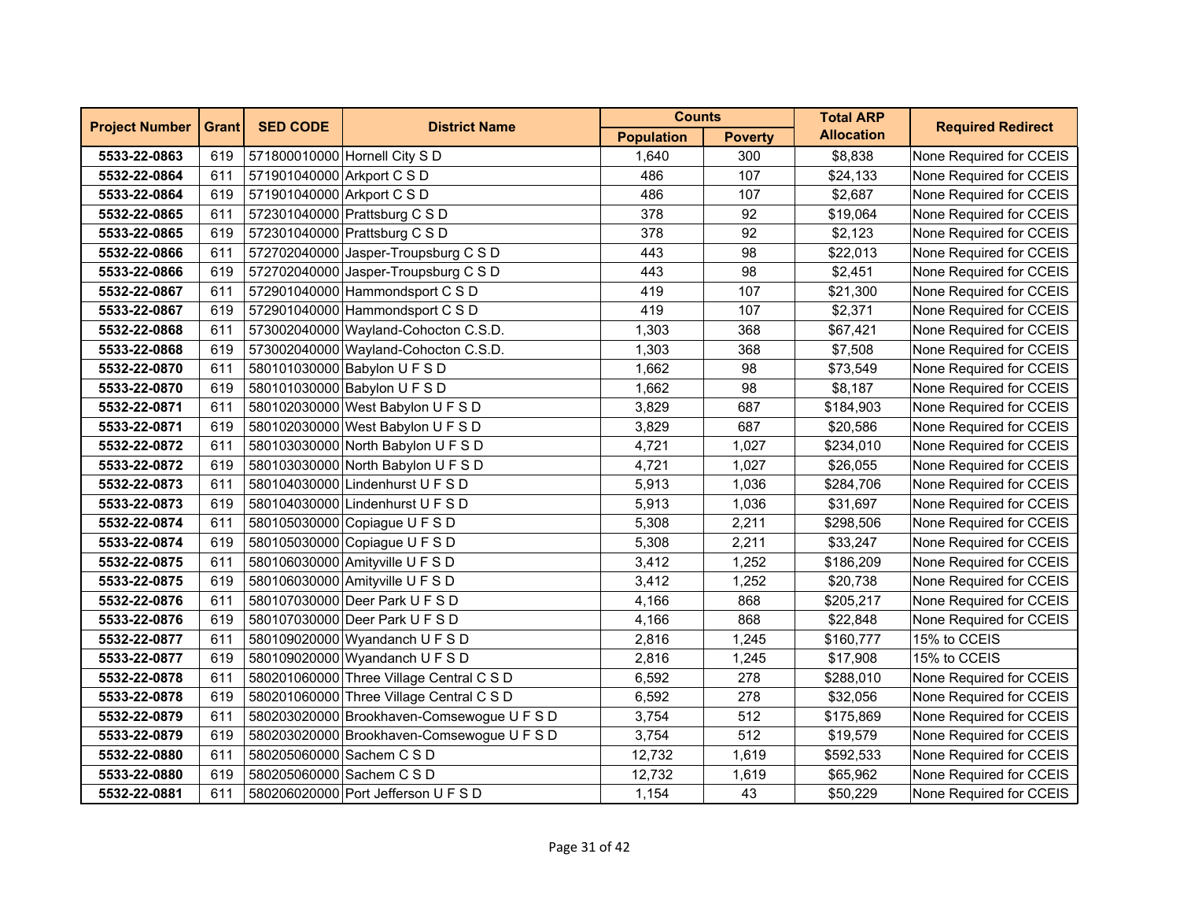| Project Number | Grant | SED CODE | District Name | Counts | | Total ARP Allocation | Required Redirect |
|---|---|---|---|---|---|---|---|
| | | | | Population | Poverty | | |
| **5533-22-0863** | 619 | 571800010000 | Hornell City S D | 1,640 | 300 | $8,838 | None Required for CCEIS |
| **5532-22-0864** | 611 | 571901040000 | Arkport C S D | 486 | 107 | $24,133 | None Required for CCEIS |
| **5533-22-0864** | 619 | 571901040000 | Arkport C S D | 486 | 107 | $2,687 | None Required for CCEIS |
| **5532-22-0865** | 611 | 572301040000 | Prattsburg C S D | 378 | 92 | $19,064 | None Required for CCEIS |
| **5533-22-0865** | 619 | 572301040000 | Prattsburg C S D | 378 | 92 | $2,123 | None Required for CCEIS |
| **5532-22-0866** | 611 | 572702040000 | Jasper-Troupsburg C S D | 443 | 98 | $22,013 | None Required for CCEIS |
| **5533-22-0866** | 619 | 572702040000 | Jasper-Troupsburg C S D | 443 | 98 | $2,451 | None Required for CCEIS |
| **5532-22-0867** | 611 | 572901040000 | Hammondsport C S D | 419 | 107 | $21,300 | None Required for CCEIS |
| **5533-22-0867** | 619 | 572901040000 | Hammondsport C S D | 419 | 107 | $2,371 | None Required for CCEIS |
| **5532-22-0868** | 611 | 573002040000 | Wayland-Cohocton C.S.D. | 1,303 | 368 | $67,421 | None Required for CCEIS |
| **5533-22-0868** | 619 | 573002040000 | Wayland-Cohocton C.S.D. | 1,303 | 368 | $7,508 | None Required for CCEIS |
| **5532-22-0870** | 611 | 580101030000 | Babylon U F S D | 1,662 | 98 | $73,549 | None Required for CCEIS |
| **5533-22-0870** | 619 | 580101030000 | Babylon U F S D | 1,662 | 98 | $8,187 | None Required for CCEIS |
| **5532-22-0871** | 611 | 580102030000 | West Babylon U F S D | 3,829 | 687 | $184,903 | None Required for CCEIS |
| **5533-22-0871** | 619 | 580102030000 | West Babylon U F S D | 3,829 | 687 | $20,586 | None Required for CCEIS |
| **5532-22-0872** | 611 | 580103030000 | North Babylon U F S D | 4,721 | 1,027 | $234,010 | None Required for CCEIS |
| **5533-22-0872** | 619 | 580103030000 | North Babylon U F S D | 4,721 | 1,027 | $26,055 | None Required for CCEIS |
| **5532-22-0873** | 611 | 580104030000 | Lindenhurst U F S D | 5,913 | 1,036 | $284,706 | None Required for CCEIS |
| **5533-22-0873** | 619 | 580104030000 | Lindenhurst U F S D | 5,913 | 1,036 | $31,697 | None Required for CCEIS |
| **5532-22-0874** | 611 | 580105030000 | Copiague U F S D | 5,308 | 2,211 | $298,506 | None Required for CCEIS |
| **5533-22-0874** | 619 | 580105030000 | Copiague U F S D | 5,308 | 2,211 | $33,247 | None Required for CCEIS |
| **5532-22-0875** | 611 | 580106030000 | Amityville U F S D | 3,412 | 1,252 | $186,209 | None Required for CCEIS |
| **5533-22-0875** | 619 | 580106030000 | Amityville U F S D | 3,412 | 1,252 | $20,738 | None Required for CCEIS |
| **5532-22-0876** | 611 | 580107030000 | Deer Park U F S D | 4,166 | 868 | $205,217 | None Required for CCEIS |
| **5533-22-0876** | 619 | 580107030000 | Deer Park U F S D | 4,166 | 868 | $22,848 | None Required for CCEIS |
| **5532-22-0877** | 611 | 580109020000 | Wyandanch U F S D | 2,816 | 1,245 | $160,777 | 15% to CCEIS |
| **5533-22-0877** | 619 | 580109020000 | Wyandanch U F S D | 2,816 | 1,245 | $17,908 | 15% to CCEIS |
| **5532-22-0878** | 611 | 580201060000 | Three Village Central C S D | 6,592 | 278 | $288,010 | None Required for CCEIS |
| **5533-22-0878** | 619 | 580201060000 | Three Village Central C S D | 6,592 | 278 | $32,056 | None Required for CCEIS |
| **5532-22-0879** | 611 | 580203020000 | Brookhaven-Comsewogue U F S D | 3,754 | 512 | $175,869 | None Required for CCEIS |
| **5533-22-0879** | 619 | 580203020000 | Brookhaven-Comsewogue U F S D | 3,754 | 512 | $19,579 | None Required for CCEIS |
| **5532-22-0880** | 611 | 580205060000 | Sachem C S D | 12,732 | 1,619 | $592,533 | None Required for CCEIS |
| **5533-22-0880** | 619 | 580205060000 | Sachem C S D | 12,732 | 1,619 | $65,962 | None Required for CCEIS |
| **5532-22-0881** | 611 | 580206020000 | Port Jefferson U F S D | 1,154 | 43 | $50,229 | None Required for CCEIS |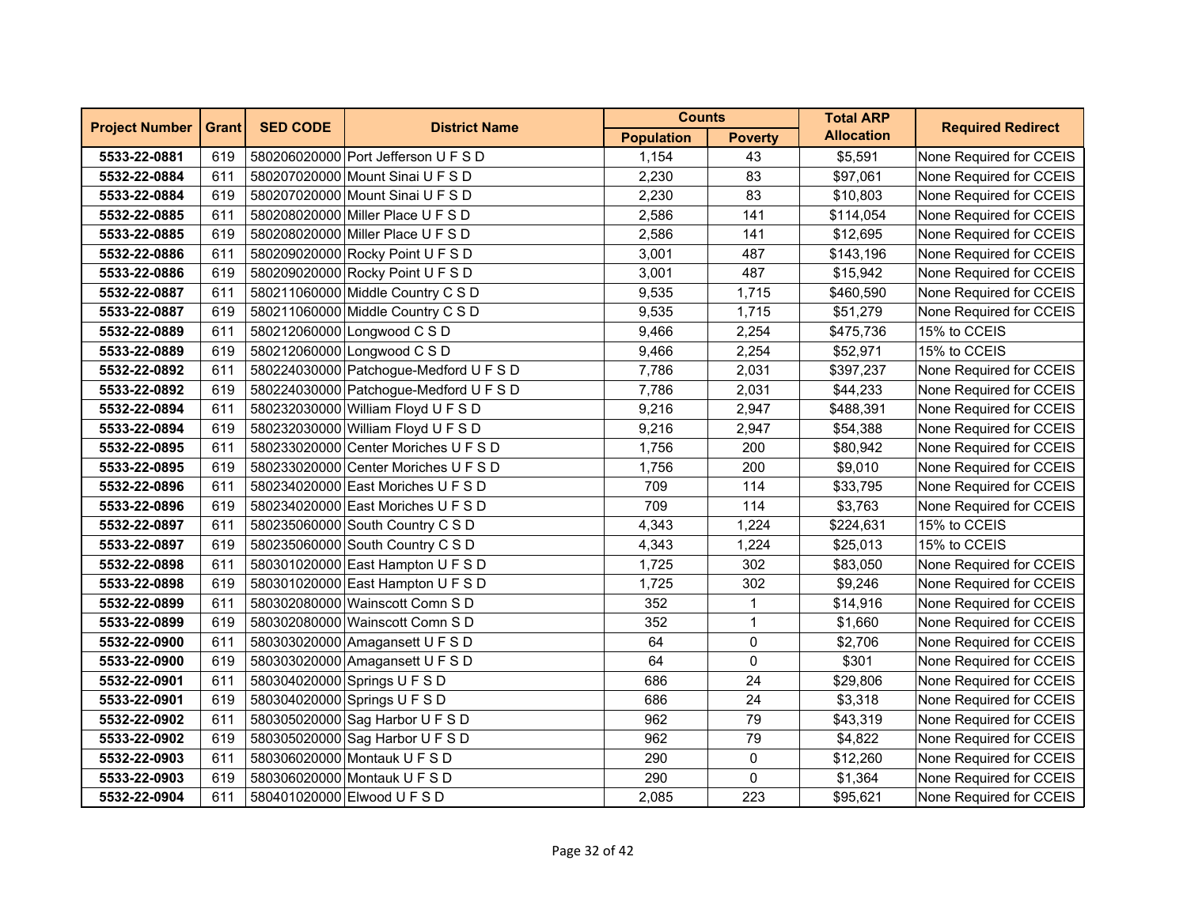| Project Number | Grant | SED CODE | District Name | Counts | | Total ARP Allocation | Required Redirect |
|---|---|---|---|---|---|---|---|
| | | | | Population | Poverty | | |
| **5533-22-0881** | 619 | 580206020000 | Port Jefferson U F S D | 1,154 | 43 | $5,591 | None Required for CCEIS |
| **5532-22-0884** | 611 | 580207020000 | Mount Sinai U F S D | 2,230 | 83 | $97,061 | None Required for CCEIS |
| **5533-22-0884** | 619 | 580207020000 | Mount Sinai U F S D | 2,230 | 83 | $10,803 | None Required for CCEIS |
| **5532-22-0885** | 611 | 580208020000 | Miller Place U F S D | 2,586 | 141 | $114,054 | None Required for CCEIS |
| **5533-22-0885** | 619 | 580208020000 | Miller Place U F S D | 2,586 | 141 | $12,695 | None Required for CCEIS |
| **5532-22-0886** | 611 | 580209020000 | Rocky Point U F S D | 3,001 | 487 | $143,196 | None Required for CCEIS |
| **5533-22-0886** | 619 | 580209020000 | Rocky Point U F S D | 3,001 | 487 | $15,942 | None Required for CCEIS |
| **5532-22-0887** | 611 | 580211060000 | Middle Country C S D | 9,535 | 1,715 | $460,590 | None Required for CCEIS |
| **5533-22-0887** | 619 | 580211060000 | Middle Country C S D | 9,535 | 1,715 | $51,279 | None Required for CCEIS |
| **5532-22-0889** | 611 | 580212060000 | Longwood C S D | 9,466 | 2,254 | $475,736 | 15% to CCEIS |
| **5533-22-0889** | 619 | 580212060000 | Longwood C S D | 9,466 | 2,254 | $52,971 | 15% to CCEIS |
| **5532-22-0892** | 611 | 580224030000 | Patchogue-Medford U F S D | 7,786 | 2,031 | $397,237 | None Required for CCEIS |
| **5533-22-0892** | 619 | 580224030000 | Patchogue-Medford U F S D | 7,786 | 2,031 | $44,233 | None Required for CCEIS |
| **5532-22-0894** | 611 | 580232030000 | William Floyd U F S D | 9,216 | 2,947 | $488,391 | None Required for CCEIS |
| **5533-22-0894** | 619 | 580232030000 | William Floyd U F S D | 9,216 | 2,947 | $54,388 | None Required for CCEIS |
| **5532-22-0895** | 611 | 580233020000 | Center Moriches U F S D | 1,756 | 200 | $80,942 | None Required for CCEIS |
| **5533-22-0895** | 619 | 580233020000 | Center Moriches U F S D | 1,756 | 200 | $9,010 | None Required for CCEIS |
| **5532-22-0896** | 611 | 580234020000 | East Moriches U F S D | 709 | 114 | $33,795 | None Required for CCEIS |
| **5533-22-0896** | 619 | 580234020000 | East Moriches U F S D | 709 | 114 | $3,763 | None Required for CCEIS |
| **5532-22-0897** | 611 | 580235060000 | South Country C S D | 4,343 | 1,224 | $224,631 | 15% to CCEIS |
| **5533-22-0897** | 619 | 580235060000 | South Country C S D | 4,343 | 1,224 | $25,013 | 15% to CCEIS |
| **5532-22-0898** | 611 | 580301020000 | East Hampton U F S D | 1,725 | 302 | $83,050 | None Required for CCEIS |
| **5533-22-0898** | 619 | 580301020000 | East Hampton U F S D | 1,725 | 302 | $9,246 | None Required for CCEIS |
| **5532-22-0899** | 611 | 580302080000 | Wainscott Comn S D | 352 | 1 | $14,916 | None Required for CCEIS |
| **5533-22-0899** | 619 | 580302080000 | Wainscott Comn S D | 352 | 1 | $1,660 | None Required for CCEIS |
| **5532-22-0900** | 611 | 580303020000 | Amagansett U F S D | 64 | 0 | $2,706 | None Required for CCEIS |
| **5533-22-0900** | 619 | 580303020000 | Amagansett U F S D | 64 | 0 | $301 | None Required for CCEIS |
| **5532-22-0901** | 611 | 580304020000 | Springs U F S D | 686 | 24 | $29,806 | None Required for CCEIS |
| **5533-22-0901** | 619 | 580304020000 | Springs U F S D | 686 | 24 | $3,318 | None Required for CCEIS |
| **5532-22-0902** | 611 | 580305020000 | Sag Harbor U F S D | 962 | 79 | $43,319 | None Required for CCEIS |
| **5533-22-0902** | 619 | 580305020000 | Sag Harbor U F S D | 962 | 79 | $4,822 | None Required for CCEIS |
| **5532-22-0903** | 611 | 580306020000 | Montauk U F S D | 290 | 0 | $12,260 | None Required for CCEIS |
| **5533-22-0903** | 619 | 580306020000 | Montauk U F S D | 290 | 0 | $1,364 | None Required for CCEIS |
| **5532-22-0904** | 611 | 580401020000 | Elwood U F S D | 2,085 | 223 | $95,621 | None Required for CCEIS |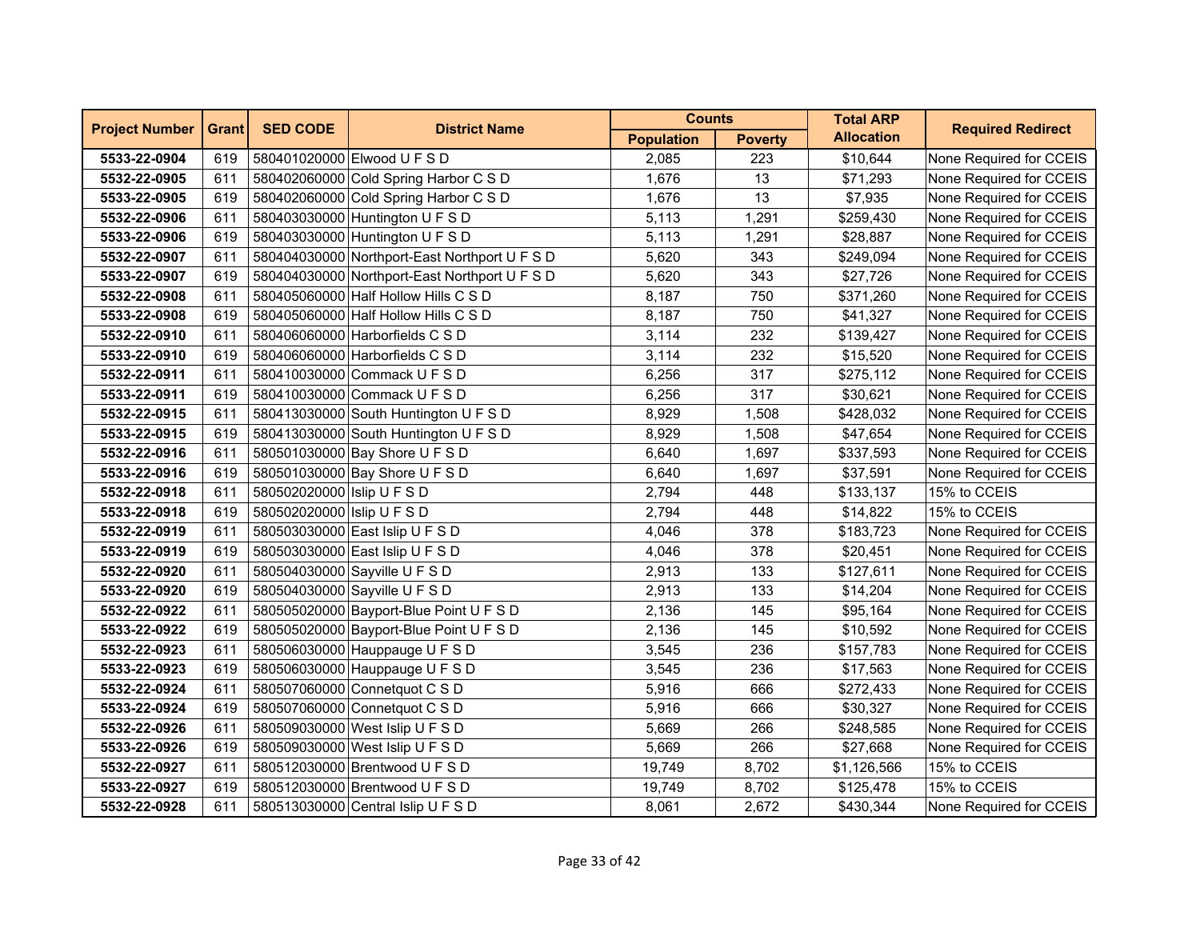| Project Number | Grant | SED CODE | District Name | Counts | | Total ARP Allocation | Required Redirect |
|---|---|---|---|---|---|---|---|
| | | | | Population | Poverty | | |
| **5533-22-0904** | 619 | 580401020000 | Elwood U F S D | 2,085 | 223 | $10,644 | None Required for CCEIS |
| **5532-22-0905** | 611 | 580402060000 | Cold Spring Harbor C S D | 1,676 | 13 | $71,293 | None Required for CCEIS |
| **5533-22-0905** | 619 | 580402060000 | Cold Spring Harbor C S D | 1,676 | 13 | $7,935 | None Required for CCEIS |
| **5532-22-0906** | 611 | 580403030000 | Huntington U F S D | 5,113 | 1,291 | $259,430 | None Required for CCEIS |
| **5533-22-0906** | 619 | 580403030000 | Huntington U F S D | 5,113 | 1,291 | $28,887 | None Required for CCEIS |
| **5532-22-0907** | 611 | 580404030000 | Northport-East Northport U F S D | 5,620 | 343 | $249,094 | None Required for CCEIS |
| **5533-22-0907** | 619 | 580404030000 | Northport-East Northport U F S D | 5,620 | 343 | $27,726 | None Required for CCEIS |
| **5532-22-0908** | 611 | 580405060000 | Half Hollow Hills C S D | 8,187 | 750 | $371,260 | None Required for CCEIS |
| **5533-22-0908** | 619 | 580405060000 | Half Hollow Hills C S D | 8,187 | 750 | $41,327 | None Required for CCEIS |
| **5532-22-0910** | 611 | 580406060000 | Harborfields C S D | 3,114 | 232 | $139,427 | None Required for CCEIS |
| **5533-22-0910** | 619 | 580406060000 | Harborfields C S D | 3,114 | 232 | $15,520 | None Required for CCEIS |
| **5532-22-0911** | 611 | 580410030000 | Commack U F S D | 6,256 | 317 | $275,112 | None Required for CCEIS |
| **5533-22-0911** | 619 | 580410030000 | Commack U F S D | 6,256 | 317 | $30,621 | None Required for CCEIS |
| **5532-22-0915** | 611 | 580413030000 | South Huntington U F S D | 8,929 | 1,508 | $428,032 | None Required for CCEIS |
| **5533-22-0915** | 619 | 580413030000 | South Huntington U F S D | 8,929 | 1,508 | $47,654 | None Required for CCEIS |
| **5532-22-0916** | 611 | 580501030000 | Bay Shore U F S D | 6,640 | 1,697 | $337,593 | None Required for CCEIS |
| **5533-22-0916** | 619 | 580501030000 | Bay Shore U F S D | 6,640 | 1,697 | $37,591 | None Required for CCEIS |
| **5532-22-0918** | 611 | 580502020000 | Islip U F S D | 2,794 | 448 | $133,137 | 15% to CCEIS |
| **5533-22-0918** | 619 | 580502020000 | Islip U F S D | 2,794 | 448 | $14,822 | 15% to CCEIS |
| **5532-22-0919** | 611 | 580503030000 | East Islip U F S D | 4,046 | 378 | $183,723 | None Required for CCEIS |
| **5533-22-0919** | 619 | 580503030000 | East Islip U F S D | 4,046 | 378 | $20,451 | None Required for CCEIS |
| **5532-22-0920** | 611 | 580504030000 | Sayville U F S D | 2,913 | 133 | $127,611 | None Required for CCEIS |
| **5533-22-0920** | 619 | 580504030000 | Sayville U F S D | 2,913 | 133 | $14,204 | None Required for CCEIS |
| **5532-22-0922** | 611 | 580505020000 | Bayport-Blue Point U F S D | 2,136 | 145 | $95,164 | None Required for CCEIS |
| **5533-22-0922** | 619 | 580505020000 | Bayport-Blue Point U F S D | 2,136 | 145 | $10,592 | None Required for CCEIS |
| **5532-22-0923** | 611 | 580506030000 | Hauppauge U F S D | 3,545 | 236 | $157,783 | None Required for CCEIS |
| **5533-22-0923** | 619 | 580506030000 | Hauppauge U F S D | 3,545 | 236 | $17,563 | None Required for CCEIS |
| **5532-22-0924** | 611 | 580507060000 | Connetquot C S D | 5,916 | 666 | $272,433 | None Required for CCEIS |
| **5533-22-0924** | 619 | 580507060000 | Connetquot C S D | 5,916 | 666 | $30,327 | None Required for CCEIS |
| **5532-22-0926** | 611 | 580509030000 | West Islip U F S D | 5,669 | 266 | $248,585 | None Required for CCEIS |
| **5533-22-0926** | 619 | 580509030000 | West Islip U F S D | 5,669 | 266 | $27,668 | None Required for CCEIS |
| **5532-22-0927** | 611 | 580512030000 | Brentwood U F S D | 19,749 | 8,702 | $1,126,566 | 15% to CCEIS |
| **5533-22-0927** | 619 | 580512030000 | Brentwood U F S D | 19,749 | 8,702 | $125,478 | 15% to CCEIS |
| **5532-22-0928** | 611 | 580513030000 | Central Islip U F S D | 8,061 | 2,672 | $430,344 | None Required for CCEIS |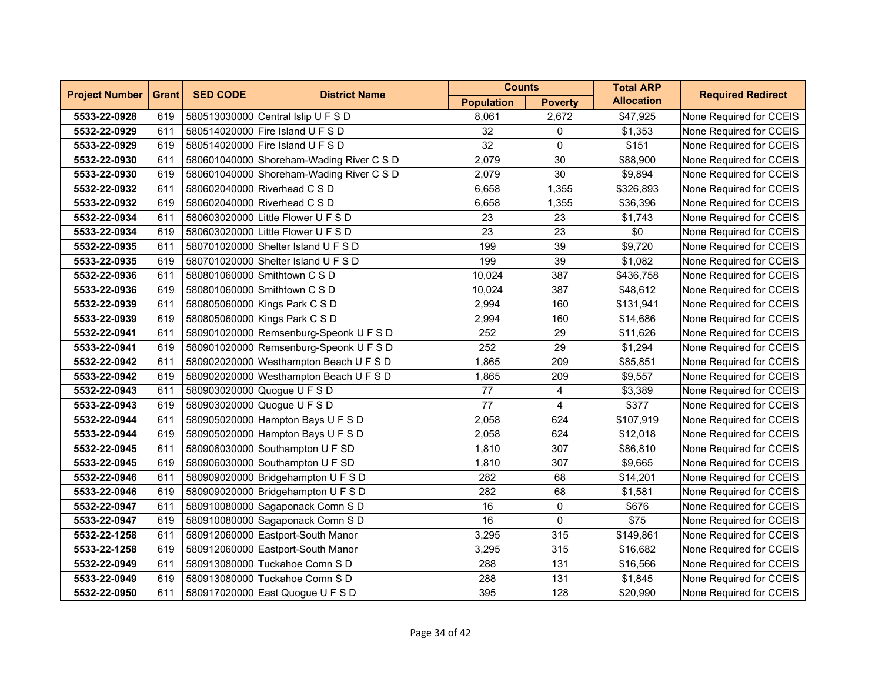| Project Number | Grant | SED CODE | District Name | Counts | | Total ARP Allocation | Required Redirect |
|---|---|---|---|---|---|---|---|
| | | | | Population | Poverty | | |
| **5533-22-0928** | 619 | 580513030000 | Central Islip U F S D | 8,061 | 2,672 | $47,925 | None Required for CCEIS |
| **5532-22-0929** | 611 | 580514020000 | Fire Island U F S D | 32 | 0 | $1,353 | None Required for CCEIS |
| **5533-22-0929** | 619 | 580514020000 | Fire Island U F S D | 32 | 0 | $151 | None Required for CCEIS |
| **5532-22-0930** | 611 | 580601040000 | Shoreham-Wading River C S D | 2,079 | 30 | $88,900 | None Required for CCEIS |
| **5533-22-0930** | 619 | 580601040000 | Shoreham-Wading River C S D | 2,079 | 30 | $9,894 | None Required for CCEIS |
| **5532-22-0932** | 611 | 580602040000 | Riverhead C S D | 6,658 | 1,355 | $326,893 | None Required for CCEIS |
| **5533-22-0932** | 619 | 580602040000 | Riverhead C S D | 6,658 | 1,355 | $36,396 | None Required for CCEIS |
| **5532-22-0934** | 611 | 580603020000 | Little Flower U F S D | 23 | 23 | $1,743 | None Required for CCEIS |
| **5533-22-0934** | 619 | 580603020000 | Little Flower U F S D | 23 | 23 | $0 | None Required for CCEIS |
| **5532-22-0935** | 611 | 580701020000 | Shelter Island U F S D | 199 | 39 | $9,720 | None Required for CCEIS |
| **5533-22-0935** | 619 | 580701020000 | Shelter Island U F S D | 199 | 39 | $1,082 | None Required for CCEIS |
| **5532-22-0936** | 611 | 580801060000 | Smithtown C S D | 10,024 | 387 | $436,758 | None Required for CCEIS |
| **5533-22-0936** | 619 | 580801060000 | Smithtown C S D | 10,024 | 387 | $48,612 | None Required for CCEIS |
| **5532-22-0939** | 611 | 580805060000 | Kings Park C S D | 2,994 | 160 | $131,941 | None Required for CCEIS |
| **5533-22-0939** | 619 | 580805060000 | Kings Park C S D | 2,994 | 160 | $14,686 | None Required for CCEIS |
| **5532-22-0941** | 611 | 580901020000 | Remsenburg-Speonk U F S D | 252 | 29 | $11,626 | None Required for CCEIS |
| **5533-22-0941** | 619 | 580901020000 | Remsenburg-Speonk U F S D | 252 | 29 | $1,294 | None Required for CCEIS |
| **5532-22-0942** | 611 | 580902020000 | Westhampton Beach U F S D | 1,865 | 209 | $85,851 | None Required for CCEIS |
| **5533-22-0942** | 619 | 580902020000 | Westhampton Beach U F S D | 1,865 | 209 | $9,557 | None Required for CCEIS |
| **5532-22-0943** | 611 | 580903020000 | Quogue U F S D | 77 | 4 | $3,389 | None Required for CCEIS |
| **5533-22-0943** | 619 | 580903020000 | Quogue U F S D | 77 | 4 | $377 | None Required for CCEIS |
| **5532-22-0944** | 611 | 580905020000 | Hampton Bays U F S D | 2,058 | 624 | $107,919 | None Required for CCEIS |
| **5533-22-0944** | 619 | 580905020000 | Hampton Bays U F S D | 2,058 | 624 | $12,018 | None Required for CCEIS |
| **5532-22-0945** | 611 | 580906030000 | Southampton U F SD | 1,810 | 307 | $86,810 | None Required for CCEIS |
| **5533-22-0945** | 619 | 580906030000 | Southampton U F SD | 1,810 | 307 | $9,665 | None Required for CCEIS |
| **5532-22-0946** | 611 | 580909020000 | Bridgehampton U F S D | 282 | 68 | $14,201 | None Required for CCEIS |
| **5533-22-0946** | 619 | 580909020000 | Bridgehampton U F S D | 282 | 68 | $1,581 | None Required for CCEIS |
| **5532-22-0947** | 611 | 580910080000 | Sagaponack Comn S D | 16 | 0 | $676 | None Required for CCEIS |
| **5533-22-0947** | 619 | 580910080000 | Sagaponack Comn S D | 16 | 0 | $75 | None Required for CCEIS |
| **5532-22-1258** | 611 | 580912060000 | Eastport-South Manor | 3,295 | 315 | $149,861 | None Required for CCEIS |
| **5533-22-1258** | 619 | 580912060000 | Eastport-South Manor | 3,295 | 315 | $16,682 | None Required for CCEIS |
| **5532-22-0949** | 611 | 580913080000 | Tuckahoe Comn S D | 288 | 131 | $16,566 | None Required for CCEIS |
| **5533-22-0949** | 619 | 580913080000 | Tuckahoe Comn S D | 288 | 131 | $1,845 | None Required for CCEIS |
| **5532-22-0950** | 611 | 580917020000 | East Quogue U F S D | 395 | 128 | $20,990 | None Required for CCEIS |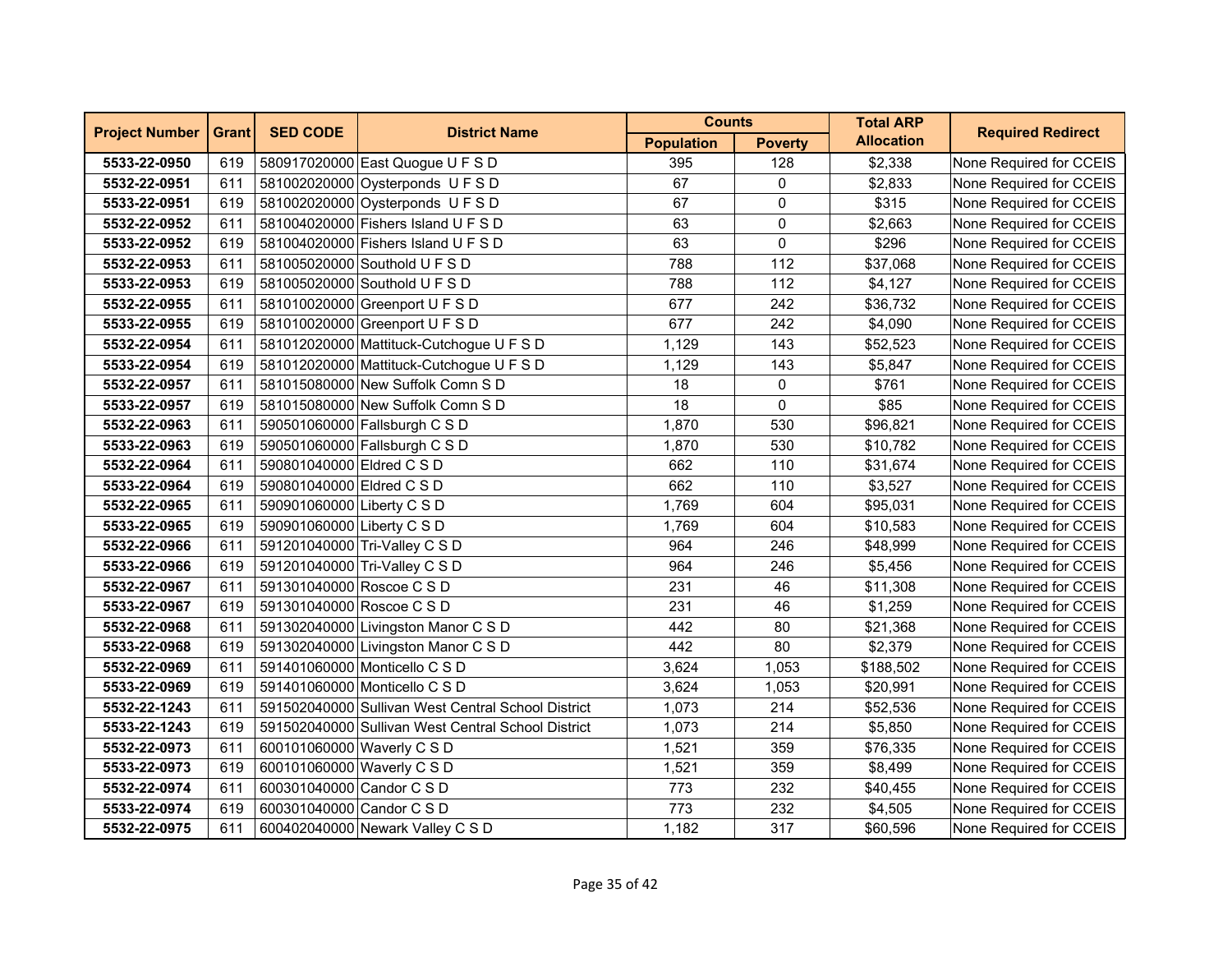| Project Number | Grant | SED CODE | District Name | Counts | | Total ARP Allocation | Required Redirect |
|---|---|---|---|---|---|---|---|
| | | | | Population | Poverty | | |
| **5533-22-0950** | 619 | 580917020000 | East Quogue U F S D | 395 | 128 | $2,338 | None Required for CCEIS |
| **5532-22-0951** | 611 | 581002020000 | Oysterponds U F S D | 67 | 0 | $2,833 | None Required for CCEIS |
| **5533-22-0951** | 619 | 581002020000 | Oysterponds U F S D | 67 | 0 | $315 | None Required for CCEIS |
| **5532-22-0952** | 611 | 581004020000 | Fishers Island U F S D | 63 | 0 | $2,663 | None Required for CCEIS |
| **5533-22-0952** | 619 | 581004020000 | Fishers Island U F S D | 63 | 0 | $296 | None Required for CCEIS |
| **5532-22-0953** | 611 | 581005020000 | Southold U F S D | 788 | 112 | $37,068 | None Required for CCEIS |
| **5533-22-0953** | 619 | 581005020000 | Southold U F S D | 788 | 112 | $4,127 | None Required for CCEIS |
| **5532-22-0955** | 611 | 581010020000 | Greenport U F S D | 677 | 242 | $36,732 | None Required for CCEIS |
| **5533-22-0955** | 619 | 581010020000 | Greenport U F S D | 677 | 242 | $4,090 | None Required for CCEIS |
| **5532-22-0954** | 611 | 581012020000 | Mattituck-Cutchogue U F S D | 1,129 | 143 | $52,523 | None Required for CCEIS |
| **5533-22-0954** | 619 | 581012020000 | Mattituck-Cutchogue U F S D | 1,129 | 143 | $5,847 | None Required for CCEIS |
| **5532-22-0957** | 611 | 581015080000 | New Suffolk Comn S D | 18 | 0 | $761 | None Required for CCEIS |
| **5533-22-0957** | 619 | 581015080000 | New Suffolk Comn S D | 18 | 0 | $85 | None Required for CCEIS |
| **5532-22-0963** | 611 | 590501060000 | Fallsburgh C S D | 1,870 | 530 | $96,821 | None Required for CCEIS |
| **5533-22-0963** | 619 | 590501060000 | Fallsburgh C S D | 1,870 | 530 | $10,782 | None Required for CCEIS |
| **5532-22-0964** | 611 | 590801040000 | Eldred C S D | 662 | 110 | $31,674 | None Required for CCEIS |
| **5533-22-0964** | 619 | 590801040000 | Eldred C S D | 662 | 110 | $3,527 | None Required for CCEIS |
| **5532-22-0965** | 611 | 590901060000 | Liberty C S D | 1,769 | 604 | $95,031 | None Required for CCEIS |
| **5533-22-0965** | 619 | 590901060000 | Liberty C S D | 1,769 | 604 | $10,583 | None Required for CCEIS |
| **5532-22-0966** | 611 | 591201040000 | Tri-Valley C S D | 964 | 246 | $48,999 | None Required for CCEIS |
| **5533-22-0966** | 619 | 591201040000 | Tri-Valley C S D | 964 | 246 | $5,456 | None Required for CCEIS |
| **5532-22-0967** | 611 | 591301040000 | Roscoe C S D | 231 | 46 | $11,308 | None Required for CCEIS |
| **5533-22-0967** | 619 | 591301040000 | Roscoe C S D | 231 | 46 | $1,259 | None Required for CCEIS |
| **5532-22-0968** | 611 | 591302040000 | Livingston Manor C S D | 442 | 80 | $21,368 | None Required for CCEIS |
| **5533-22-0968** | 619 | 591302040000 | Livingston Manor C S D | 442 | 80 | $2,379 | None Required for CCEIS |
| **5532-22-0969** | 611 | 591401060000 | Monticello C S D | 3,624 | 1,053 | $188,502 | None Required for CCEIS |
| **5533-22-0969** | 619 | 591401060000 | Monticello C S D | 3,624 | 1,053 | $20,991 | None Required for CCEIS |
| **5532-22-1243** | 611 | 591502040000 | Sullivan West Central School District | 1,073 | 214 | $52,536 | None Required for CCEIS |
| **5533-22-1243** | 619 | 591502040000 | Sullivan West Central School District | 1,073 | 214 | $5,850 | None Required for CCEIS |
| **5532-22-0973** | 611 | 600101060000 | Waverly C S D | 1,521 | 359 | $76,335 | None Required for CCEIS |
| **5533-22-0973** | 619 | 600101060000 | Waverly C S D | 1,521 | 359 | $8,499 | None Required for CCEIS |
| **5532-22-0974** | 611 | 600301040000 | Candor C S D | 773 | 232 | $40,455 | None Required for CCEIS |
| **5533-22-0974** | 619 | 600301040000 | Candor C S D | 773 | 232 | $4,505 | None Required for CCEIS |
| **5532-22-0975** | 611 | 600402040000 | Newark Valley C S D | 1,182 | 317 | $60,596 | None Required for CCEIS |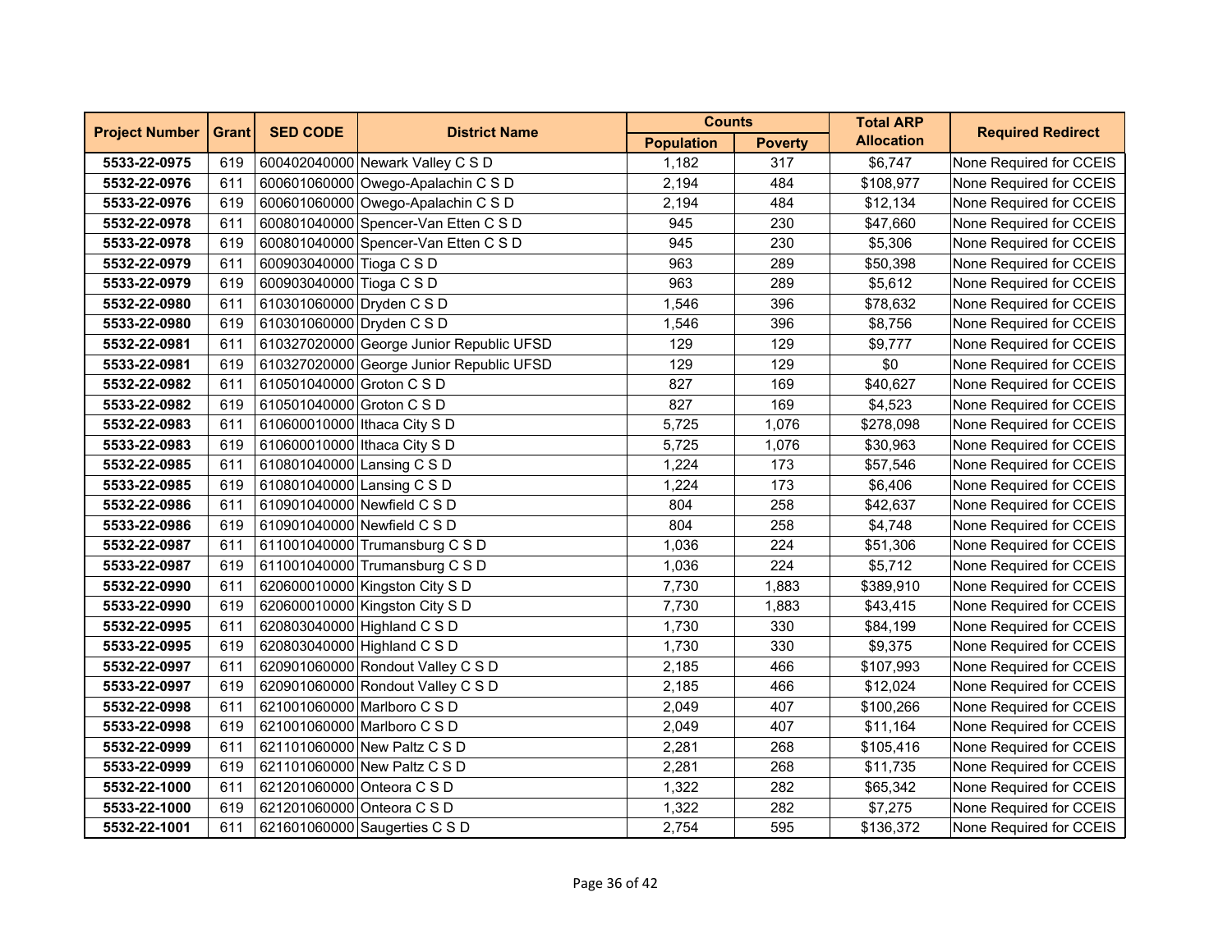| Project Number | Grant | SED CODE | District Name | Counts | | Total ARP Allocation | Required Redirect |
|---|---|---|---|---|---|---|---|
| | | | | Population | Poverty | | |
| **5533-22-0975** | 619 | 600402040000 | Newark Valley C S D | 1,182 | 317 | $6,747 | None Required for CCEIS |
| **5532-22-0976** | 611 | 600601060000 | Owego-Apalachin C S D | 2,194 | 484 | $108,977 | None Required for CCEIS |
| **5533-22-0976** | 619 | 600601060000 | Owego-Apalachin C S D | 2,194 | 484 | $12,134 | None Required for CCEIS |
| **5532-22-0978** | 611 | 600801040000 | Spencer-Van Etten C S D | 945 | 230 | $47,660 | None Required for CCEIS |
| **5533-22-0978** | 619 | 600801040000 | Spencer-Van Etten C S D | 945 | 230 | $5,306 | None Required for CCEIS |
| **5532-22-0979** | 611 | 600903040000 | Tioga C S D | 963 | 289 | $50,398 | None Required for CCEIS |
| **5533-22-0979** | 619 | 600903040000 | Tioga C S D | 963 | 289 | $5,612 | None Required for CCEIS |
| **5532-22-0980** | 611 | 610301060000 | Dryden C S D | 1,546 | 396 | $78,632 | None Required for CCEIS |
| **5533-22-0980** | 619 | 610301060000 | Dryden C S D | 1,546 | 396 | $8,756 | None Required for CCEIS |
| **5532-22-0981** | 611 | 610327020000 | George Junior Republic UFSD | 129 | 129 | $9,777 | None Required for CCEIS |
| **5533-22-0981** | 619 | 610327020000 | George Junior Republic UFSD | 129 | 129 | $0 | None Required for CCEIS |
| **5532-22-0982** | 611 | 610501040000 | Groton C S D | 827 | 169 | $40,627 | None Required for CCEIS |
| **5533-22-0982** | 619 | 610501040000 | Groton C S D | 827 | 169 | $4,523 | None Required for CCEIS |
| **5532-22-0983** | 611 | 610600010000 | Ithaca City S D | 5,725 | 1,076 | $278,098 | None Required for CCEIS |
| **5533-22-0983** | 619 | 610600010000 | Ithaca City S D | 5,725 | 1,076 | $30,963 | None Required for CCEIS |
| **5532-22-0985** | 611 | 610801040000 | Lansing C S D | 1,224 | 173 | $57,546 | None Required for CCEIS |
| **5533-22-0985** | 619 | 610801040000 | Lansing C S D | 1,224 | 173 | $6,406 | None Required for CCEIS |
| **5532-22-0986** | 611 | 610901040000 | Newfield C S D | 804 | 258 | $42,637 | None Required for CCEIS |
| **5533-22-0986** | 619 | 610901040000 | Newfield C S D | 804 | 258 | $4,748 | None Required for CCEIS |
| **5532-22-0987** | 611 | 611001040000 | Trumansburg C S D | 1,036 | 224 | $51,306 | None Required for CCEIS |
| **5533-22-0987** | 619 | 611001040000 | Trumansburg C S D | 1,036 | 224 | $5,712 | None Required for CCEIS |
| **5532-22-0990** | 611 | 620600010000 | Kingston City S D | 7,730 | 1,883 | $389,910 | None Required for CCEIS |
| **5533-22-0990** | 619 | 620600010000 | Kingston City S D | 7,730 | 1,883 | $43,415 | None Required for CCEIS |
| **5532-22-0995** | 611 | 620803040000 | Highland C S D | 1,730 | 330 | $84,199 | None Required for CCEIS |
| **5533-22-0995** | 619 | 620803040000 | Highland C S D | 1,730 | 330 | $9,375 | None Required for CCEIS |
| **5532-22-0997** | 611 | 620901060000 | Rondout Valley C S D | 2,185 | 466 | $107,993 | None Required for CCEIS |
| **5533-22-0997** | 619 | 620901060000 | Rondout Valley C S D | 2,185 | 466 | $12,024 | None Required for CCEIS |
| **5532-22-0998** | 611 | 621001060000 | Marlboro C S D | 2,049 | 407 | $100,266 | None Required for CCEIS |
| **5533-22-0998** | 619 | 621001060000 | Marlboro C S D | 2,049 | 407 | $11,164 | None Required for CCEIS |
| **5532-22-0999** | 611 | 621101060000 | New Paltz C S D | 2,281 | 268 | $105,416 | None Required for CCEIS |
| **5533-22-0999** | 619 | 621101060000 | New Paltz C S D | 2,281 | 268 | $11,735 | None Required for CCEIS |
| **5532-22-1000** | 611 | 621201060000 | Onteora C S D | 1,322 | 282 | $65,342 | None Required for CCEIS |
| **5533-22-1000** | 619 | 621201060000 | Onteora C S D | 1,322 | 282 | $7,275 | None Required for CCEIS |
| **5532-22-1001** | 611 | 621601060000 | Saugerties C S D | 2,754 | 595 | $136,372 | None Required for CCEIS |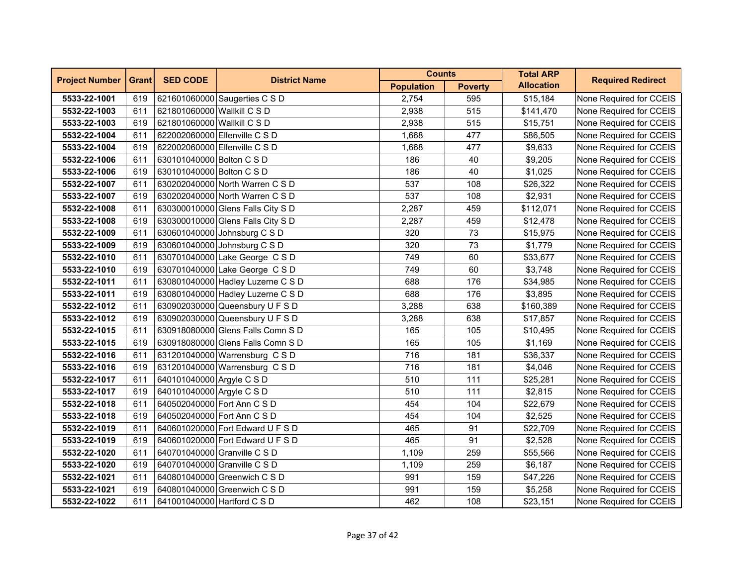| Project Number | Grant | SED CODE | District Name | Counts | | Total ARP Allocation | Required Redirect |
|---|---|---|---|---|---|---|---|
| | | | | Population | Poverty | | |
| **5533-22-1001** | 619 | 621601060000 | Saugerties C S D | 2,754 | 595 | $15,184 | None Required for CCEIS |
| **5532-22-1003** | 611 | 621801060000 | Wallkill C S D | 2,938 | 515 | $141,470 | None Required for CCEIS |
| **5533-22-1003** | 619 | 621801060000 | Wallkill C S D | 2,938 | 515 | $15,751 | None Required for CCEIS |
| **5532-22-1004** | 611 | 622002060000 | Ellenville C S D | 1,668 | 477 | $86,505 | None Required for CCEIS |
| **5533-22-1004** | 619 | 622002060000 | Ellenville C S D | 1,668 | 477 | $9,633 | None Required for CCEIS |
| **5532-22-1006** | 611 | 630101040000 | Bolton C S D | 186 | 40 | $9,205 | None Required for CCEIS |
| **5533-22-1006** | 619 | 630101040000 | Bolton C S D | 186 | 40 | $1,025 | None Required for CCEIS |
| **5532-22-1007** | 611 | 630202040000 | North Warren C S D | 537 | 108 | $26,322 | None Required for CCEIS |
| **5533-22-1007** | 619 | 630202040000 | North Warren C S D | 537 | 108 | $2,931 | None Required for CCEIS |
| **5532-22-1008** | 611 | 630300010000 | Glens Falls City S D | 2,287 | 459 | $112,071 | None Required for CCEIS |
| **5533-22-1008** | 619 | 630300010000 | Glens Falls City S D | 2,287 | 459 | $12,478 | None Required for CCEIS |
| **5532-22-1009** | 611 | 630601040000 | Johnsburg C S D | 320 | 73 | $15,975 | None Required for CCEIS |
| **5533-22-1009** | 619 | 630601040000 | Johnsburg C S D | 320 | 73 | $1,779 | None Required for CCEIS |
| **5532-22-1010** | 611 | 630701040000 | Lake George C S D | 749 | 60 | $33,677 | None Required for CCEIS |
| **5533-22-1010** | 619 | 630701040000 | Lake George C S D | 749 | 60 | $3,748 | None Required for CCEIS |
| **5532-22-1011** | 611 | 630801040000 | Hadley Luzerne C S D | 688 | 176 | $34,985 | None Required for CCEIS |
| **5533-22-1011** | 619 | 630801040000 | Hadley Luzerne C S D | 688 | 176 | $3,895 | None Required for CCEIS |
| **5532-22-1012** | 611 | 630902030000 | Queensbury U F S D | 3,288 | 638 | $160,389 | None Required for CCEIS |
| **5533-22-1012** | 619 | 630902030000 | Queensbury U F S D | 3,288 | 638 | $17,857 | None Required for CCEIS |
| **5532-22-1015** | 611 | 630918080000 | Glens Falls Comn S D | 165 | 105 | $10,495 | None Required for CCEIS |
| **5533-22-1015** | 619 | 630918080000 | Glens Falls Comn S D | 165 | 105 | $1,169 | None Required for CCEIS |
| **5532-22-1016** | 611 | 631201040000 | Warrensburg C S D | 716 | 181 | $36,337 | None Required for CCEIS |
| **5533-22-1016** | 619 | 631201040000 | Warrensburg C S D | 716 | 181 | $4,046 | None Required for CCEIS |
| **5532-22-1017** | 611 | 640101040000 | Argyle C S D | 510 | 111 | $25,281 | None Required for CCEIS |
| **5533-22-1017** | 619 | 640101040000 | Argyle C S D | 510 | 111 | $2,815 | None Required for CCEIS |
| **5532-22-1018** | 611 | 640502040000 | Fort Ann C S D | 454 | 104 | $22,679 | None Required for CCEIS |
| **5533-22-1018** | 619 | 640502040000 | Fort Ann C S D | 454 | 104 | $2,525 | None Required for CCEIS |
| **5532-22-1019** | 611 | 640601020000 | Fort Edward U F S D | 465 | 91 | $22,709 | None Required for CCEIS |
| **5533-22-1019** | 619 | 640601020000 | Fort Edward U F S D | 465 | 91 | $2,528 | None Required for CCEIS |
| **5532-22-1020** | 611 | 640701040000 | Granville C S D | 1,109 | 259 | $55,566 | None Required for CCEIS |
| **5533-22-1020** | 619 | 640701040000 | Granville C S D | 1,109 | 259 | $6,187 | None Required for CCEIS |
| **5532-22-1021** | 611 | 640801040000 | Greenwich C S D | 991 | 159 | $47,226 | None Required for CCEIS |
| **5533-22-1021** | 619 | 640801040000 | Greenwich C S D | 991 | 159 | $5,258 | None Required for CCEIS |
| **5532-22-1022** | 611 | 641001040000 | Hartford C S D | 462 | 108 | $23,151 | None Required for CCEIS |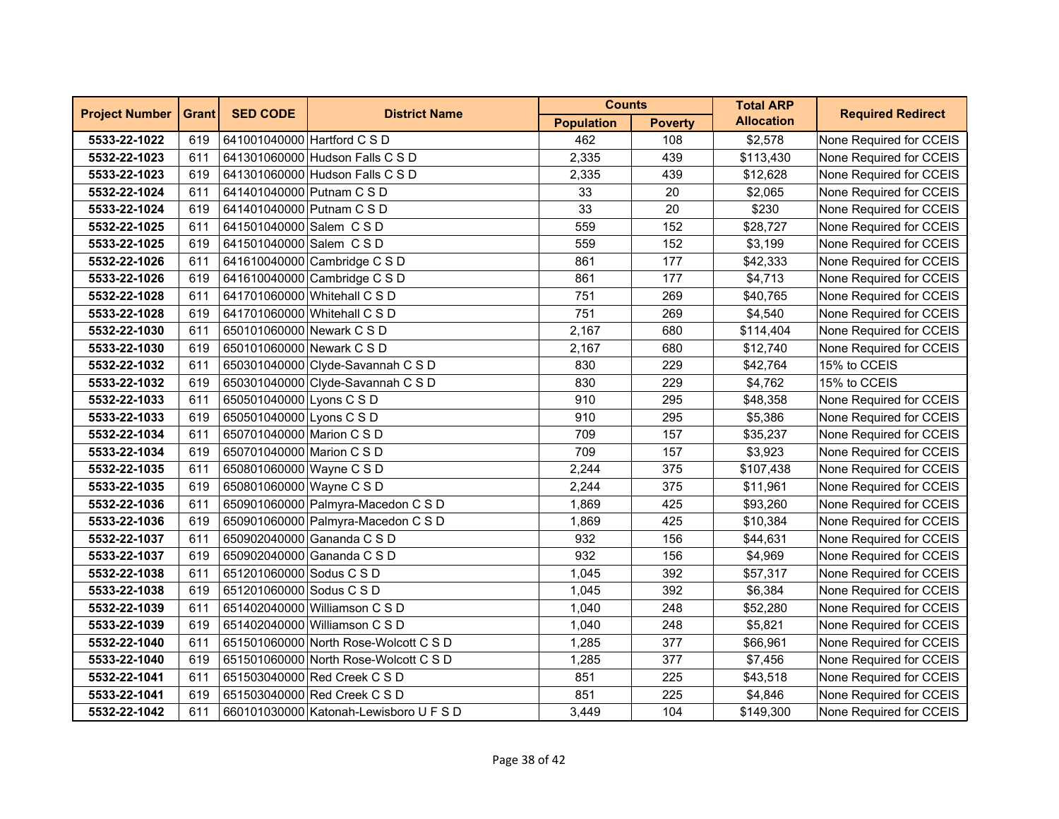| Project Number | Grant | SED CODE | District Name | Counts | | Total ARP Allocation | Required Redirect |
|---|---|---|---|---|---|---|---|
| | | | | Population | Poverty | | |
| **5533-22-1022** | 619 | 641001040000 | Hartford C S D | 462 | 108 | $2,578 | None Required for CCEIS |
| **5532-22-1023** | 611 | 641301060000 | Hudson Falls C S D | 2,335 | 439 | $113,430 | None Required for CCEIS |
| **5533-22-1023** | 619 | 641301060000 | Hudson Falls C S D | 2,335 | 439 | $12,628 | None Required for CCEIS |
| **5532-22-1024** | 611 | 641401040000 | Putnam C S D | 33 | 20 | $2,065 | None Required for CCEIS |
| **5533-22-1024** | 619 | 641401040000 | Putnam C S D | 33 | 20 | $230 | None Required for CCEIS |
| **5532-22-1025** | 611 | 641501040000 | Salem C S D | 559 | 152 | $28,727 | None Required for CCEIS |
| **5533-22-1025** | 619 | 641501040000 | Salem C S D | 559 | 152 | $3,199 | None Required for CCEIS |
| **5532-22-1026** | 611 | 641610040000 | Cambridge C S D | 861 | 177 | $42,333 | None Required for CCEIS |
| **5533-22-1026** | 619 | 641610040000 | Cambridge C S D | 861 | 177 | $4,713 | None Required for CCEIS |
| **5532-22-1028** | 611 | 641701060000 | Whitehall C S D | 751 | 269 | $40,765 | None Required for CCEIS |
| **5533-22-1028** | 619 | 641701060000 | Whitehall C S D | 751 | 269 | $4,540 | None Required for CCEIS |
| **5532-22-1030** | 611 | 650101060000 | Newark C S D | 2,167 | 680 | $114,404 | None Required for CCEIS |
| **5533-22-1030** | 619 | 650101060000 | Newark C S D | 2,167 | 680 | $12,740 | None Required for CCEIS |
| **5532-22-1032** | 611 | 650301040000 | Clyde-Savannah C S D | 830 | 229 | $42,764 | 15% to CCEIS |
| **5533-22-1032** | 619 | 650301040000 | Clyde-Savannah C S D | 830 | 229 | $4,762 | 15% to CCEIS |
| **5532-22-1033** | 611 | 650501040000 | Lyons C S D | 910 | 295 | $48,358 | None Required for CCEIS |
| **5533-22-1033** | 619 | 650501040000 | Lyons C S D | 910 | 295 | $5,386 | None Required for CCEIS |
| **5532-22-1034** | 611 | 650701040000 | Marion C S D | 709 | 157 | $35,237 | None Required for CCEIS |
| **5533-22-1034** | 619 | 650701040000 | Marion C S D | 709 | 157 | $3,923 | None Required for CCEIS |
| **5532-22-1035** | 611 | 650801060000 | Wayne C S D | 2,244 | 375 | $107,438 | None Required for CCEIS |
| **5533-22-1035** | 619 | 650801060000 | Wayne C S D | 2,244 | 375 | $11,961 | None Required for CCEIS |
| **5532-22-1036** | 611 | 650901060000 | Palmyra-Macedon C S D | 1,869 | 425 | $93,260 | None Required for CCEIS |
| **5533-22-1036** | 619 | 650901060000 | Palmyra-Macedon C S D | 1,869 | 425 | $10,384 | None Required for CCEIS |
| **5532-22-1037** | 611 | 650902040000 | Gananda C S D | 932 | 156 | $44,631 | None Required for CCEIS |
| **5533-22-1037** | 619 | 650902040000 | Gananda C S D | 932 | 156 | $4,969 | None Required for CCEIS |
| **5532-22-1038** | 611 | 651201060000 | Sodus C S D | 1,045 | 392 | $57,317 | None Required for CCEIS |
| **5533-22-1038** | 619 | 651201060000 | Sodus C S D | 1,045 | 392 | $6,384 | None Required for CCEIS |
| **5532-22-1039** | 611 | 651402040000 | Williamson C S D | 1,040 | 248 | $52,280 | None Required for CCEIS |
| **5533-22-1039** | 619 | 651402040000 | Williamson C S D | 1,040 | 248 | $5,821 | None Required for CCEIS |
| **5532-22-1040** | 611 | 651501060000 | North Rose-Wolcott C S D | 1,285 | 377 | $66,961 | None Required for CCEIS |
| **5533-22-1040** | 619 | 651501060000 | North Rose-Wolcott C S D | 1,285 | 377 | $7,456 | None Required for CCEIS |
| **5532-22-1041** | 611 | 651503040000 | Red Creek C S D | 851 | 225 | $43,518 | None Required for CCEIS |
| **5533-22-1041** | 619 | 651503040000 | Red Creek C S D | 851 | 225 | $4,846 | None Required for CCEIS |
| **5532-22-1042** | 611 | 660101030000 | Katonah-Lewisboro U F S D | 3,449 | 104 | $149,300 | None Required for CCEIS |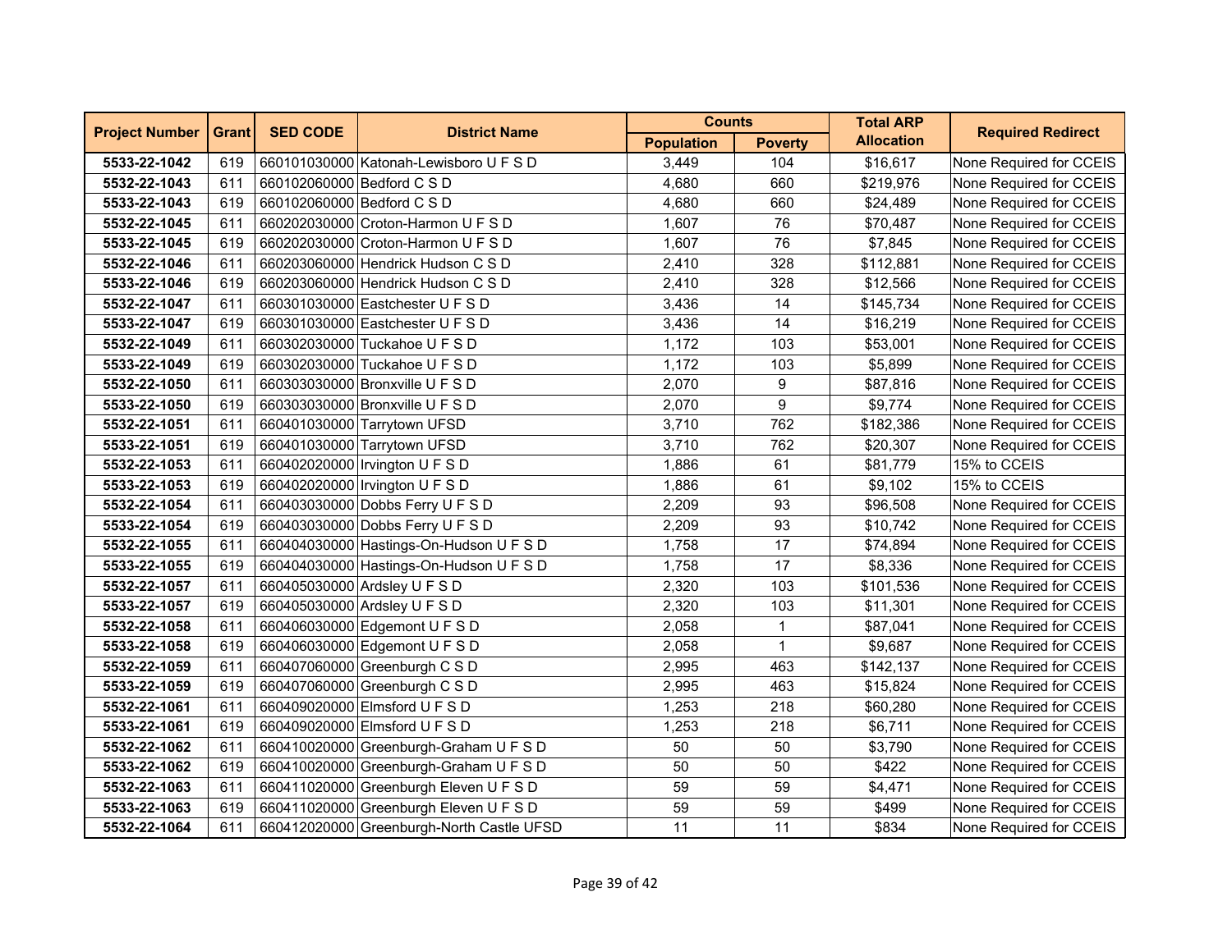| Project Number | Grant | SED CODE | District Name | Counts | | Total ARP Allocation | Required Redirect |
|---|---|---|---|---|---|---|---|
| | | | | Population | Poverty | | |
| **5533-22-1042** | 619 | 660101030000 | Katonah-Lewisboro U F S D | 3,449 | 104 | $16,617 | None Required for CCEIS |
| **5532-22-1043** | 611 | 660102060000 | Bedford C S D | 4,680 | 660 | $219,976 | None Required for CCEIS |
| **5533-22-1043** | 619 | 660102060000 | Bedford C S D | 4,680 | 660 | $24,489 | None Required for CCEIS |
| **5532-22-1045** | 611 | 660202030000 | Croton-Harmon U F S D | 1,607 | 76 | $70,487 | None Required for CCEIS |
| **5533-22-1045** | 619 | 660202030000 | Croton-Harmon U F S D | 1,607 | 76 | $7,845 | None Required for CCEIS |
| **5532-22-1046** | 611 | 660203060000 | Hendrick Hudson C S D | 2,410 | 328 | $112,881 | None Required for CCEIS |
| **5533-22-1046** | 619 | 660203060000 | Hendrick Hudson C S D | 2,410 | 328 | $12,566 | None Required for CCEIS |
| **5532-22-1047** | 611 | 660301030000 | Eastchester U F S D | 3,436 | 14 | $145,734 | None Required for CCEIS |
| **5533-22-1047** | 619 | 660301030000 | Eastchester U F S D | 3,436 | 14 | $16,219 | None Required for CCEIS |
| **5532-22-1049** | 611 | 660302030000 | Tuckahoe U F S D | 1,172 | 103 | $53,001 | None Required for CCEIS |
| **5533-22-1049** | 619 | 660302030000 | Tuckahoe U F S D | 1,172 | 103 | $5,899 | None Required for CCEIS |
| **5532-22-1050** | 611 | 660303030000 | Bronxville U F S D | 2,070 | 9 | $87,816 | None Required for CCEIS |
| **5533-22-1050** | 619 | 660303030000 | Bronxville U F S D | 2,070 | 9 | $9,774 | None Required for CCEIS |
| **5532-22-1051** | 611 | 660401030000 | Tarrytown UFSD | 3,710 | 762 | $182,386 | None Required for CCEIS |
| **5533-22-1051** | 619 | 660401030000 | Tarrytown UFSD | 3,710 | 762 | $20,307 | None Required for CCEIS |
| **5532-22-1053** | 611 | 660402020000 | Irvington U F S D | 1,886 | 61 | $81,779 | 15% to CCEIS |
| **5533-22-1053** | 619 | 660402020000 | Irvington U F S D | 1,886 | 61 | $9,102 | 15% to CCEIS |
| **5532-22-1054** | 611 | 660403030000 | Dobbs Ferry U F S D | 2,209 | 93 | $96,508 | None Required for CCEIS |
| **5533-22-1054** | 619 | 660403030000 | Dobbs Ferry U F S D | 2,209 | 93 | $10,742 | None Required for CCEIS |
| **5532-22-1055** | 611 | 660404030000 | Hastings-On-Hudson U F S D | 1,758 | 17 | $74,894 | None Required for CCEIS |
| **5533-22-1055** | 619 | 660404030000 | Hastings-On-Hudson U F S D | 1,758 | 17 | $8,336 | None Required for CCEIS |
| **5532-22-1057** | 611 | 660405030000 | Ardsley U F S D | 2,320 | 103 | $101,536 | None Required for CCEIS |
| **5533-22-1057** | 619 | 660405030000 | Ardsley U F S D | 2,320 | 103 | $11,301 | None Required for CCEIS |
| **5532-22-1058** | 611 | 660406030000 | Edgemont U F S D | 2,058 | 1 | $87,041 | None Required for CCEIS |
| **5533-22-1058** | 619 | 660406030000 | Edgemont U F S D | 2,058 | 1 | $9,687 | None Required for CCEIS |
| **5532-22-1059** | 611 | 660407060000 | Greenburgh C S D | 2,995 | 463 | $142,137 | None Required for CCEIS |
| **5533-22-1059** | 619 | 660407060000 | Greenburgh C S D | 2,995 | 463 | $15,824 | None Required for CCEIS |
| **5532-22-1061** | 611 | 660409020000 | Elmsford U F S D | 1,253 | 218 | $60,280 | None Required for CCEIS |
| **5533-22-1061** | 619 | 660409020000 | Elmsford U F S D | 1,253 | 218 | $6,711 | None Required for CCEIS |
| **5532-22-1062** | 611 | 660410020000 | Greenburgh-Graham U F S D | 50 | 50 | $3,790 | None Required for CCEIS |
| **5533-22-1062** | 619 | 660410020000 | Greenburgh-Graham U F S D | 50 | 50 | $422 | None Required for CCEIS |
| **5532-22-1063** | 611 | 660411020000 | Greenburgh Eleven U F S D | 59 | 59 | $4,471 | None Required for CCEIS |
| **5533-22-1063** | 619 | 660411020000 | Greenburgh Eleven U F S D | 59 | 59 | $499 | None Required for CCEIS |
| **5532-22-1064** | 611 | 660412020000 | Greenburgh-North Castle UFSD | 11 | 11 | $834 | None Required for CCEIS |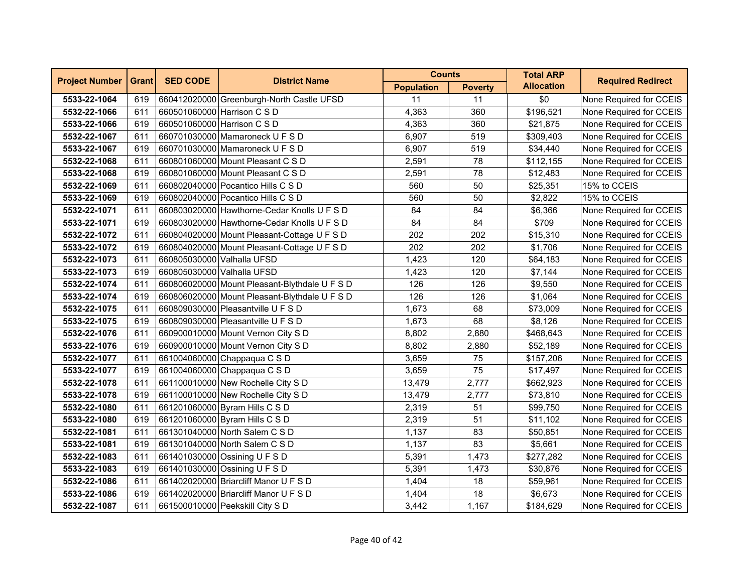| Project Number | Grant | SED CODE | District Name | Counts | | Total ARP Allocation | Required Redirect |
|---|---|---|---|---|---|---|---|
| | | | | Population | Poverty | | |
| **5533-22-1064** | 619 | 660412020000 | Greenburgh-North Castle UFSD | 11 | 11 | $0 | None Required for CCEIS |
| **5532-22-1066** | 611 | 660501060000 | Harrison C S D | 4,363 | 360 | $196,521 | None Required for CCEIS |
| **5533-22-1066** | 619 | 660501060000 | Harrison C S D | 4,363 | 360 | $21,875 | None Required for CCEIS |
| **5532-22-1067** | 611 | 660701030000 | Mamaroneck U F S D | 6,907 | 519 | $309,403 | None Required for CCEIS |
| **5533-22-1067** | 619 | 660701030000 | Mamaroneck U F S D | 6,907 | 519 | $34,440 | None Required for CCEIS |
| **5532-22-1068** | 611 | 660801060000 | Mount Pleasant C S D | 2,591 | 78 | $112,155 | None Required for CCEIS |
| **5533-22-1068** | 619 | 660801060000 | Mount Pleasant C S D | 2,591 | 78 | $12,483 | None Required for CCEIS |
| **5532-22-1069** | 611 | 660802040000 | Pocantico Hills C S D | 560 | 50 | $25,351 | 15% to CCEIS |
| **5533-22-1069** | 619 | 660802040000 | Pocantico Hills C S D | 560 | 50 | $2,822 | 15% to CCEIS |
| **5532-22-1071** | 611 | 660803020000 | Hawthorne-Cedar Knolls U F S D | 84 | 84 | $6,366 | None Required for CCEIS |
| **5533-22-1071** | 619 | 660803020000 | Hawthorne-Cedar Knolls U F S D | 84 | 84 | $709 | None Required for CCEIS |
| **5532-22-1072** | 611 | 660804020000 | Mount Pleasant-Cottage U F S D | 202 | 202 | $15,310 | None Required for CCEIS |
| **5533-22-1072** | 619 | 660804020000 | Mount Pleasant-Cottage U F S D | 202 | 202 | $1,706 | None Required for CCEIS |
| **5532-22-1073** | 611 | 660805030000 | Valhalla UFSD | 1,423 | 120 | $64,183 | None Required for CCEIS |
| **5533-22-1073** | 619 | 660805030000 | Valhalla UFSD | 1,423 | 120 | $7,144 | None Required for CCEIS |
| **5532-22-1074** | 611 | 660806020000 | Mount Pleasant-Blythdale U F S D | 126 | 126 | $9,550 | None Required for CCEIS |
| **5533-22-1074** | 619 | 660806020000 | Mount Pleasant-Blythdale U F S D | 126 | 126 | $1,064 | None Required for CCEIS |
| **5532-22-1075** | 611 | 660809030000 | Pleasantville U F S D | 1,673 | 68 | $73,009 | None Required for CCEIS |
| **5533-22-1075** | 619 | 660809030000 | Pleasantville U F S D | 1,673 | 68 | $8,126 | None Required for CCEIS |
| **5532-22-1076** | 611 | 660900010000 | Mount Vernon City S D | 8,802 | 2,880 | $468,643 | None Required for CCEIS |
| **5533-22-1076** | 619 | 660900010000 | Mount Vernon City S D | 8,802 | 2,880 | $52,189 | None Required for CCEIS |
| **5532-22-1077** | 611 | 661004060000 | Chappaqua C S D | 3,659 | 75 | $157,206 | None Required for CCEIS |
| **5533-22-1077** | 619 | 661004060000 | Chappaqua C S D | 3,659 | 75 | $17,497 | None Required for CCEIS |
| **5532-22-1078** | 611 | 661100010000 | New Rochelle City S D | 13,479 | 2,777 | $662,923 | None Required for CCEIS |
| **5533-22-1078** | 619 | 661100010000 | New Rochelle City S D | 13,479 | 2,777 | $73,810 | None Required for CCEIS |
| **5532-22-1080** | 611 | 661201060000 | Byram Hills C S D | 2,319 | 51 | $99,750 | None Required for CCEIS |
| **5533-22-1080** | 619 | 661201060000 | Byram Hills C S D | 2,319 | 51 | $11,102 | None Required for CCEIS |
| **5532-22-1081** | 611 | 661301040000 | North Salem C S D | 1,137 | 83 | $50,851 | None Required for CCEIS |
| **5533-22-1081** | 619 | 661301040000 | North Salem C S D | 1,137 | 83 | $5,661 | None Required for CCEIS |
| **5532-22-1083** | 611 | 661401030000 | Ossining U F S D | 5,391 | 1,473 | $277,282 | None Required for CCEIS |
| **5533-22-1083** | 619 | 661401030000 | Ossining U F S D | 5,391 | 1,473 | $30,876 | None Required for CCEIS |
| **5532-22-1086** | 611 | 661402020000 | Briarcliff Manor U F S D | 1,404 | 18 | $59,961 | None Required for CCEIS |
| **5533-22-1086** | 619 | 661402020000 | Briarcliff Manor U F S D | 1,404 | 18 | $6,673 | None Required for CCEIS |
| **5532-22-1087** | 611 | 661500010000 | Peekskill City S D | 3,442 | 1,167 | $184,629 | None Required for CCEIS |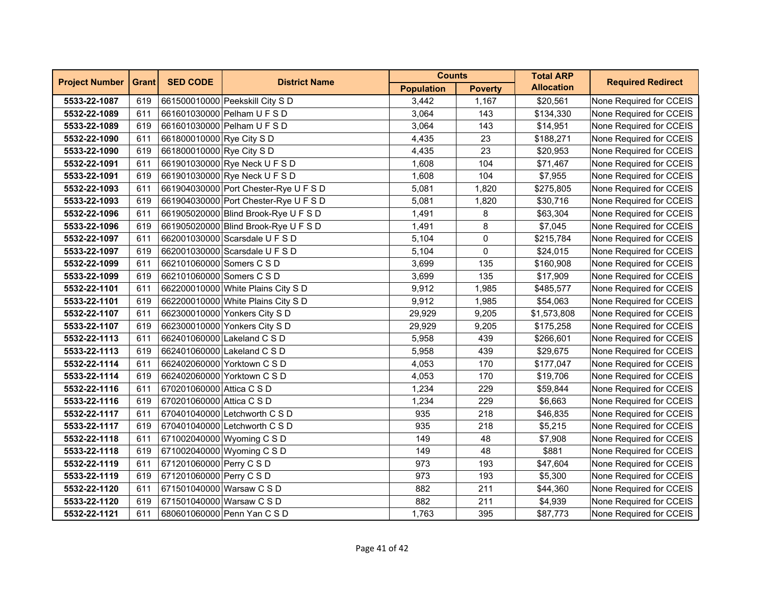| Project Number | Grant | SED CODE | District Name | Counts | | Total ARP Allocation | Required Redirect |
|---|---|---|---|---|---|---|---|
| | | | | Population | Poverty | | |
| **5533-22-1087** | 619 | 661500010000 | Peekskill City S D | 3,442 | 1,167 | $20,561 | None Required for CCEIS |
| **5532-22-1089** | 611 | 661601030000 | Pelham U F S D | 3,064 | 143 | $134,330 | None Required for CCEIS |
| **5533-22-1089** | 619 | 661601030000 | Pelham U F S D | 3,064 | 143 | $14,951 | None Required for CCEIS |
| **5532-22-1090** | 611 | 661800010000 | Rye City S D | 4,435 | 23 | $188,271 | None Required for CCEIS |
| **5533-22-1090** | 619 | 661800010000 | Rye City S D | 4,435 | 23 | $20,953 | None Required for CCEIS |
| **5532-22-1091** | 611 | 661901030000 | Rye Neck U F S D | 1,608 | 104 | $71,467 | None Required for CCEIS |
| **5533-22-1091** | 619 | 661901030000 | Rye Neck U F S D | 1,608 | 104 | $7,955 | None Required for CCEIS |
| **5532-22-1093** | 611 | 661904030000 | Port Chester-Rye U F S D | 5,081 | 1,820 | $275,805 | None Required for CCEIS |
| **5533-22-1093** | 619 | 661904030000 | Port Chester-Rye U F S D | 5,081 | 1,820 | $30,716 | None Required for CCEIS |
| **5532-22-1096** | 611 | 661905020000 | Blind Brook-Rye U F S D | 1,491 | 8 | $63,304 | None Required for CCEIS |
| **5533-22-1096** | 619 | 661905020000 | Blind Brook-Rye U F S D | 1,491 | 8 | $7,045 | None Required for CCEIS |
| **5532-22-1097** | 611 | 662001030000 | Scarsdale U F S D | 5,104 | 0 | $215,784 | None Required for CCEIS |
| **5533-22-1097** | 619 | 662001030000 | Scarsdale U F S D | 5,104 | 0 | $24,015 | None Required for CCEIS |
| **5532-22-1099** | 611 | 662101060000 | Somers C S D | 3,699 | 135 | $160,908 | None Required for CCEIS |
| **5533-22-1099** | 619 | 662101060000 | Somers C S D | 3,699 | 135 | $17,909 | None Required for CCEIS |
| **5532-22-1101** | 611 | 662200010000 | White Plains City S D | 9,912 | 1,985 | $485,577 | None Required for CCEIS |
| **5533-22-1101** | 619 | 662200010000 | White Plains City S D | 9,912 | 1,985 | $54,063 | None Required for CCEIS |
| **5532-22-1107** | 611 | 662300010000 | Yonkers City S D | 29,929 | 9,205 | $1,573,808 | None Required for CCEIS |
| **5533-22-1107** | 619 | 662300010000 | Yonkers City S D | 29,929 | 9,205 | $175,258 | None Required for CCEIS |
| **5532-22-1113** | 611 | 662401060000 | Lakeland C S D | 5,958 | 439 | $266,601 | None Required for CCEIS |
| **5533-22-1113** | 619 | 662401060000 | Lakeland C S D | 5,958 | 439 | $29,675 | None Required for CCEIS |
| **5532-22-1114** | 611 | 662402060000 | Yorktown C S D | 4,053 | 170 | $177,047 | None Required for CCEIS |
| **5533-22-1114** | 619 | 662402060000 | Yorktown C S D | 4,053 | 170 | $19,706 | None Required for CCEIS |
| **5532-22-1116** | 611 | 670201060000 | Attica C S D | 1,234 | 229 | $59,844 | None Required for CCEIS |
| **5533-22-1116** | 619 | 670201060000 | Attica C S D | 1,234 | 229 | $6,663 | None Required for CCEIS |
| **5532-22-1117** | 611 | 670401040000 | Letchworth C S D | 935 | 218 | $46,835 | None Required for CCEIS |
| **5533-22-1117** | 619 | 670401040000 | Letchworth C S D | 935 | 218 | $5,215 | None Required for CCEIS |
| **5532-22-1118** | 611 | 671002040000 | Wyoming C S D | 149 | 48 | $7,908 | None Required for CCEIS |
| **5533-22-1118** | 619 | 671002040000 | Wyoming C S D | 149 | 48 | $881 | None Required for CCEIS |
| **5532-22-1119** | 611 | 671201060000 | Perry C S D | 973 | 193 | $47,604 | None Required for CCEIS |
| **5533-22-1119** | 619 | 671201060000 | Perry C S D | 973 | 193 | $5,300 | None Required for CCEIS |
| **5532-22-1120** | 611 | 671501040000 | Warsaw C S D | 882 | 211 | $44,360 | None Required for CCEIS |
| **5533-22-1120** | 619 | 671501040000 | Warsaw C S D | 882 | 211 | $4,939 | None Required for CCEIS |
| **5532-22-1121** | 611 | 680601060000 | Penn Yan C S D | 1,763 | 395 | $87,773 | None Required for CCEIS |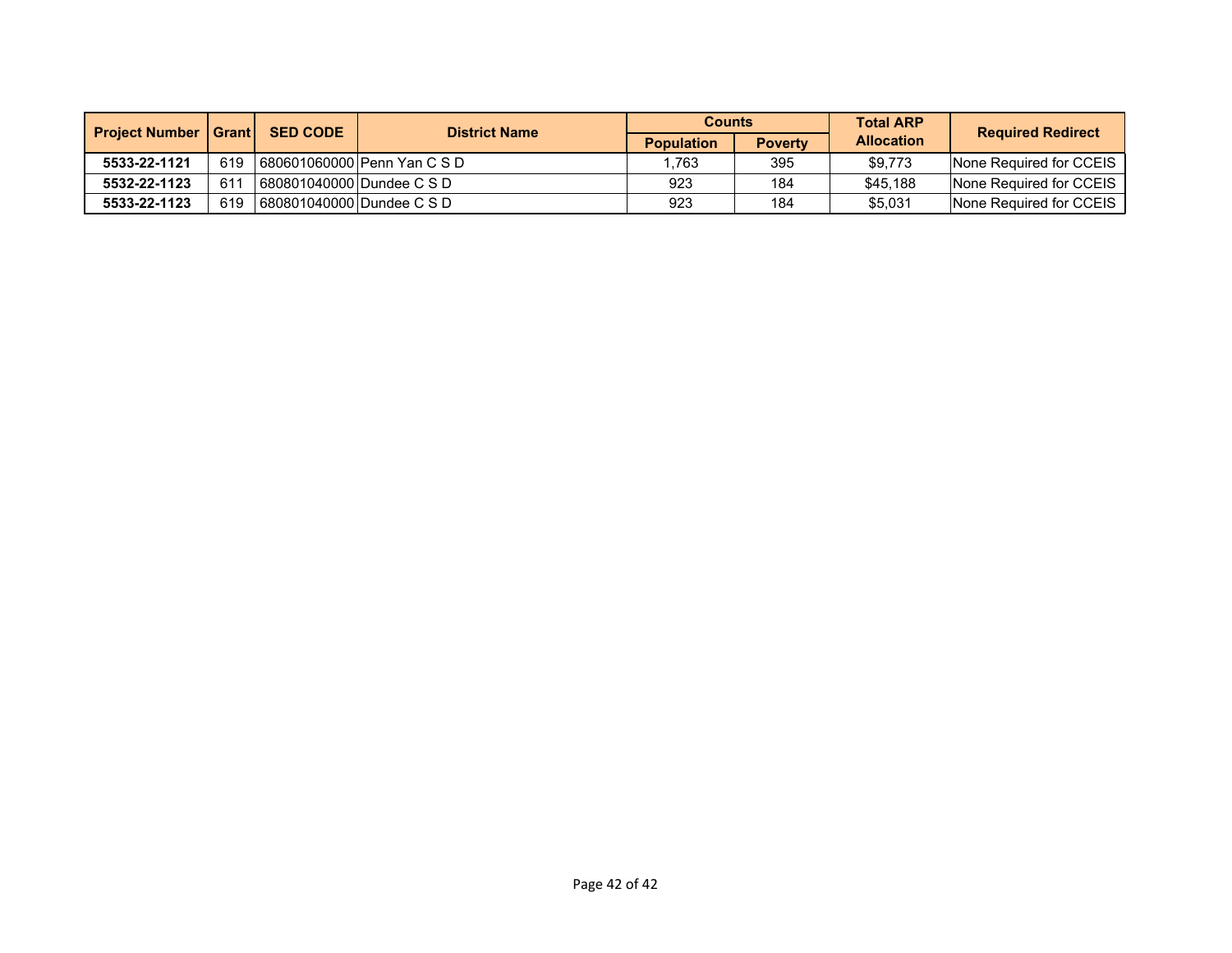| Project Number | Grant | SED CODE | District Name | Counts | | Total ARP Allocation | Required Redirect |
|---|---|---|---|---|---|---|---|
| | | | | Population | Poverty | | |
| **5533-22-1121** | 619 | 680601060000 | Penn Yan C S D | 1,763 | 395 | $9,773 | None Required for CCEIS |
| **5532-22-1123** | 611 | 680801040000 | Dundee C S D | 923 | 184 | $45,188 | None Required for CCEIS |
| **5533-22-1123** | 619 | 680801040000 | Dundee C S D | 923 | 184 | $5,031 | None Required for CCEIS |